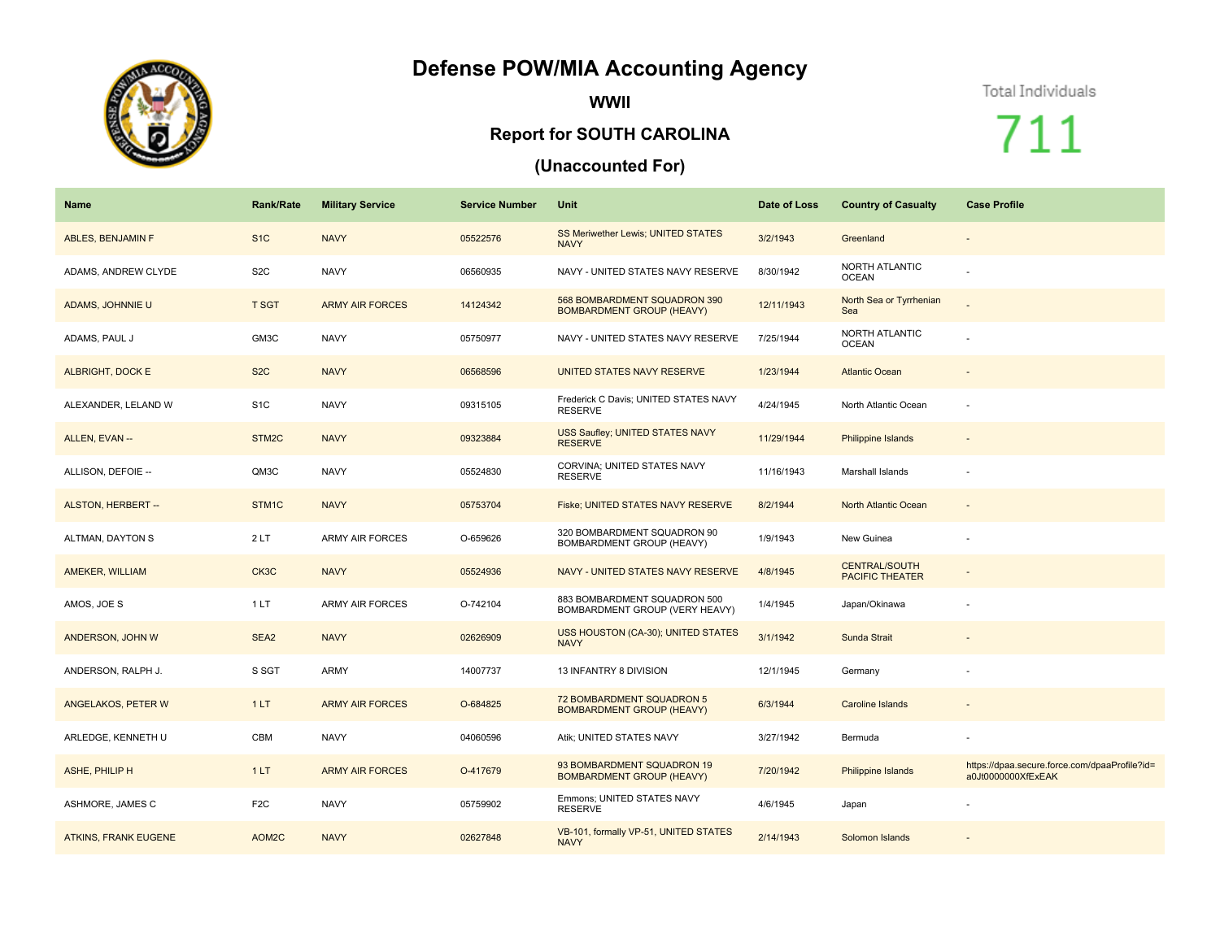# Defense POW/MIA Accounting Agency

## WWII

### Report for SOUTH CAROLINA

### (Unaccounted For)

Total Individuals

711

| Name | Rank/Rate | Military Service | Service Number | Unit | Date of Loss | Country of Casualty | Case Profile |
|---|---|---|---|---|---|---|---|
| ABLES, BENJAMIN F | S1C | NAVY | 05522576 | SS Meriwether Lewis; UNITED STATES NAVY | 3/2/1943 | Greenland | - |
| ADAMS, ANDREW CLYDE | S2C | NAVY | 06560935 | NAVY - UNITED STATES NAVY RESERVE | 8/30/1942 | NORTH ATLANTIC OCEAN | - |
| ADAMS, JOHNNIE U | T SGT | ARMY AIR FORCES | 14124342 | 568 BOMBARDMENT SQUADRON 390 BOMBARDMENT GROUP (HEAVY) | 12/11/1943 | North Sea or Tyrrhenian Sea | - |
| ADAMS, PAUL J | GM3C | NAVY | 05750977 | NAVY - UNITED STATES NAVY RESERVE | 7/25/1944 | NORTH ATLANTIC OCEAN | - |
| ALBRIGHT, DOCK E | S2C | NAVY | 06568596 | UNITED STATES NAVY RESERVE | 1/23/1944 | Atlantic Ocean | - |
| ALEXANDER, LELAND W | S1C | NAVY | 09315105 | Frederick C Davis; UNITED STATES NAVY RESERVE | 4/24/1945 | North Atlantic Ocean | - |
| ALLEN, EVAN -- | STM2C | NAVY | 09323884 | USS Saufley; UNITED STATES NAVY RESERVE | 11/29/1944 | Philippine Islands | - |
| ALLISON, DEFOIE -- | QM3C | NAVY | 05524830 | CORVINA; UNITED STATES NAVY RESERVE | 11/16/1943 | Marshall Islands | - |
| ALSTON, HERBERT -- | STM1C | NAVY | 05753704 | Fiske; UNITED STATES NAVY RESERVE | 8/2/1944 | North Atlantic Ocean | - |
| ALTMAN, DAYTON S | 2 LT | ARMY AIR FORCES | O-659626 | 320 BOMBARDMENT SQUADRON 90 BOMBARDMENT GROUP (HEAVY) | 1/9/1943 | New Guinea | - |
| AMEKER, WILLIAM | CK3C | NAVY | 05524936 | NAVY - UNITED STATES NAVY RESERVE | 4/8/1945 | CENTRAL/SOUTH PACIFIC THEATER | - |
| AMOS, JOE S | 1 LT | ARMY AIR FORCES | O-742104 | 883 BOMBARDMENT SQUADRON 500 BOMBARDMENT GROUP (VERY HEAVY) | 1/4/1945 | Japan/Okinawa | - |
| ANDERSON, JOHN W | SEA2 | NAVY | 02626909 | USS HOUSTON (CA-30); UNITED STATES NAVY | 3/1/1942 | Sunda Strait | - |
| ANDERSON, RALPH J. | S SGT | ARMY | 14007737 | 13 INFANTRY 8 DIVISION | 12/1/1945 | Germany | - |
| ANGELAKOS, PETER W | 1 LT | ARMY AIR FORCES | O-684825 | 72 BOMBARDMENT SQUADRON 5 BOMBARDMENT GROUP (HEAVY) | 6/3/1944 | Caroline Islands | - |
| ARLEDGE, KENNETH U | CBM | NAVY | 04060596 | Atik; UNITED STATES NAVY | 3/27/1942 | Bermuda | - |
| ASHE, PHILIP H | 1 LT | ARMY AIR FORCES | O-417679 | 93 BOMBARDMENT SQUADRON 19 BOMBARDMENT GROUP (HEAVY) | 7/20/1942 | Philippine Islands | https://dpaa.secure.force.com/dpaaProfile?id=a0Jt0000000XfExEAK |
| ASHMORE, JAMES C | F2C | NAVY | 05759902 | Emmons; UNITED STATES NAVY RESERVE | 4/6/1945 | Japan | - |
| ATKINS, FRANK EUGENE | AOM2C | NAVY | 02627848 | VB-101, formally VP-51, UNITED STATES NAVY | 2/14/1943 | Solomon Islands | - |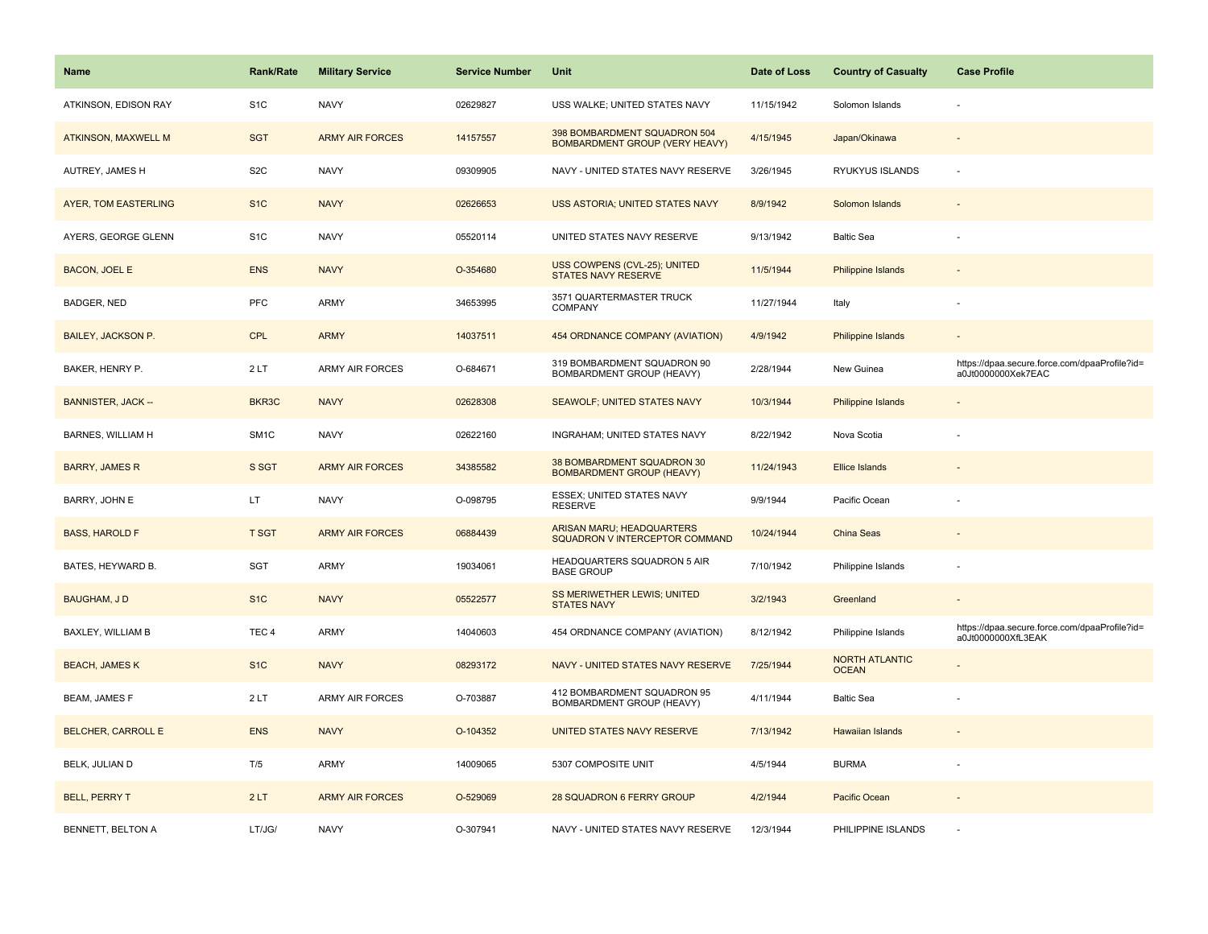| Name | Rank/Rate | Military Service | Service Number | Unit | Date of Loss | Country of Casualty | Case Profile |
|---|---|---|---|---|---|---|---|
| ATKINSON, EDISON RAY | S1C | NAVY | 02629827 | USS WALKE; UNITED STATES NAVY | 11/15/1942 | Solomon Islands | - |
| ATKINSON, MAXWELL M | SGT | ARMY AIR FORCES | 14157557 | 398 BOMBARDMENT SQUADRON 504 BOMBARDMENT GROUP (VERY HEAVY) | 4/15/1945 | Japan/Okinawa | - |
| AUTREY, JAMES H | S2C | NAVY | 09309905 | NAVY - UNITED STATES NAVY RESERVE | 3/26/1945 | RYUKYUS ISLANDS | - |
| AYER, TOM EASTERLING | S1C | NAVY | 02626653 | USS ASTORIA; UNITED STATES NAVY | 8/9/1942 | Solomon Islands | - |
| AYERS, GEORGE GLENN | S1C | NAVY | 05520114 | UNITED STATES NAVY RESERVE | 9/13/1942 | Baltic Sea | - |
| BACON, JOEL E | ENS | NAVY | O-354680 | USS COWPENS (CVL-25); UNITED STATES NAVY RESERVE | 11/5/1944 | Philippine Islands | - |
| BADGER, NED | PFC | ARMY | 34653995 | 3571 QUARTERMASTER TRUCK COMPANY | 11/27/1944 | Italy | - |
| BAILEY, JACKSON P. | CPL | ARMY | 14037511 | 454 ORDNANCE COMPANY (AVIATION) | 4/9/1942 | Philippine Islands | - |
| BAKER, HENRY P. | 2 LT | ARMY AIR FORCES | O-684671 | 319 BOMBARDMENT SQUADRON 90 BOMBARDMENT GROUP (HEAVY) | 2/28/1944 | New Guinea | https://dpaa.secure.force.com/dpaaProfile?id=a0Jt0000000Xek7EAC |
| BANNISTER, JACK -- | BKR3C | NAVY | 02628308 | SEAWOLF; UNITED STATES NAVY | 10/3/1944 | Philippine Islands | - |
| BARNES, WILLIAM H | SM1C | NAVY | 02622160 | INGRAHAM; UNITED STATES NAVY | 8/22/1942 | Nova Scotia | - |
| BARRY, JAMES R | S SGT | ARMY AIR FORCES | 34385582 | 38 BOMBARDMENT SQUADRON 30 BOMBARDMENT GROUP (HEAVY) | 11/24/1943 | Ellice Islands | - |
| BARRY, JOHN E | LT | NAVY | O-098795 | ESSEX; UNITED STATES NAVY RESERVE | 9/9/1944 | Pacific Ocean | - |
| BASS, HAROLD F | T SGT | ARMY AIR FORCES | 06884439 | ARISAN MARU; HEADQUARTERS SQUADRON V INTERCEPTOR COMMAND | 10/24/1944 | China Seas | - |
| BATES, HEYWARD B. | SGT | ARMY | 19034061 | HEADQUARTERS SQUADRON 5 AIR BASE GROUP | 7/10/1942 | Philippine Islands | - |
| BAUGHAM, J D | S1C | NAVY | 05522577 | SS MERIWETHER LEWIS; UNITED STATES NAVY | 3/2/1943 | Greenland | - |
| BAXLEY, WILLIAM B | TEC 4 | ARMY | 14040603 | 454 ORDNANCE COMPANY (AVIATION) | 8/12/1942 | Philippine Islands | https://dpaa.secure.force.com/dpaaProfile?id=a0Jt0000000XfL3EAK |
| BEACH, JAMES K | S1C | NAVY | 08293172 | NAVY - UNITED STATES NAVY RESERVE | 7/25/1944 | NORTH ATLANTIC OCEAN | - |
| BEAM, JAMES F | 2 LT | ARMY AIR FORCES | O-703887 | 412 BOMBARDMENT SQUADRON 95 BOMBARDMENT GROUP (HEAVY) | 4/11/1944 | Baltic Sea | - |
| BELCHER, CARROLL E | ENS | NAVY | O-104352 | UNITED STATES NAVY RESERVE | 7/13/1942 | Hawaiian Islands | - |
| BELK, JULIAN D | T/5 | ARMY | 14009065 | 5307 COMPOSITE UNIT | 4/5/1944 | BURMA | - |
| BELL, PERRY T | 2 LT | ARMY AIR FORCES | O-529069 | 28 SQUADRON 6 FERRY GROUP | 4/2/1944 | Pacific Ocean | - |
| BENNETT, BELTON A | LT/JG/ | NAVY | O-307941 | NAVY - UNITED STATES NAVY RESERVE | 12/3/1944 | PHILIPPINE ISLANDS | - |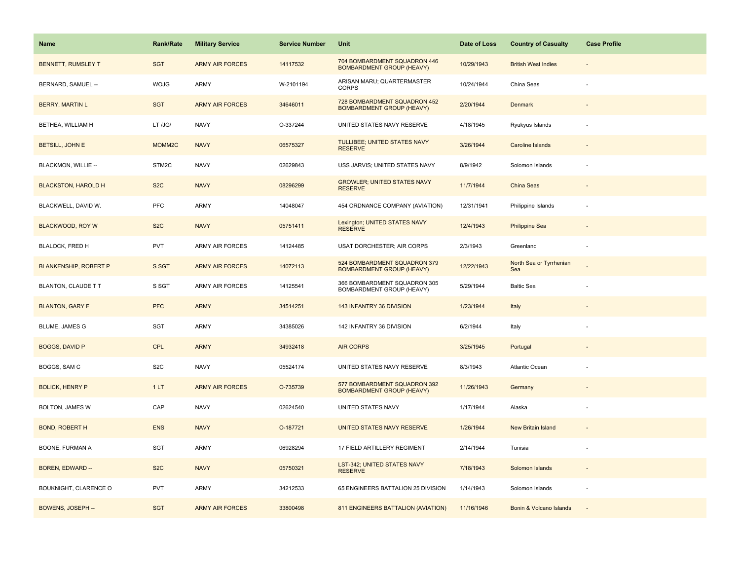| Name | Rank/Rate | Military Service | Service Number | Unit | Date of Loss | Country of Casualty | Case Profile |
|---|---|---|---|---|---|---|---|
| BENNETT, RUMSLEY T | SGT | ARMY AIR FORCES | 14117532 | 704 BOMBARDMENT SQUADRON 446 BOMBARDMENT GROUP (HEAVY) | 10/29/1943 | British West Indies | - |
| BERNARD, SAMUEL -- | WOJG | ARMY | W-2101194 | ARISAN MARU; QUARTERMASTER CORPS | 10/24/1944 | China Seas | - |
| BERRY, MARTIN L | SGT | ARMY AIR FORCES | 34646011 | 728 BOMBARDMENT SQUADRON 452 BOMBARDMENT GROUP (HEAVY) | 2/20/1944 | Denmark | - |
| BETHEA, WILLIAM H | LT /JG/ | NAVY | O-337244 | UNITED STATES NAVY RESERVE | 4/18/1945 | Ryukyus Islands | - |
| BETSILL, JOHN E | MOMM2C | NAVY | 06575327 | TULLIBEE; UNITED STATES NAVY RESERVE | 3/26/1944 | Caroline Islands | - |
| BLACKMON, WILLIE -- | STM2C | NAVY | 02629843 | USS JARVIS; UNITED STATES NAVY | 8/9/1942 | Solomon Islands | - |
| BLACKSTON, HAROLD H | S2C | NAVY | 08296299 | GROWLER; UNITED STATES NAVY RESERVE | 11/7/1944 | China Seas | - |
| BLACKWELL, DAVID W. | PFC | ARMY | 14048047 | 454 ORDNANCE COMPANY (AVIATION) | 12/31/1941 | Philippine Islands | - |
| BLACKWOOD, ROY W | S2C | NAVY | 05751411 | Lexington; UNITED STATES NAVY RESERVE | 12/4/1943 | Philippine Sea | - |
| BLALOCK, FRED H | PVT | ARMY AIR FORCES | 14124485 | USAT DORCHESTER; AIR CORPS | 2/3/1943 | Greenland | - |
| BLANKENSHIP, ROBERT P | S SGT | ARMY AIR FORCES | 14072113 | 524 BOMBARDMENT SQUADRON 379 BOMBARDMENT GROUP (HEAVY) | 12/22/1943 | North Sea or Tyrrhenian Sea | - |
| BLANTON, CLAUDE T T | S SGT | ARMY AIR FORCES | 14125541 | 366 BOMBARDMENT SQUADRON 305 BOMBARDMENT GROUP (HEAVY) | 5/29/1944 | Baltic Sea | - |
| BLANTON, GARY F | PFC | ARMY | 34514251 | 143 INFANTRY 36 DIVISION | 1/23/1944 | Italy | - |
| BLUME, JAMES G | SGT | ARMY | 34385026 | 142 INFANTRY 36 DIVISION | 6/2/1944 | Italy | - |
| BOGGS, DAVID P | CPL | ARMY | 34932418 | AIR CORPS | 3/25/1945 | Portugal | - |
| BOGGS, SAM C | S2C | NAVY | 05524174 | UNITED STATES NAVY RESERVE | 8/3/1943 | Atlantic Ocean | - |
| BOLICK, HENRY P | 1 LT | ARMY AIR FORCES | O-735739 | 577 BOMBARDMENT SQUADRON 392 BOMBARDMENT GROUP (HEAVY) | 11/26/1943 | Germany | - |
| BOLTON, JAMES W | CAP | NAVY | 02624540 | UNITED STATES NAVY | 1/17/1944 | Alaska | - |
| BOND, ROBERT H | ENS | NAVY | O-187721 | UNITED STATES NAVY RESERVE | 1/26/1944 | New Britain Island | - |
| BOONE, FURMAN A | SGT | ARMY | 06928294 | 17 FIELD ARTILLERY REGIMENT | 2/14/1944 | Tunisia | - |
| BOREN, EDWARD -- | S2C | NAVY | 05750321 | LST-342; UNITED STATES NAVY RESERVE | 7/18/1943 | Solomon Islands | - |
| BOUKNIGHT, CLARENCE O | PVT | ARMY | 34212533 | 65 ENGINEERS BATTALION 25 DIVISION | 1/14/1943 | Solomon Islands | - |
| BOWENS, JOSEPH -- | SGT | ARMY AIR FORCES | 33800498 | 811 ENGINEERS BATTALION (AVIATION) | 11/16/1946 | Bonin & Volcano Islands | - |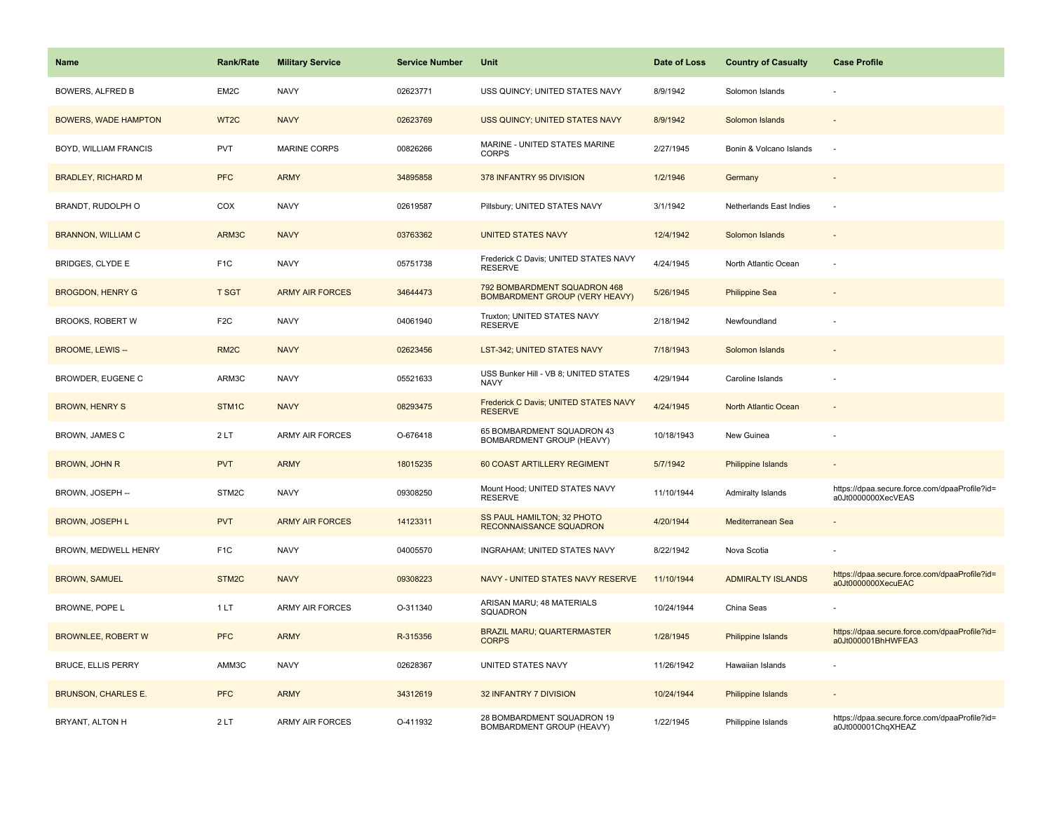| Name | Rank/Rate | Military Service | Service Number | Unit | Date of Loss | Country of Casualty | Case Profile |
|---|---|---|---|---|---|---|---|
| BOWERS, ALFRED B | EM2C | NAVY | 02623771 | USS QUINCY; UNITED STATES NAVY | 8/9/1942 | Solomon Islands | - |
| BOWERS, WADE HAMPTON | WT2C | NAVY | 02623769 | USS QUINCY; UNITED STATES NAVY | 8/9/1942 | Solomon Islands | - |
| BOYD, WILLIAM FRANCIS | PVT | MARINE CORPS | 00826266 | MARINE - UNITED STATES MARINE CORPS | 2/27/1945 | Bonin & Volcano Islands | - |
| BRADLEY, RICHARD M | PFC | ARMY | 34895858 | 378 INFANTRY 95 DIVISION | 1/2/1946 | Germany | - |
| BRANDT, RUDOLPH O | COX | NAVY | 02619587 | Pillsbury; UNITED STATES NAVY | 3/1/1942 | Netherlands East Indies | - |
| BRANNON, WILLIAM C | ARM3C | NAVY | 03763362 | UNITED STATES NAVY | 12/4/1942 | Solomon Islands | - |
| BRIDGES, CLYDE E | F1C | NAVY | 05751738 | Frederick C Davis; UNITED STATES NAVY RESERVE | 4/24/1945 | North Atlantic Ocean | - |
| BROGDON, HENRY G | T SGT | ARMY AIR FORCES | 34644473 | 792 BOMBARDMENT SQUADRON 468 BOMBARDMENT GROUP (VERY HEAVY) | 5/26/1945 | Philippine Sea | - |
| BROOKS, ROBERT W | F2C | NAVY | 04061940 | Truxton; UNITED STATES NAVY RESERVE | 2/18/1942 | Newfoundland | - |
| BROOME, LEWIS -- | RM2C | NAVY | 02623456 | LST-342; UNITED STATES NAVY | 7/18/1943 | Solomon Islands | - |
| BROWDER, EUGENE C | ARM3C | NAVY | 05521633 | USS Bunker Hill - VB 8; UNITED STATES NAVY | 4/29/1944 | Caroline Islands | - |
| BROWN, HENRY S | STM1C | NAVY | 08293475 | Frederick C Davis; UNITED STATES NAVY RESERVE | 4/24/1945 | North Atlantic Ocean | - |
| BROWN, JAMES C | 2 LT | ARMY AIR FORCES | O-676418 | 65 BOMBARDMENT SQUADRON 43 BOMBARDMENT GROUP (HEAVY) | 10/18/1943 | New Guinea | - |
| BROWN, JOHN R | PVT | ARMY | 18015235 | 60 COAST ARTILLERY REGIMENT | 5/7/1942 | Philippine Islands | - |
| BROWN, JOSEPH -- | STM2C | NAVY | 09308250 | Mount Hood; UNITED STATES NAVY RESERVE | 11/10/1944 | Admiralty Islands | https://dpaa.secure.force.com/dpaaProfile?id=a0Jt0000000XecVEAS |
| BROWN, JOSEPH L | PVT | ARMY AIR FORCES | 14123311 | SS PAUL HAMILTON; 32 PHOTO RECONNAISSANCE SQUADRON | 4/20/1944 | Mediterranean Sea | - |
| BROWN, MEDWELL HENRY | F1C | NAVY | 04005570 | INGRAHAM; UNITED STATES NAVY | 8/22/1942 | Nova Scotia | - |
| BROWN, SAMUEL | STM2C | NAVY | 09308223 | NAVY - UNITED STATES NAVY RESERVE | 11/10/1944 | ADMIRALTY ISLANDS | https://dpaa.secure.force.com/dpaaProfile?id=a0Jt0000000XecuEAC |
| BROWNE, POPE L | 1 LT | ARMY AIR FORCES | O-311340 | ARISAN MARU; 48 MATERIALS SQUADRON | 10/24/1944 | China Seas | - |
| BROWNLEE, ROBERT W | PFC | ARMY | R-315356 | BRAZIL MARU; QUARTERMASTER CORPS | 1/28/1945 | Philippine Islands | https://dpaa.secure.force.com/dpaaProfile?id=a0Jt000001BhHWFEA3 |
| BRUCE, ELLIS PERRY | AMM3C | NAVY | 02628367 | UNITED STATES NAVY | 11/26/1942 | Hawaiian Islands | - |
| BRUNSON, CHARLES E. | PFC | ARMY | 34312619 | 32 INFANTRY 7 DIVISION | 10/24/1944 | Philippine Islands | - |
| BRYANT, ALTON H | 2 LT | ARMY AIR FORCES | O-411932 | 28 BOMBARDMENT SQUADRON 19 BOMBARDMENT GROUP (HEAVY) | 1/22/1945 | Philippine Islands | https://dpaa.secure.force.com/dpaaProfile?id=a0Jt000001ChqXHEAZ |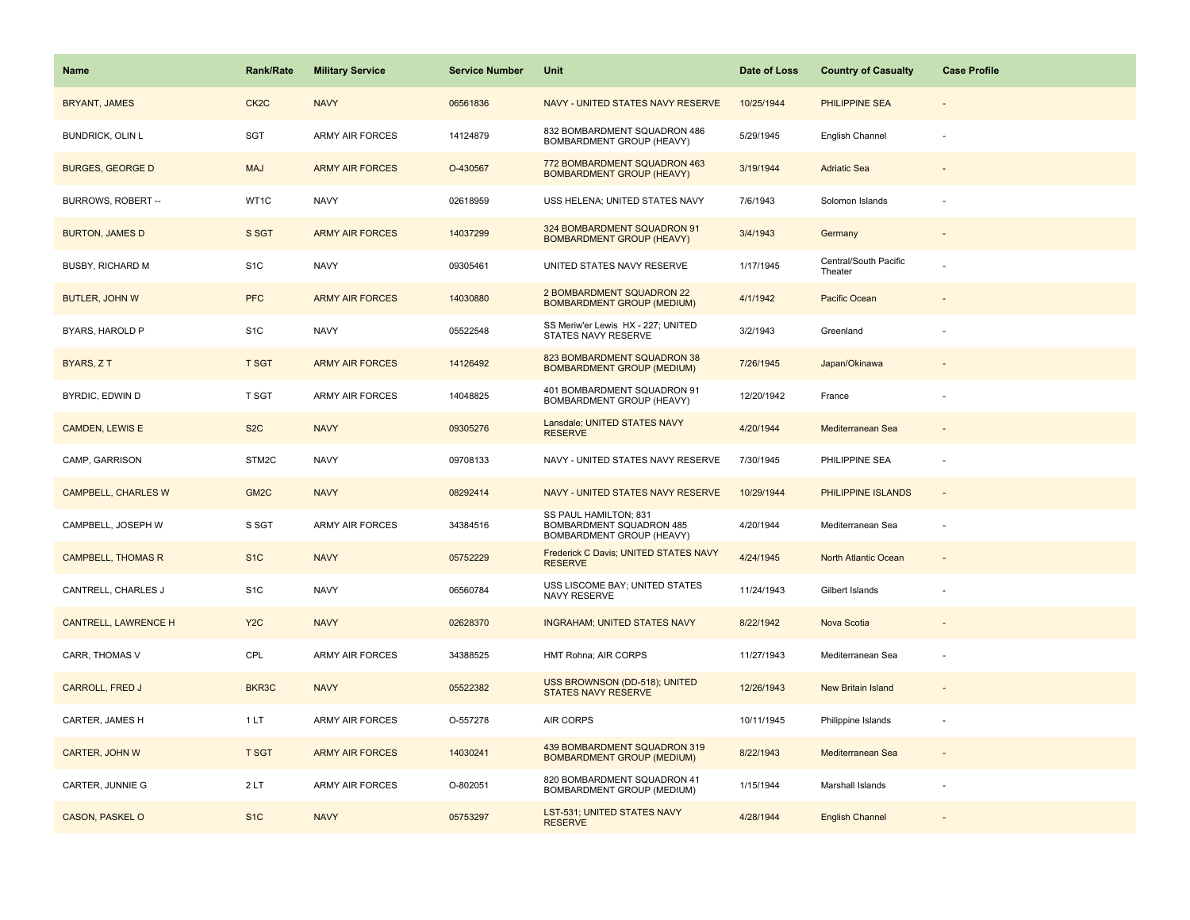| Name | Rank/Rate | Military Service | Service Number | Unit | Date of Loss | Country of Casualty | Case Profile |
|---|---|---|---|---|---|---|---|
| BRYANT, JAMES | CK2C | NAVY | 06561836 | NAVY - UNITED STATES NAVY RESERVE | 10/25/1944 | PHILIPPINE SEA | - |
| BUNDRICK, OLIN L | SGT | ARMY AIR FORCES | 14124879 | 832 BOMBARDMENT SQUADRON 486 BOMBARDMENT GROUP (HEAVY) | 5/29/1945 | English Channel | - |
| BURGES, GEORGE D | MAJ | ARMY AIR FORCES | O-430567 | 772 BOMBARDMENT SQUADRON 463 BOMBARDMENT GROUP (HEAVY) | 3/19/1944 | Adriatic Sea | - |
| BURROWS, ROBERT -- | WT1C | NAVY | 02618959 | USS HELENA; UNITED STATES NAVY | 7/6/1943 | Solomon Islands | - |
| BURTON, JAMES D | S SGT | ARMY AIR FORCES | 14037299 | 324 BOMBARDMENT SQUADRON 91 BOMBARDMENT GROUP (HEAVY) | 3/4/1943 | Germany | - |
| BUSBY, RICHARD M | S1C | NAVY | 09305461 | UNITED STATES NAVY RESERVE | 1/17/1945 | Central/South Pacific Theater | - |
| BUTLER, JOHN W | PFC | ARMY AIR FORCES | 14030880 | 2 BOMBARDMENT SQUADRON 22 BOMBARDMENT GROUP (MEDIUM) | 4/1/1942 | Pacific Ocean | - |
| BYARS, HAROLD P | S1C | NAVY | 05522548 | SS Meriw'er Lewis HX - 227; UNITED STATES NAVY RESERVE | 3/2/1943 | Greenland | - |
| BYARS, Z T | T SGT | ARMY AIR FORCES | 14126492 | 823 BOMBARDMENT SQUADRON 38 BOMBARDMENT GROUP (MEDIUM) | 7/26/1945 | Japan/Okinawa | - |
| BYRDIC, EDWIN D | T SGT | ARMY AIR FORCES | 14048825 | 401 BOMBARDMENT SQUADRON 91 BOMBARDMENT GROUP (HEAVY) | 12/20/1942 | France | - |
| CAMDEN, LEWIS E | S2C | NAVY | 09305276 | Lansdale; UNITED STATES NAVY RESERVE | 4/20/1944 | Mediterranean Sea | - |
| CAMP, GARRISON | STM2C | NAVY | 09708133 | NAVY - UNITED STATES NAVY RESERVE | 7/30/1945 | PHILIPPINE SEA | - |
| CAMPBELL, CHARLES W | GM2C | NAVY | 08292414 | NAVY - UNITED STATES NAVY RESERVE | 10/29/1944 | PHILIPPINE ISLANDS | - |
| CAMPBELL, JOSEPH W | S SGT | ARMY AIR FORCES | 34384516 | SS PAUL HAMILTON; 831 BOMBARDMENT SQUADRON 485 BOMBARDMENT GROUP (HEAVY) | 4/20/1944 | Mediterranean Sea | - |
| CAMPBELL, THOMAS R | S1C | NAVY | 05752229 | Frederick C Davis; UNITED STATES NAVY RESERVE | 4/24/1945 | North Atlantic Ocean | - |
| CANTRELL, CHARLES J | S1C | NAVY | 06560784 | USS LISCOME BAY; UNITED STATES NAVY RESERVE | 11/24/1943 | Gilbert Islands | - |
| CANTRELL, LAWRENCE H | Y2C | NAVY | 02628370 | INGRAHAM; UNITED STATES NAVY | 8/22/1942 | Nova Scotia | - |
| CARR, THOMAS V | CPL | ARMY AIR FORCES | 34388525 | HMT Rohna; AIR CORPS | 11/27/1943 | Mediterranean Sea | - |
| CARROLL, FRED J | BKR3C | NAVY | 05522382 | USS BROWNSON (DD-518); UNITED STATES NAVY RESERVE | 12/26/1943 | New Britain Island | - |
| CARTER, JAMES H | 1 LT | ARMY AIR FORCES | O-557278 | AIR CORPS | 10/11/1945 | Philippine Islands | - |
| CARTER, JOHN W | T SGT | ARMY AIR FORCES | 14030241 | 439 BOMBARDMENT SQUADRON 319 BOMBARDMENT GROUP (MEDIUM) | 8/22/1943 | Mediterranean Sea | - |
| CARTER, JUNNIE G | 2 LT | ARMY AIR FORCES | O-802051 | 820 BOMBARDMENT SQUADRON 41 BOMBARDMENT GROUP (MEDIUM) | 1/15/1944 | Marshall Islands | - |
| CASON, PASKEL O | S1C | NAVY | 05753297 | LST-531; UNITED STATES NAVY RESERVE | 4/28/1944 | English Channel | - |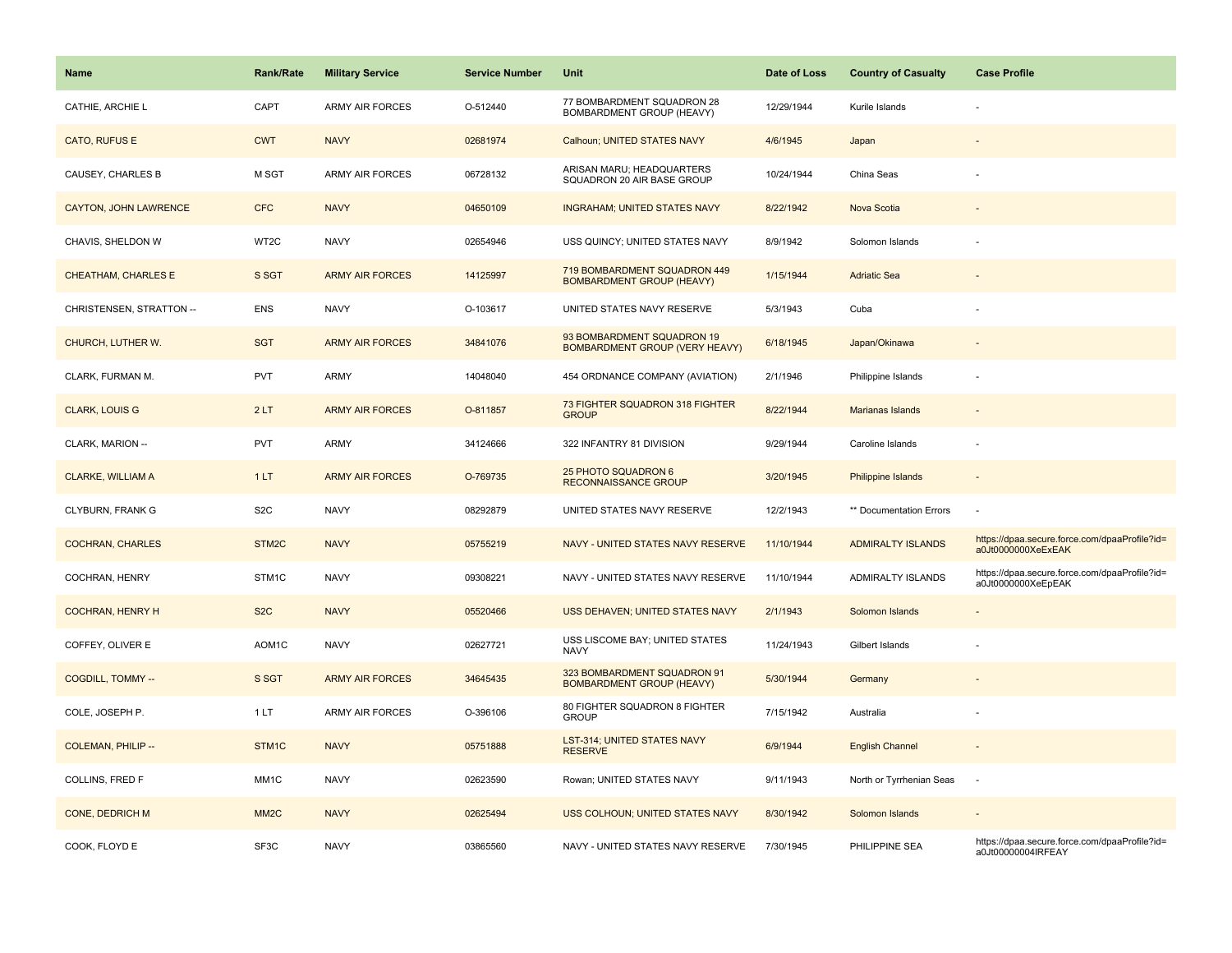| Name | Rank/Rate | Military Service | Service Number | Unit | Date of Loss | Country of Casualty | Case Profile |
|---|---|---|---|---|---|---|---|
| CATHIE, ARCHIE L | CAPT | ARMY AIR FORCES | O-512440 | 77 BOMBARDMENT SQUADRON 28 BOMBARDMENT GROUP (HEAVY) | 12/29/1944 | Kurile Islands | - |
| CATO, RUFUS E | CWT | NAVY | 02681974 | Calhoun; UNITED STATES NAVY | 4/6/1945 | Japan | - |
| CAUSEY, CHARLES B | M SGT | ARMY AIR FORCES | 06728132 | ARISAN MARU; HEADQUARTERS SQUADRON 20 AIR BASE GROUP | 10/24/1944 | China Seas | - |
| CAYTON, JOHN LAWRENCE | CFC | NAVY | 04650109 | INGRAHAM; UNITED STATES NAVY | 8/22/1942 | Nova Scotia | - |
| CHAVIS, SHELDON W | WT2C | NAVY | 02654946 | USS QUINCY; UNITED STATES NAVY | 8/9/1942 | Solomon Islands | - |
| CHEATHAM, CHARLES E | S SGT | ARMY AIR FORCES | 14125997 | 719 BOMBARDMENT SQUADRON 449 BOMBARDMENT GROUP (HEAVY) | 1/15/1944 | Adriatic Sea | - |
| CHRISTENSEN, STRATTON -- | ENS | NAVY | O-103617 | UNITED STATES NAVY RESERVE | 5/3/1943 | Cuba | - |
| CHURCH, LUTHER W. | SGT | ARMY AIR FORCES | 34841076 | 93 BOMBARDMENT SQUADRON 19 BOMBARDMENT GROUP (VERY HEAVY) | 6/18/1945 | Japan/Okinawa | - |
| CLARK, FURMAN M. | PVT | ARMY | 14048040 | 454 ORDNANCE COMPANY (AVIATION) | 2/1/1946 | Philippine Islands | - |
| CLARK, LOUIS G | 2 LT | ARMY AIR FORCES | O-811857 | 73 FIGHTER SQUADRON 318 FIGHTER GROUP | 8/22/1944 | Marianas Islands | - |
| CLARK, MARION -- | PVT | ARMY | 34124666 | 322 INFANTRY 81 DIVISION | 9/29/1944 | Caroline Islands | - |
| CLARKE, WILLIAM A | 1 LT | ARMY AIR FORCES | O-769735 | 25 PHOTO SQUADRON 6 RECONNAISSANCE GROUP | 3/20/1945 | Philippine Islands | - |
| CLYBURN, FRANK G | S2C | NAVY | 08292879 | UNITED STATES NAVY RESERVE | 12/2/1943 | ** Documentation Errors | - |
| COCHRAN, CHARLES | STM2C | NAVY | 05755219 | NAVY - UNITED STATES NAVY RESERVE | 11/10/1944 | ADMIRALTY ISLANDS | https://dpaa.secure.force.com/dpaaProfile?id=a0Jt0000000XeExEAK |
| COCHRAN, HENRY | STM1C | NAVY | 09308221 | NAVY - UNITED STATES NAVY RESERVE | 11/10/1944 | ADMIRALTY ISLANDS | https://dpaa.secure.force.com/dpaaProfile?id=a0Jt0000000XeEpEAK |
| COCHRAN, HENRY H | S2C | NAVY | 05520466 | USS DEHAVEN; UNITED STATES NAVY | 2/1/1943 | Solomon Islands | - |
| COFFEY, OLIVER E | AOM1C | NAVY | 02627721 | USS LISCOME BAY; UNITED STATES NAVY | 11/24/1943 | Gilbert Islands | - |
| COGDILL, TOMMY -- | S SGT | ARMY AIR FORCES | 34645435 | 323 BOMBARDMENT SQUADRON 91 BOMBARDMENT GROUP (HEAVY) | 5/30/1944 | Germany | - |
| COLE, JOSEPH P. | 1 LT | ARMY AIR FORCES | O-396106 | 80 FIGHTER SQUADRON 8 FIGHTER GROUP | 7/15/1942 | Australia | - |
| COLEMAN, PHILIP -- | STM1C | NAVY | 05751888 | LST-314; UNITED STATES NAVY RESERVE | 6/9/1944 | English Channel | - |
| COLLINS, FRED F | MM1C | NAVY | 02623590 | Rowan; UNITED STATES NAVY | 9/11/1943 | North or Tyrrhenian Seas | - |
| CONE, DEDRICH M | MM2C | NAVY | 02625494 | USS COLHOUN; UNITED STATES NAVY | 8/30/1942 | Solomon Islands | - |
| COOK, FLOYD E | SF3C | NAVY | 03865560 | NAVY - UNITED STATES NAVY RESERVE | 7/30/1945 | PHILIPPINE SEA | https://dpaa.secure.force.com/dpaaProfile?id=a0Jt00000004IRFEAY |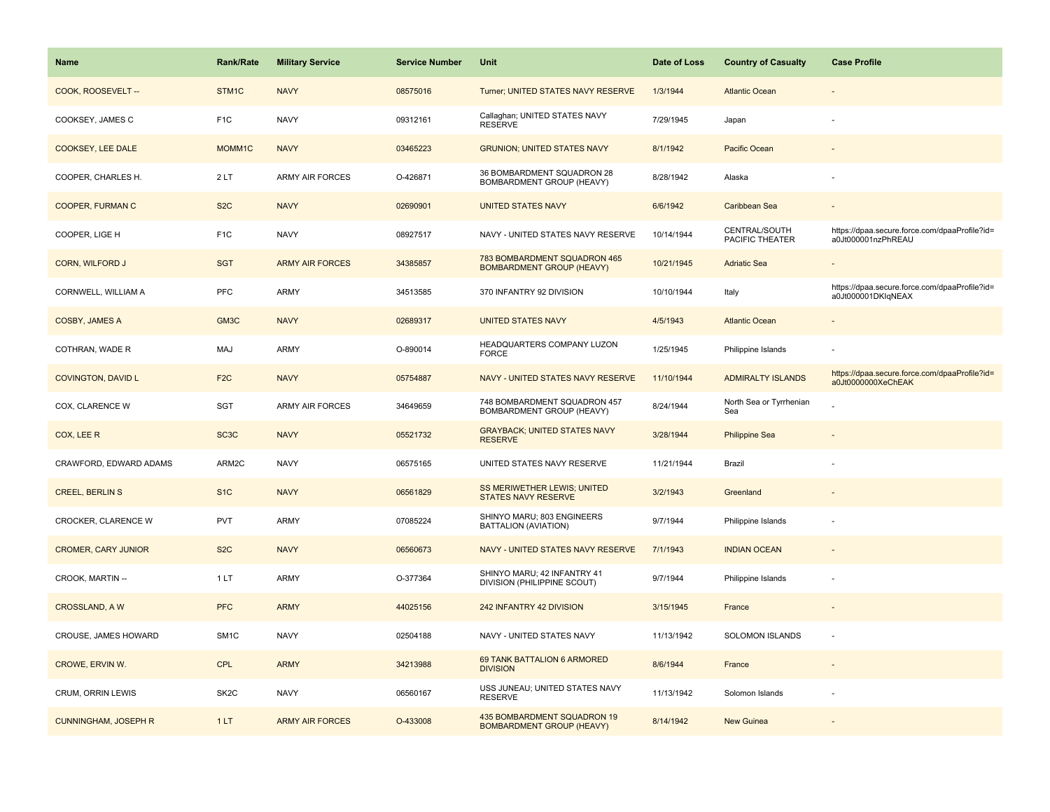| Name | Rank/Rate | Military Service | Service Number | Unit | Date of Loss | Country of Casualty | Case Profile |
|---|---|---|---|---|---|---|---|
| COOK, ROOSEVELT -- | STM1C | NAVY | 08575016 | Turner; UNITED STATES NAVY RESERVE | 1/3/1944 | Atlantic Ocean | - |
| COOKSEY, JAMES C | F1C | NAVY | 09312161 | Callaghan; UNITED STATES NAVY RESERVE | 7/29/1945 | Japan | - |
| COOKSEY, LEE DALE | MOMM1C | NAVY | 03465223 | GRUNION; UNITED STATES NAVY | 8/1/1942 | Pacific Ocean | - |
| COOPER, CHARLES H. | 2 LT | ARMY AIR FORCES | O-426871 | 36 BOMBARDMENT SQUADRON 28 BOMBARDMENT GROUP (HEAVY) | 8/28/1942 | Alaska | - |
| COOPER, FURMAN C | S2C | NAVY | 02690901 | UNITED STATES NAVY | 6/6/1942 | Caribbean Sea | - |
| COOPER, LIGE H | F1C | NAVY | 08927517 | NAVY - UNITED STATES NAVY RESERVE | 10/14/1944 | CENTRAL/SOUTH PACIFIC THEATER | https://dpaa.secure.force.com/dpaaProfile?id=a0Jt000001nzPhREAU |
| CORN, WILFORD J | SGT | ARMY AIR FORCES | 34385857 | 783 BOMBARDMENT SQUADRON 465 BOMBARDMENT GROUP (HEAVY) | 10/21/1945 | Adriatic Sea | - |
| CORNWELL, WILLIAM A | PFC | ARMY | 34513585 | 370 INFANTRY 92 DIVISION | 10/10/1944 | Italy | https://dpaa.secure.force.com/dpaaProfile?id=a0Jt000001DKIqNEAX |
| COSBY, JAMES A | GM3C | NAVY | 02689317 | UNITED STATES NAVY | 4/5/1943 | Atlantic Ocean | - |
| COTHRAN, WADE R | MAJ | ARMY | O-890014 | HEADQUARTERS COMPANY LUZON FORCE | 1/25/1945 | Philippine Islands | - |
| COVINGTON, DAVID L | F2C | NAVY | 05754887 | NAVY - UNITED STATES NAVY RESERVE | 11/10/1944 | ADMIRALTY ISLANDS | https://dpaa.secure.force.com/dpaaProfile?id=a0Jt0000000XeChEAK |
| COX, CLARENCE W | SGT | ARMY AIR FORCES | 34649659 | 748 BOMBARDMENT SQUADRON 457 BOMBARDMENT GROUP (HEAVY) | 8/24/1944 | North Sea or Tyrrhenian Sea | - |
| COX, LEE R | SC3C | NAVY | 05521732 | GRAYBACK; UNITED STATES NAVY RESERVE | 3/28/1944 | Philippine Sea | - |
| CRAWFORD, EDWARD ADAMS | ARM2C | NAVY | 06575165 | UNITED STATES NAVY RESERVE | 11/21/1944 | Brazil | - |
| CREEL, BERLIN S | S1C | NAVY | 06561829 | SS MERIWETHER LEWIS; UNITED STATES NAVY RESERVE | 3/2/1943 | Greenland | - |
| CROCKER, CLARENCE W | PVT | ARMY | 07085224 | SHINYO MARU; 803 ENGINEERS BATTALION (AVIATION) | 9/7/1944 | Philippine Islands | - |
| CROMER, CARY JUNIOR | S2C | NAVY | 06560673 | NAVY - UNITED STATES NAVY RESERVE | 7/1/1943 | INDIAN OCEAN | - |
| CROOK, MARTIN -- | 1 LT | ARMY | O-377364 | SHINYO MARU; 42 INFANTRY 41 DIVISION (PHILIPPINE SCOUT) | 9/7/1944 | Philippine Islands | - |
| CROSSLAND, A W | PFC | ARMY | 44025156 | 242 INFANTRY 42 DIVISION | 3/15/1945 | France | - |
| CROUSE, JAMES HOWARD | SM1C | NAVY | 02504188 | NAVY - UNITED STATES NAVY | 11/13/1942 | SOLOMON ISLANDS | - |
| CROWE, ERVIN W. | CPL | ARMY | 34213988 | 69 TANK BATTALION 6 ARMORED DIVISION | 8/6/1944 | France | - |
| CRUM, ORRIN LEWIS | SK2C | NAVY | 06560167 | USS JUNEAU; UNITED STATES NAVY RESERVE | 11/13/1942 | Solomon Islands | - |
| CUNNINGHAM, JOSEPH R | 1 LT | ARMY AIR FORCES | O-433008 | 435 BOMBARDMENT SQUADRON 19 BOMBARDMENT GROUP (HEAVY) | 8/14/1942 | New Guinea | - |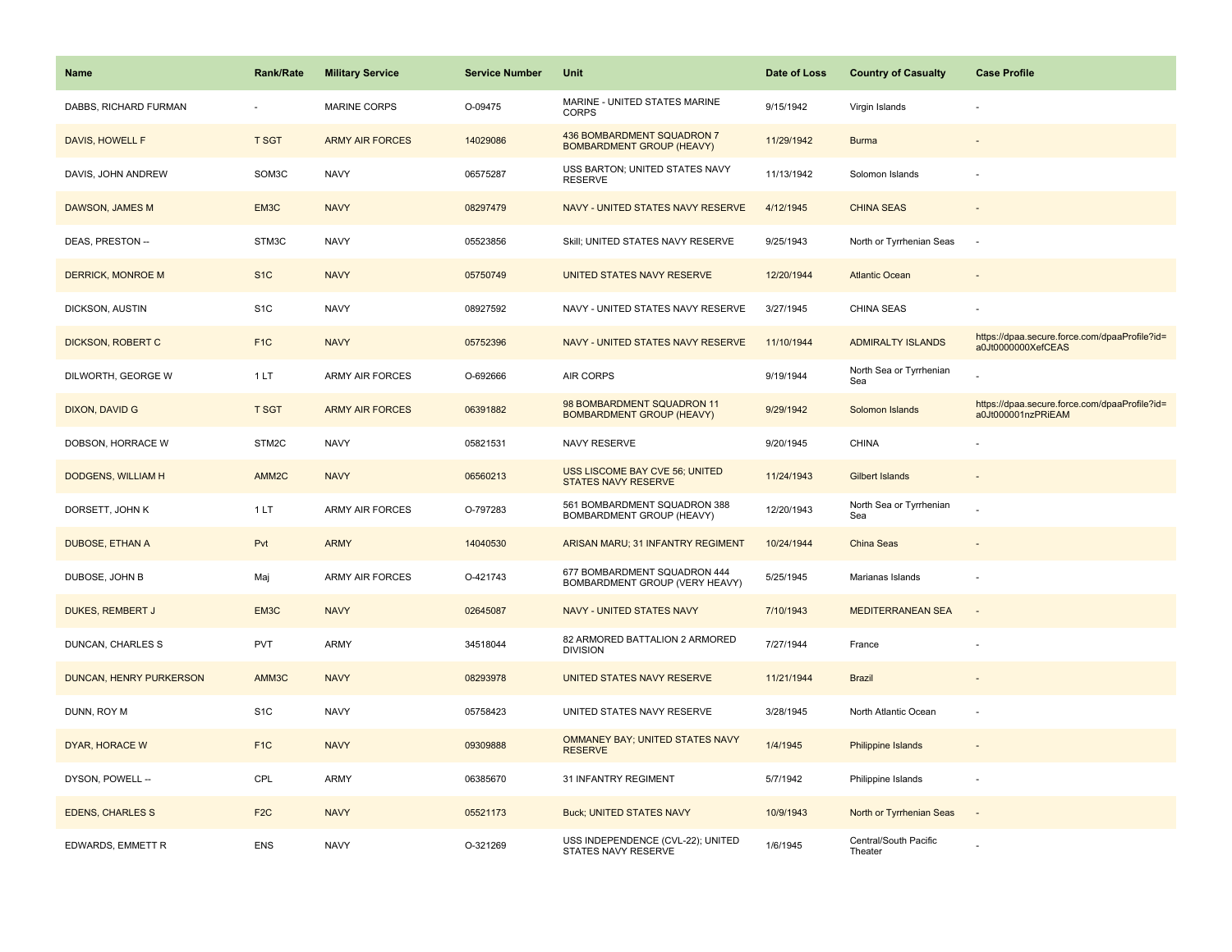| Name | Rank/Rate | Military Service | Service Number | Unit | Date of Loss | Country of Casualty | Case Profile |
| --- | --- | --- | --- | --- | --- | --- | --- |
| DABBS, RICHARD FURMAN | - | MARINE CORPS | O-09475 | MARINE - UNITED STATES MARINE CORPS | 9/15/1942 | Virgin Islands | - |
| DAVIS, HOWELL F | T SGT | ARMY AIR FORCES | 14029086 | 436 BOMBARDMENT SQUADRON 7 BOMBARDMENT GROUP (HEAVY) | 11/29/1942 | Burma | - |
| DAVIS, JOHN ANDREW | SOM3C | NAVY | 06575287 | USS BARTON; UNITED STATES NAVY RESERVE | 11/13/1942 | Solomon Islands | - |
| DAWSON, JAMES M | EM3C | NAVY | 08297479 | NAVY - UNITED STATES NAVY RESERVE | 4/12/1945 | CHINA SEAS | - |
| DEAS, PRESTON -- | STM3C | NAVY | 05523856 | Skill; UNITED STATES NAVY RESERVE | 9/25/1943 | North or Tyrrhenian Seas | - |
| DERRICK, MONROE M | S1C | NAVY | 05750749 | UNITED STATES NAVY RESERVE | 12/20/1944 | Atlantic Ocean | - |
| DICKSON, AUSTIN | S1C | NAVY | 08927592 | NAVY - UNITED STATES NAVY RESERVE | 3/27/1945 | CHINA SEAS | - |
| DICKSON, ROBERT C | F1C | NAVY | 05752396 | NAVY - UNITED STATES NAVY RESERVE | 11/10/1944 | ADMIRALTY ISLANDS | https://dpaa.secure.force.com/dpaaProfile?id=a0Jt0000000XefCEAS |
| DILWORTH, GEORGE W | 1 LT | ARMY AIR FORCES | O-692666 | AIR CORPS | 9/19/1944 | North Sea or Tyrrhenian Sea | - |
| DIXON, DAVID G | T SGT | ARMY AIR FORCES | 06391882 | 98 BOMBARDMENT SQUADRON 11 BOMBARDMENT GROUP (HEAVY) | 9/29/1942 | Solomon Islands | https://dpaa.secure.force.com/dpaaProfile?id=a0Jt000001nzPRiEAM |
| DOBSON, HORRACE W | STM2C | NAVY | 05821531 | NAVY RESERVE | 9/20/1945 | CHINA | - |
| DODGENS, WILLIAM H | AMM2C | NAVY | 06560213 | USS LISCOME BAY CVE 56; UNITED STATES NAVY RESERVE | 11/24/1943 | Gilbert Islands | - |
| DORSETT, JOHN K | 1 LT | ARMY AIR FORCES | O-797283 | 561 BOMBARDMENT SQUADRON 388 BOMBARDMENT GROUP (HEAVY) | 12/20/1943 | North Sea or Tyrrhenian Sea | - |
| DUBOSE, ETHAN A | Pvt | ARMY | 14040530 | ARISAN MARU; 31 INFANTRY REGIMENT | 10/24/1944 | China Seas | - |
| DUBOSE, JOHN B | Maj | ARMY AIR FORCES | O-421743 | 677 BOMBARDMENT SQUADRON 444 BOMBARDMENT GROUP (VERY HEAVY) | 5/25/1945 | Marianas Islands | - |
| DUKES, REMBERT J | EM3C | NAVY | 02645087 | NAVY - UNITED STATES NAVY | 7/10/1943 | MEDITERRANEAN SEA | - |
| DUNCAN, CHARLES S | PVT | ARMY | 34518044 | 82 ARMORED BATTALION 2 ARMORED DIVISION | 7/27/1944 | France | - |
| DUNCAN, HENRY PURKERSON | AMM3C | NAVY | 08293978 | UNITED STATES NAVY RESERVE | 11/21/1944 | Brazil | - |
| DUNN, ROY M | S1C | NAVY | 05758423 | UNITED STATES NAVY RESERVE | 3/28/1945 | North Atlantic Ocean | - |
| DYAR, HORACE W | F1C | NAVY | 09309888 | OMMANEY BAY; UNITED STATES NAVY RESERVE | 1/4/1945 | Philippine Islands | - |
| DYSON, POWELL -- | CPL | ARMY | 06385670 | 31 INFANTRY REGIMENT | 5/7/1942 | Philippine Islands | - |
| EDENS, CHARLES S | F2C | NAVY | 05521173 | Buck; UNITED STATES NAVY | 10/9/1943 | North or Tyrrhenian Seas | - |
| EDWARDS, EMMETT R | ENS | NAVY | O-321269 | USS INDEPENDENCE (CVL-22); UNITED STATES NAVY RESERVE | 1/6/1945 | Central/South Pacific Theater | - |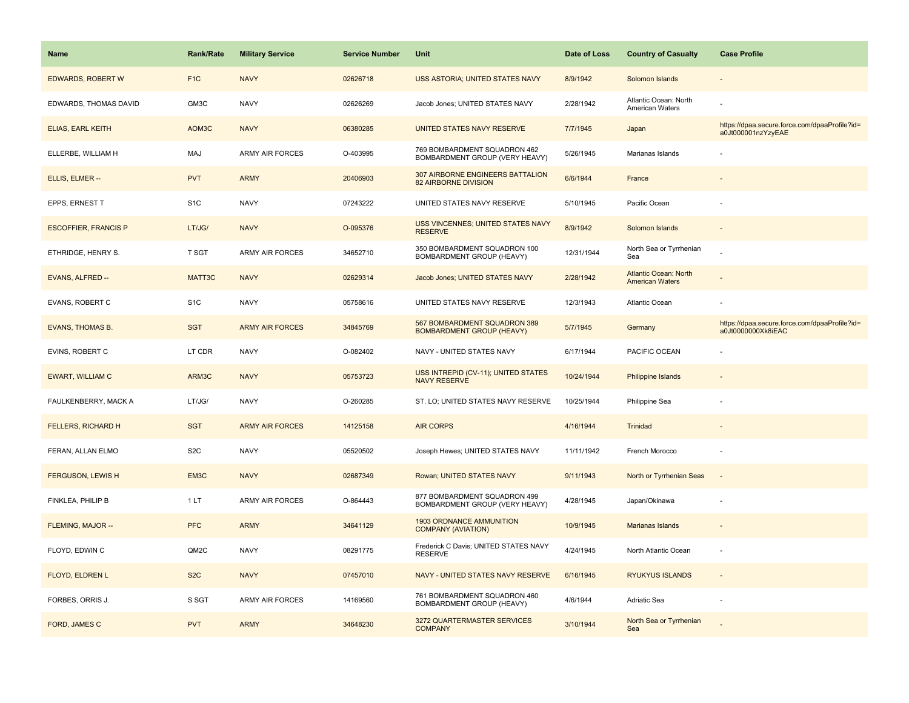| Name | Rank/Rate | Military Service | Service Number | Unit | Date of Loss | Country of Casualty | Case Profile |
| --- | --- | --- | --- | --- | --- | --- | --- |
| EDWARDS, ROBERT W | F1C | NAVY | 02626718 | USS ASTORIA; UNITED STATES NAVY | 8/9/1942 | Solomon Islands | - |
| EDWARDS, THOMAS DAVID | GM3C | NAVY | 02626269 | Jacob Jones; UNITED STATES NAVY | 2/28/1942 | Atlantic Ocean: North American Waters | - |
| ELIAS, EARL KEITH | AOM3C | NAVY | 06380285 | UNITED STATES NAVY RESERVE | 7/7/1945 | Japan | https://dpaa.secure.force.com/dpaaProfile?id=a0Jt000001nzYzyEAE |
| ELLERBE, WILLIAM H | MAJ | ARMY AIR FORCES | O-403995 | 769 BOMBARDMENT SQUADRON 462 BOMBARDMENT GROUP (VERY HEAVY) | 5/26/1945 | Marianas Islands | - |
| ELLIS, ELMER -- | PVT | ARMY | 20406903 | 307 AIRBORNE ENGINEERS BATTALION 82 AIRBORNE DIVISION | 6/6/1944 | France | - |
| EPPS, ERNEST T | S1C | NAVY | 07243222 | UNITED STATES NAVY RESERVE | 5/10/1945 | Pacific Ocean | - |
| ESCOFFIER, FRANCIS P | LT/JG/ | NAVY | O-095376 | USS VINCENNES; UNITED STATES NAVY RESERVE | 8/9/1942 | Solomon Islands | - |
| ETHRIDGE, HENRY S. | T SGT | ARMY AIR FORCES | 34652710 | 350 BOMBARDMENT SQUADRON 100 BOMBARDMENT GROUP (HEAVY) | 12/31/1944 | North Sea or Tyrrhenian Sea | - |
| EVANS, ALFRED -- | MATT3C | NAVY | 02629314 | Jacob Jones; UNITED STATES NAVY | 2/28/1942 | Atlantic Ocean: North American Waters | - |
| EVANS, ROBERT C | S1C | NAVY | 05758616 | UNITED STATES NAVY RESERVE | 12/3/1943 | Atlantic Ocean | - |
| EVANS, THOMAS B. | SGT | ARMY AIR FORCES | 34845769 | 567 BOMBARDMENT SQUADRON 389 BOMBARDMENT GROUP (HEAVY) | 5/7/1945 | Germany | https://dpaa.secure.force.com/dpaaProfile?id=a0Jt0000000Xk8iEAC |
| EVINS, ROBERT C | LT CDR | NAVY | O-082402 | NAVY - UNITED STATES NAVY | 6/17/1944 | PACIFIC OCEAN | - |
| EWART, WILLIAM C | ARM3C | NAVY | 05753723 | USS INTREPID (CV-11); UNITED STATES NAVY RESERVE | 10/24/1944 | Philippine Islands | - |
| FAULKENBERRY, MACK A | LT/JG/ | NAVY | O-260285 | ST. LO; UNITED STATES NAVY RESERVE | 10/25/1944 | Philippine Sea | - |
| FELLERS, RICHARD H | SGT | ARMY AIR FORCES | 14125158 | AIR CORPS | 4/16/1944 | Trinidad | - |
| FERAN, ALLAN ELMO | S2C | NAVY | 05520502 | Joseph Hewes; UNITED STATES NAVY | 11/11/1942 | French Morocco | - |
| FERGUSON, LEWIS H | EM3C | NAVY | 02687349 | Rowan; UNITED STATES NAVY | 9/11/1943 | North or Tyrrhenian Seas | - |
| FINKLEA, PHILIP B | 1 LT | ARMY AIR FORCES | O-864443 | 877 BOMBARDMENT SQUADRON 499 BOMBARDMENT GROUP (VERY HEAVY) | 4/28/1945 | Japan/Okinawa | - |
| FLEMING, MAJOR -- | PFC | ARMY | 34641129 | 1903 ORDNANCE AMMUNITION COMPANY (AVIATION) | 10/9/1945 | Marianas Islands | - |
| FLOYD, EDWIN C | QM2C | NAVY | 08291775 | Frederick C Davis; UNITED STATES NAVY RESERVE | 4/24/1945 | North Atlantic Ocean | - |
| FLOYD, ELDREN L | S2C | NAVY | 07457010 | NAVY - UNITED STATES NAVY RESERVE | 6/16/1945 | RYUKYUS ISLANDS | - |
| FORBES, ORRIS J. | S SGT | ARMY AIR FORCES | 14169560 | 761 BOMBARDMENT SQUADRON 460 BOMBARDMENT GROUP (HEAVY) | 4/6/1944 | Adriatic Sea | - |
| FORD, JAMES C | PVT | ARMY | 34648230 | 3272 QUARTERMASTER SERVICES COMPANY | 3/10/1944 | North Sea or Tyrrhenian Sea | - |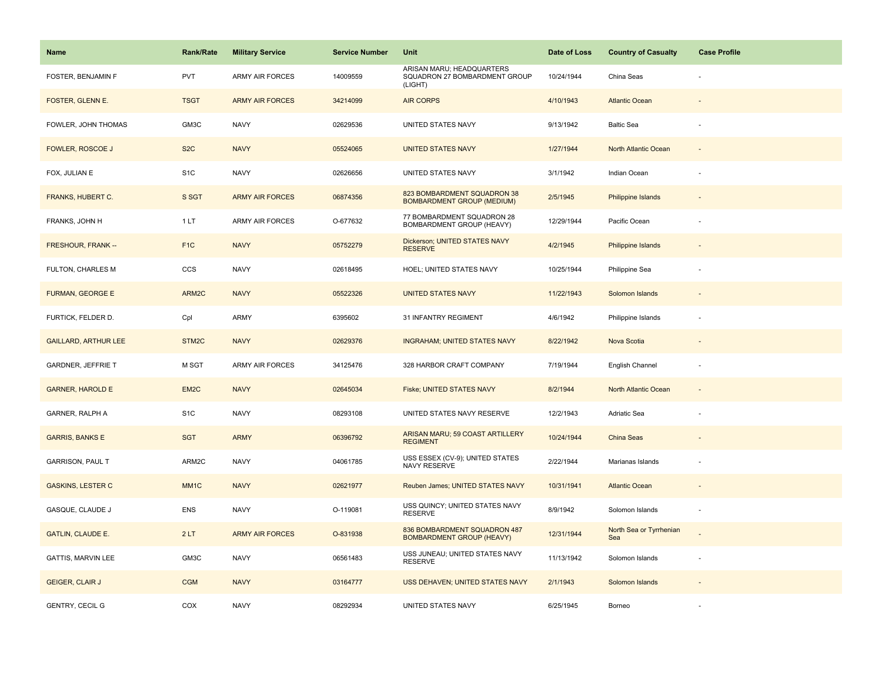| Name | Rank/Rate | Military Service | Service Number | Unit | Date of Loss | Country of Casualty | Case Profile |
|---|---|---|---|---|---|---|---|
| FOSTER, BENJAMIN F | PVT | ARMY AIR FORCES | 14009559 | ARISAN MARU; HEADQUARTERS SQUADRON 27 BOMBARDMENT GROUP (LIGHT) | 10/24/1944 | China Seas | - |
| FOSTER, GLENN E. | TSGT | ARMY AIR FORCES | 34214099 | AIR CORPS | 4/10/1943 | Atlantic Ocean | - |
| FOWLER, JOHN THOMAS | GM3C | NAVY | 02629536 | UNITED STATES NAVY | 9/13/1942 | Baltic Sea | - |
| FOWLER, ROSCOE J | S2C | NAVY | 05524065 | UNITED STATES NAVY | 1/27/1944 | North Atlantic Ocean | - |
| FOX, JULIAN E | S1C | NAVY | 02626656 | UNITED STATES NAVY | 3/1/1942 | Indian Ocean | - |
| FRANKS, HUBERT C. | S SGT | ARMY AIR FORCES | 06874356 | 823 BOMBARDMENT SQUADRON 38 BOMBARDMENT GROUP (MEDIUM) | 2/5/1945 | Philippine Islands | - |
| FRANKS, JOHN H | 1 LT | ARMY AIR FORCES | O-677632 | 77 BOMBARDMENT SQUADRON 28 BOMBARDMENT GROUP (HEAVY) | 12/29/1944 | Pacific Ocean | - |
| FRESHOUR, FRANK -- | F1C | NAVY | 05752279 | Dickerson; UNITED STATES NAVY RESERVE | 4/2/1945 | Philippine Islands | - |
| FULTON, CHARLES M | CCS | NAVY | 02618495 | HOEL; UNITED STATES NAVY | 10/25/1944 | Philippine Sea | - |
| FURMAN, GEORGE E | ARM2C | NAVY | 05522326 | UNITED STATES NAVY | 11/22/1943 | Solomon Islands | - |
| FURTICK, FELDER D. | Cpl | ARMY | 6395602 | 31 INFANTRY REGIMENT | 4/6/1942 | Philippine Islands | - |
| GAILLARD, ARTHUR LEE | STM2C | NAVY | 02629376 | INGRAHAM; UNITED STATES NAVY | 8/22/1942 | Nova Scotia | - |
| GARDNER, JEFFRIE T | M SGT | ARMY AIR FORCES | 34125476 | 328 HARBOR CRAFT COMPANY | 7/19/1944 | English Channel | - |
| GARNER, HAROLD E | EM2C | NAVY | 02645034 | Fiske; UNITED STATES NAVY | 8/2/1944 | North Atlantic Ocean | - |
| GARNER, RALPH A | S1C | NAVY | 08293108 | UNITED STATES NAVY RESERVE | 12/2/1943 | Adriatic Sea | - |
| GARRIS, BANKS E | SGT | ARMY | 06396792 | ARISAN MARU; 59 COAST ARTILLERY REGIMENT | 10/24/1944 | China Seas | - |
| GARRISON, PAUL T | ARM2C | NAVY | 04061785 | USS ESSEX (CV-9); UNITED STATES NAVY RESERVE | 2/22/1944 | Marianas Islands | - |
| GASKINS, LESTER C | MM1C | NAVY | 02621977 | Reuben James; UNITED STATES NAVY | 10/31/1941 | Atlantic Ocean | - |
| GASQUE, CLAUDE J | ENS | NAVY | O-119081 | USS QUINCY; UNITED STATES NAVY RESERVE | 8/9/1942 | Solomon Islands | - |
| GATLIN, CLAUDE E. | 2 LT | ARMY AIR FORCES | O-831938 | 836 BOMBARDMENT SQUADRON 487 BOMBARDMENT GROUP (HEAVY) | 12/31/1944 | North Sea or Tyrrhenian Sea | - |
| GATTIS, MARVIN LEE | GM3C | NAVY | 06561483 | USS JUNEAU; UNITED STATES NAVY RESERVE | 11/13/1942 | Solomon Islands | - |
| GEIGER, CLAIR J | CGM | NAVY | 03164777 | USS DEHAVEN; UNITED STATES NAVY | 2/1/1943 | Solomon Islands | - |
| GENTRY, CECIL G | COX | NAVY | 08292934 | UNITED STATES NAVY | 6/25/1945 | Borneo | - |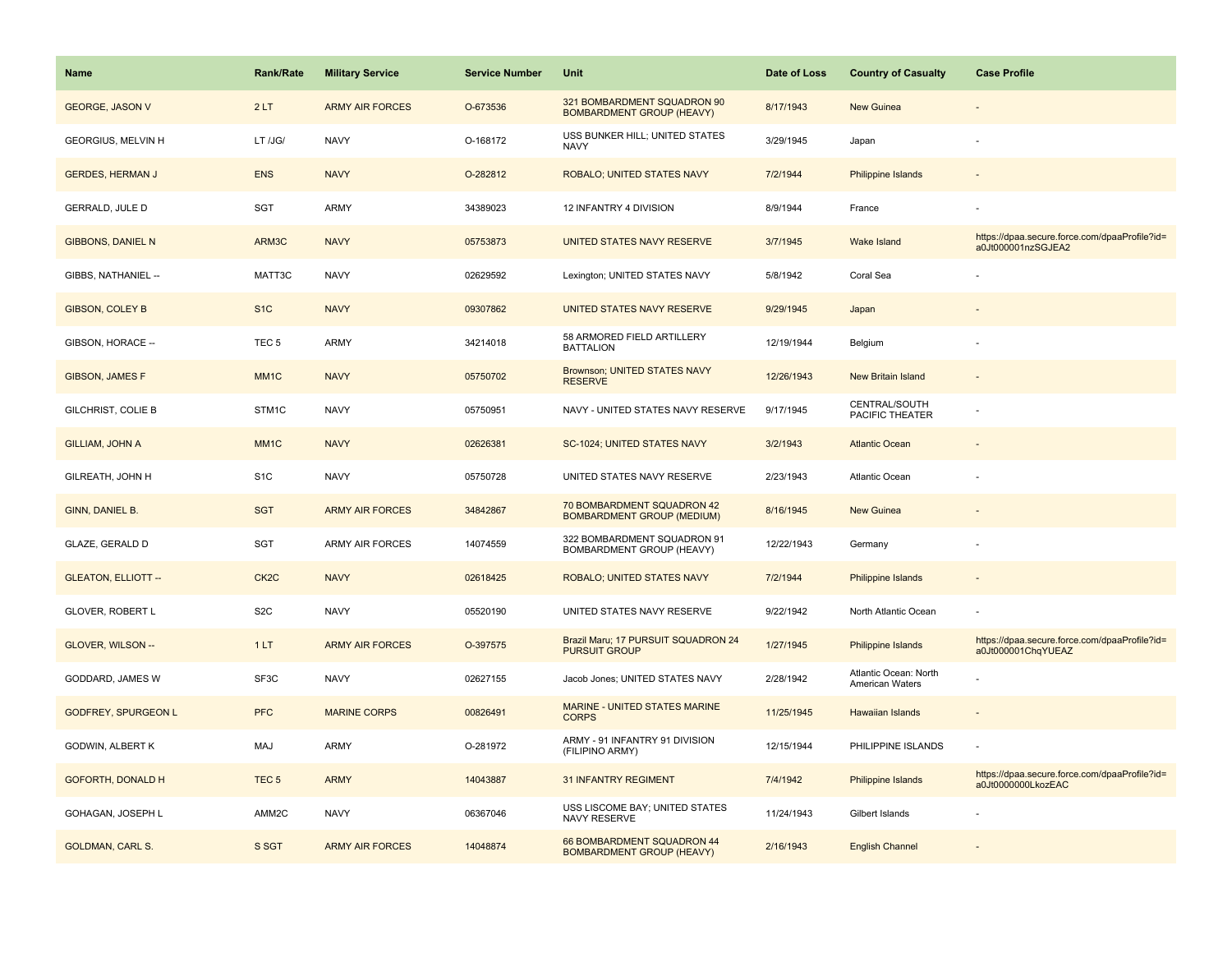| Name | Rank/Rate | Military Service | Service Number | Unit | Date of Loss | Country of Casualty | Case Profile |
| --- | --- | --- | --- | --- | --- | --- | --- |
| GEORGE, JASON V | 2 LT | ARMY AIR FORCES | O-673536 | 321 BOMBARDMENT SQUADRON 90 BOMBARDMENT GROUP (HEAVY) | 8/17/1943 | New Guinea | - |
| GEORGIUS, MELVIN H | LT /JG/ | NAVY | O-168172 | USS BUNKER HILL; UNITED STATES NAVY | 3/29/1945 | Japan | - |
| GERDES, HERMAN J | ENS | NAVY | O-282812 | ROBALO; UNITED STATES NAVY | 7/2/1944 | Philippine Islands | - |
| GERRALD, JULE D | SGT | ARMY | 34389023 | 12 INFANTRY 4 DIVISION | 8/9/1944 | France | - |
| GIBBONS, DANIEL N | ARM3C | NAVY | 05753873 | UNITED STATES NAVY RESERVE | 3/7/1945 | Wake Island | https://dpaa.secure.force.com/dpaaProfile?id=a0Jt000001nzSGJEA2 |
| GIBBS, NATHANIEL -- | MATT3C | NAVY | 02629592 | Lexington; UNITED STATES NAVY | 5/8/1942 | Coral Sea | - |
| GIBSON, COLEY B | S1C | NAVY | 09307862 | UNITED STATES NAVY RESERVE | 9/29/1945 | Japan | - |
| GIBSON, HORACE -- | TEC 5 | ARMY | 34214018 | 58 ARMORED FIELD ARTILLERY BATTALION | 12/19/1944 | Belgium | - |
| GIBSON, JAMES F | MM1C | NAVY | 05750702 | Brownson; UNITED STATES NAVY RESERVE | 12/26/1943 | New Britain Island | - |
| GILCHRIST, COLIE B | STM1C | NAVY | 05750951 | NAVY - UNITED STATES NAVY RESERVE | 9/17/1945 | CENTRAL/SOUTH PACIFIC THEATER | - |
| GILLIAM, JOHN A | MM1C | NAVY | 02626381 | SC-1024; UNITED STATES NAVY | 3/2/1943 | Atlantic Ocean | - |
| GILREATH, JOHN H | S1C | NAVY | 05750728 | UNITED STATES NAVY RESERVE | 2/23/1943 | Atlantic Ocean | - |
| GINN, DANIEL B. | SGT | ARMY AIR FORCES | 34842867 | 70 BOMBARDMENT SQUADRON 42 BOMBARDMENT GROUP (MEDIUM) | 8/16/1945 | New Guinea | - |
| GLAZE, GERALD D | SGT | ARMY AIR FORCES | 14074559 | 322 BOMBARDMENT SQUADRON 91 BOMBARDMENT GROUP (HEAVY) | 12/22/1943 | Germany | - |
| GLEATON, ELLIOTT -- | CK2C | NAVY | 02618425 | ROBALO; UNITED STATES NAVY | 7/2/1944 | Philippine Islands | - |
| GLOVER, ROBERT L | S2C | NAVY | 05520190 | UNITED STATES NAVY RESERVE | 9/22/1942 | North Atlantic Ocean | - |
| GLOVER, WILSON -- | 1 LT | ARMY AIR FORCES | O-397575 | Brazil Maru; 17 PURSUIT SQUADRON 24 PURSUIT GROUP | 1/27/1945 | Philippine Islands | https://dpaa.secure.force.com/dpaaProfile?id=a0Jt000001ChqYUEAZ |
| GODDARD, JAMES W | SF3C | NAVY | 02627155 | Jacob Jones; UNITED STATES NAVY | 2/28/1942 | Atlantic Ocean: North American Waters | - |
| GODFREY, SPURGEON L | PFC | MARINE CORPS | 00826491 | MARINE - UNITED STATES MARINE CORPS | 11/25/1945 | Hawaiian Islands | - |
| GODWIN, ALBERT K | MAJ | ARMY | O-281972 | ARMY - 91 INFANTRY 91 DIVISION (FILIPINO ARMY) | 12/15/1944 | PHILIPPINE ISLANDS | - |
| GOFORTH, DONALD H | TEC 5 | ARMY | 14043887 | 31 INFANTRY REGIMENT | 7/4/1942 | Philippine Islands | https://dpaa.secure.force.com/dpaaProfile?id=a0Jt0000000LkozEAC |
| GOHAGAN, JOSEPH L | AMM2C | NAVY | 06367046 | USS LISCOME BAY; UNITED STATES NAVY RESERVE | 11/24/1943 | Gilbert Islands | - |
| GOLDMAN, CARL S. | S SGT | ARMY AIR FORCES | 14048874 | 66 BOMBARDMENT SQUADRON 44 BOMBARDMENT GROUP (HEAVY) | 2/16/1943 | English Channel | - |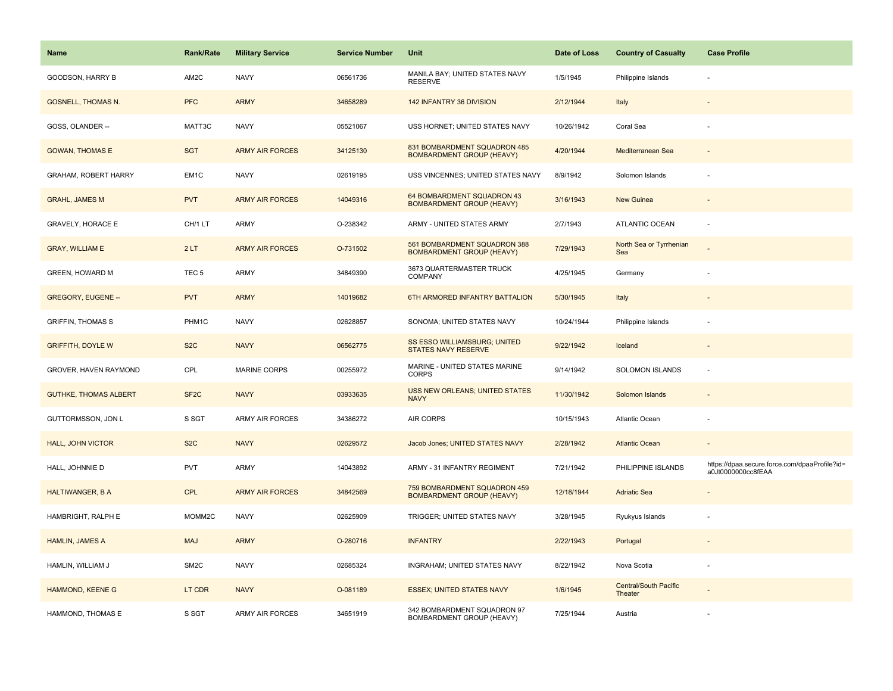| Name | Rank/Rate | Military Service | Service Number | Unit | Date of Loss | Country of Casualty | Case Profile |
| --- | --- | --- | --- | --- | --- | --- | --- |
| GOODSON, HARRY B | AM2C | NAVY | 06561736 | MANILA BAY; UNITED STATES NAVY RESERVE | 1/5/1945 | Philippine Islands | - |
| GOSNELL, THOMAS N. | PFC | ARMY | 34658289 | 142 INFANTRY 36 DIVISION | 2/12/1944 | Italy | - |
| GOSS, OLANDER -- | MATT3C | NAVY | 05521067 | USS HORNET; UNITED STATES NAVY | 10/26/1942 | Coral Sea | - |
| GOWAN, THOMAS E | SGT | ARMY AIR FORCES | 34125130 | 831 BOMBARDMENT SQUADRON 485 BOMBARDMENT GROUP (HEAVY) | 4/20/1944 | Mediterranean Sea | - |
| GRAHAM, ROBERT HARRY | EM1C | NAVY | 02619195 | USS VINCENNES; UNITED STATES NAVY | 8/9/1942 | Solomon Islands | - |
| GRAHL, JAMES M | PVT | ARMY AIR FORCES | 14049316 | 64 BOMBARDMENT SQUADRON 43 BOMBARDMENT GROUP (HEAVY) | 3/16/1943 | New Guinea | - |
| GRAVELY, HORACE E | CH/1 LT | ARMY | O-238342 | ARMY - UNITED STATES ARMY | 2/7/1943 | ATLANTIC OCEAN | - |
| GRAY, WILLIAM E | 2 LT | ARMY AIR FORCES | O-731502 | 561 BOMBARDMENT SQUADRON 388 BOMBARDMENT GROUP (HEAVY) | 7/29/1943 | North Sea or Tyrrhenian Sea | - |
| GREEN, HOWARD M | TEC 5 | ARMY | 34849390 | 3673 QUARTERMASTER TRUCK COMPANY | 4/25/1945 | Germany | - |
| GREGORY, EUGENE -- | PVT | ARMY | 14019682 | 6TH ARMORED INFANTRY BATTALION | 5/30/1945 | Italy | - |
| GRIFFIN, THOMAS S | PHM1C | NAVY | 02628857 | SONOMA; UNITED STATES NAVY | 10/24/1944 | Philippine Islands | - |
| GRIFFITH, DOYLE W | S2C | NAVY | 06562775 | SS ESSO WILLIAMSBURG; UNITED STATES NAVY RESERVE | 9/22/1942 | Iceland | - |
| GROVER, HAVEN RAYMOND | CPL | MARINE CORPS | 00255972 | MARINE - UNITED STATES MARINE CORPS | 9/14/1942 | SOLOMON ISLANDS | - |
| GUTHKE, THOMAS ALBERT | SF2C | NAVY | 03933635 | USS NEW ORLEANS; UNITED STATES NAVY | 11/30/1942 | Solomon Islands | - |
| GUTTORMSSON, JON L | S SGT | ARMY AIR FORCES | 34386272 | AIR CORPS | 10/15/1943 | Atlantic Ocean | - |
| HALL, JOHN VICTOR | S2C | NAVY | 02629572 | Jacob Jones; UNITED STATES NAVY | 2/28/1942 | Atlantic Ocean | - |
| HALL, JOHNNIE D | PVT | ARMY | 14043892 | ARMY - 31 INFANTRY REGIMENT | 7/21/1942 | PHILIPPINE ISLANDS | https://dpaa.secure.force.com/dpaaProfile?id=a0Jt0000000cc8fEAA |
| HALTIWANGER, B A | CPL | ARMY AIR FORCES | 34842569 | 759 BOMBARDMENT SQUADRON 459 BOMBARDMENT GROUP (HEAVY) | 12/18/1944 | Adriatic Sea | - |
| HAMBRIGHT, RALPH E | MOMM2C | NAVY | 02625909 | TRIGGER; UNITED STATES NAVY | 3/28/1945 | Ryukyus Islands | - |
| HAMLIN, JAMES A | MAJ | ARMY | O-280716 | INFANTRY | 2/22/1943 | Portugal | - |
| HAMLIN, WILLIAM J | SM2C | NAVY | 02685324 | INGRAHAM; UNITED STATES NAVY | 8/22/1942 | Nova Scotia | - |
| HAMMOND, KEENE G | LT CDR | NAVY | O-081189 | ESSEX; UNITED STATES NAVY | 1/6/1945 | Central/South Pacific Theater | - |
| HAMMOND, THOMAS E | S SGT | ARMY AIR FORCES | 34651919 | 342 BOMBARDMENT SQUADRON 97 BOMBARDMENT GROUP (HEAVY) | 7/25/1944 | Austria | - |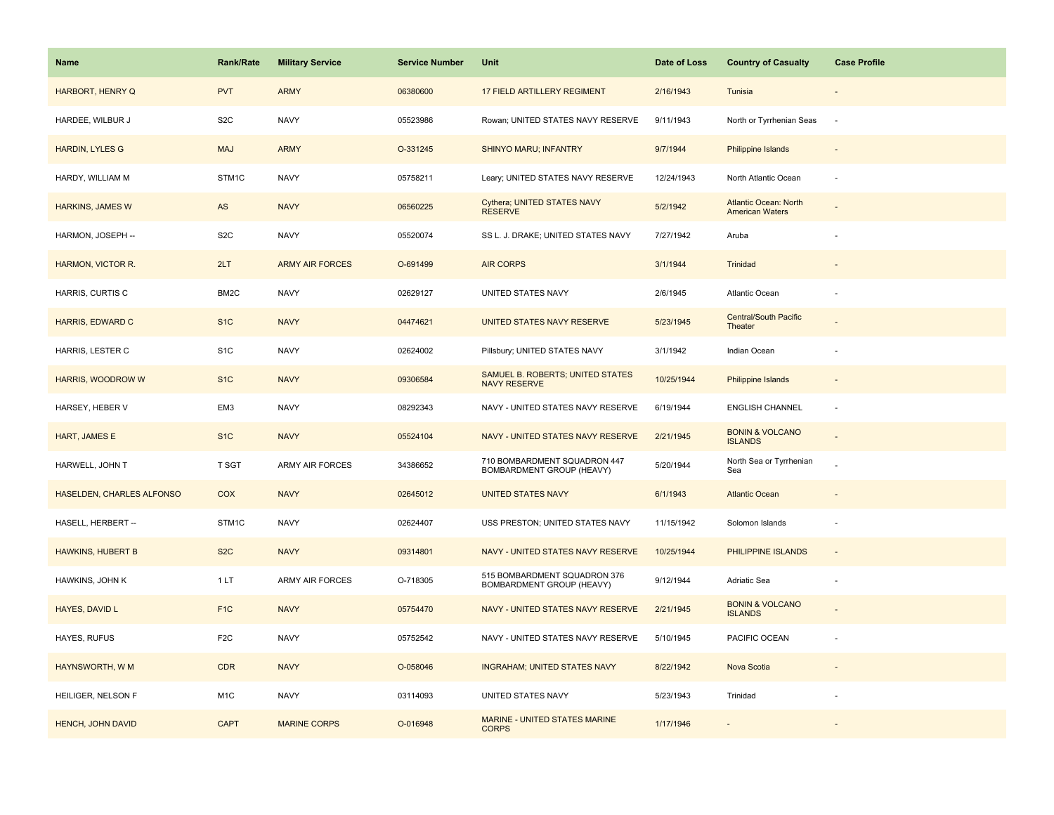| Name | Rank/Rate | Military Service | Service Number | Unit | Date of Loss | Country of Casualty | Case Profile |
|---|---|---|---|---|---|---|---|
| HARBORT, HENRY Q | PVT | ARMY | 06380600 | 17 FIELD ARTILLERY REGIMENT | 2/16/1943 | Tunisia | - |
| HARDEE, WILBUR J | S2C | NAVY | 05523986 | Rowan; UNITED STATES NAVY RESERVE | 9/11/1943 | North or Tyrrhenian Seas | - |
| HARDIN, LYLES G | MAJ | ARMY | O-331245 | SHINYO MARU; INFANTRY | 9/7/1944 | Philippine Islands | - |
| HARDY, WILLIAM M | STM1C | NAVY | 05758211 | Leary; UNITED STATES NAVY RESERVE | 12/24/1943 | North Atlantic Ocean | - |
| HARKINS, JAMES W | AS | NAVY | 06560225 | Cythera; UNITED STATES NAVY RESERVE | 5/2/1942 | Atlantic Ocean: North American Waters | - |
| HARMON, JOSEPH -- | S2C | NAVY | 05520074 | SS L. J. DRAKE; UNITED STATES NAVY | 7/27/1942 | Aruba | - |
| HARMON, VICTOR R. | 2LT | ARMY AIR FORCES | O-691499 | AIR CORPS | 3/1/1944 | Trinidad | - |
| HARRIS, CURTIS C | BM2C | NAVY | 02629127 | UNITED STATES NAVY | 2/6/1945 | Atlantic Ocean | - |
| HARRIS, EDWARD C | S1C | NAVY | 04474621 | UNITED STATES NAVY RESERVE | 5/23/1945 | Central/South Pacific Theater | - |
| HARRIS, LESTER C | S1C | NAVY | 02624002 | Pillsbury; UNITED STATES NAVY | 3/1/1942 | Indian Ocean | - |
| HARRIS, WOODROW W | S1C | NAVY | 09306584 | SAMUEL B. ROBERTS; UNITED STATES NAVY RESERVE | 10/25/1944 | Philippine Islands | - |
| HARSEY, HEBER V | EM3 | NAVY | 08292343 | NAVY - UNITED STATES NAVY RESERVE | 6/19/1944 | ENGLISH CHANNEL | - |
| HART, JAMES E | S1C | NAVY | 05524104 | NAVY - UNITED STATES NAVY RESERVE | 2/21/1945 | BONIN & VOLCANO ISLANDS | - |
| HARWELL, JOHN T | T SGT | ARMY AIR FORCES | 34386652 | 710 BOMBARDMENT SQUADRON 447 BOMBARDMENT GROUP (HEAVY) | 5/20/1944 | North Sea or Tyrrhenian Sea | - |
| HASELDEN, CHARLES ALFONSO | COX | NAVY | 02645012 | UNITED STATES NAVY | 6/1/1943 | Atlantic Ocean | - |
| HASELL, HERBERT -- | STM1C | NAVY | 02624407 | USS PRESTON; UNITED STATES NAVY | 11/15/1942 | Solomon Islands | - |
| HAWKINS, HUBERT B | S2C | NAVY | 09314801 | NAVY - UNITED STATES NAVY RESERVE | 10/25/1944 | PHILIPPINE ISLANDS | - |
| HAWKINS, JOHN K | 1 LT | ARMY AIR FORCES | O-718305 | 515 BOMBARDMENT SQUADRON 376 BOMBARDMENT GROUP (HEAVY) | 9/12/1944 | Adriatic Sea | - |
| HAYES, DAVID L | F1C | NAVY | 05754470 | NAVY - UNITED STATES NAVY RESERVE | 2/21/1945 | BONIN & VOLCANO ISLANDS | - |
| HAYES, RUFUS | F2C | NAVY | 05752542 | NAVY - UNITED STATES NAVY RESERVE | 5/10/1945 | PACIFIC OCEAN | - |
| HAYNSWORTH, W M | CDR | NAVY | O-058046 | INGRAHAM; UNITED STATES NAVY | 8/22/1942 | Nova Scotia | - |
| HEILIGER, NELSON F | M1C | NAVY | 03114093 | UNITED STATES NAVY | 5/23/1943 | Trinidad | - |
| HENCH, JOHN DAVID | CAPT | MARINE CORPS | O-016948 | MARINE - UNITED STATES MARINE CORPS | 1/17/1946 | - | - |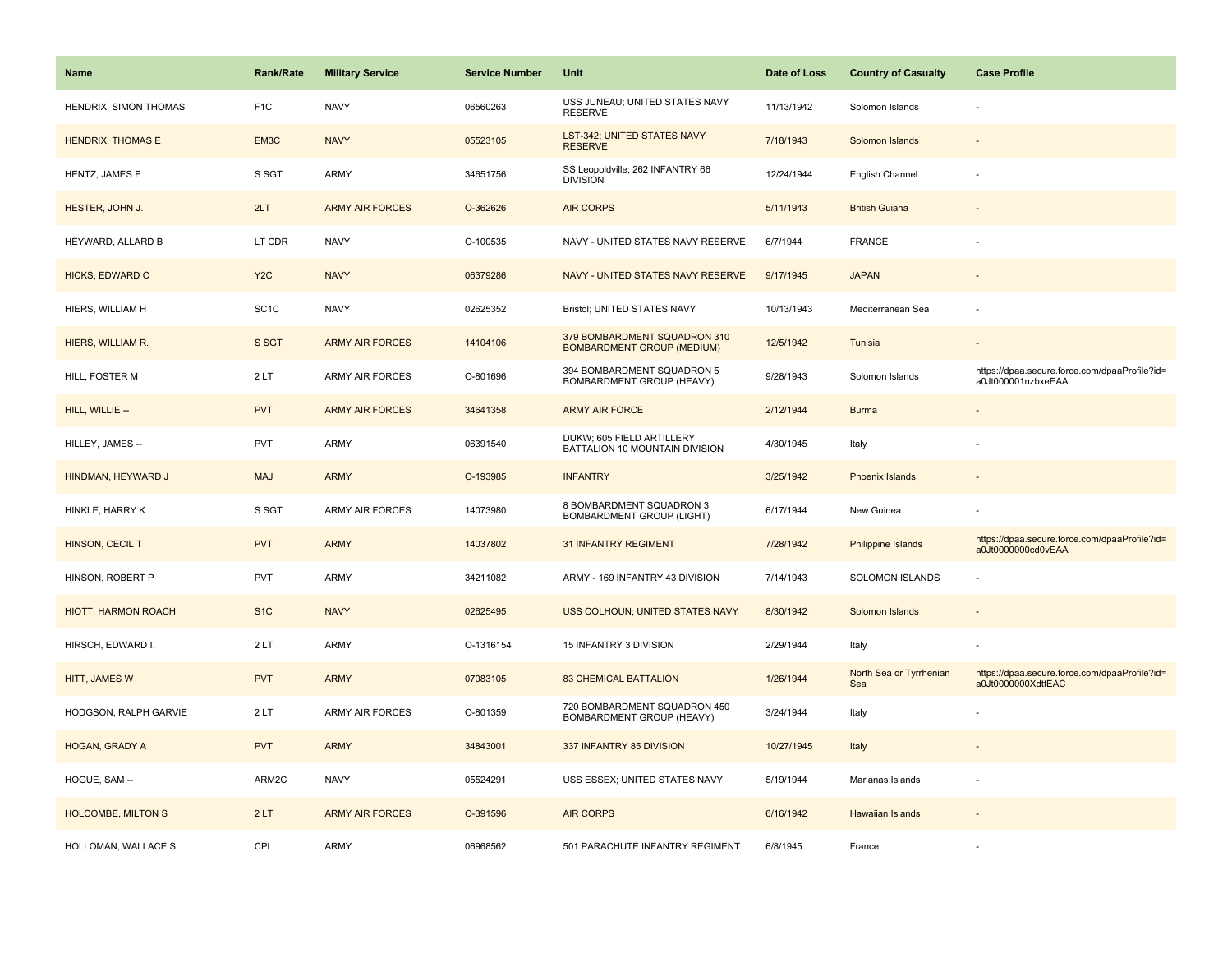| Name | Rank/Rate | Military Service | Service Number | Unit | Date of Loss | Country of Casualty | Case Profile |
|---|---|---|---|---|---|---|---|
| HENDRIX, SIMON THOMAS | F1C | NAVY | 06560263 | USS JUNEAU; UNITED STATES NAVY RESERVE | 11/13/1942 | Solomon Islands | - |
| HENDRIX, THOMAS E | EM3C | NAVY | 05523105 | LST-342; UNITED STATES NAVY RESERVE | 7/18/1943 | Solomon Islands | - |
| HENTZ, JAMES E | S SGT | ARMY | 34651756 | SS Leopoldville; 262 INFANTRY 66 DIVISION | 12/24/1944 | English Channel | - |
| HESTER, JOHN J. | 2LT | ARMY AIR FORCES | O-362626 | AIR CORPS | 5/11/1943 | British Guiana | - |
| HEYWARD, ALLARD B | LT CDR | NAVY | O-100535 | NAVY - UNITED STATES NAVY RESERVE | 6/7/1944 | FRANCE | - |
| HICKS, EDWARD C | Y2C | NAVY | 06379286 | NAVY - UNITED STATES NAVY RESERVE | 9/17/1945 | JAPAN | - |
| HIERS, WILLIAM H | SC1C | NAVY | 02625352 | Bristol; UNITED STATES NAVY | 10/13/1943 | Mediterranean Sea | - |
| HIERS, WILLIAM R. | S SGT | ARMY AIR FORCES | 14104106 | 379 BOMBARDMENT SQUADRON 310 BOMBARDMENT GROUP (MEDIUM) | 12/5/1942 | Tunisia | - |
| HILL, FOSTER M | 2 LT | ARMY AIR FORCES | O-801696 | 394 BOMBARDMENT SQUADRON 5 BOMBARDMENT GROUP (HEAVY) | 9/28/1943 | Solomon Islands | https://dpaa.secure.force.com/dpaaProfile?id=a0Jt000001nzbxeEAA |
| HILL, WILLIE -- | PVT | ARMY AIR FORCES | 34641358 | ARMY AIR FORCE | 2/12/1944 | Burma | - |
| HILLEY, JAMES -- | PVT | ARMY | 06391540 | DUKW; 605 FIELD ARTILLERY BATTALION 10 MOUNTAIN DIVISION | 4/30/1945 | Italy | - |
| HINDMAN, HEYWARD J | MAJ | ARMY | O-193985 | INFANTRY | 3/25/1942 | Phoenix Islands | - |
| HINKLE, HARRY K | S SGT | ARMY AIR FORCES | 14073980 | 8 BOMBARDMENT SQUADRON 3 BOMBARDMENT GROUP (LIGHT) | 6/17/1944 | New Guinea | - |
| HINSON, CECIL T | PVT | ARMY | 14037802 | 31 INFANTRY REGIMENT | 7/28/1942 | Philippine Islands | https://dpaa.secure.force.com/dpaaProfile?id=a0Jt0000000cd0vEAA |
| HINSON, ROBERT P | PVT | ARMY | 34211082 | ARMY - 169 INFANTRY 43 DIVISION | 7/14/1943 | SOLOMON ISLANDS | - |
| HIOTT, HARMON ROACH | S1C | NAVY | 02625495 | USS COLHOUN; UNITED STATES NAVY | 8/30/1942 | Solomon Islands | - |
| HIRSCH, EDWARD I. | 2 LT | ARMY | O-1316154 | 15 INFANTRY 3 DIVISION | 2/29/1944 | Italy | - |
| HITT, JAMES W | PVT | ARMY | 07083105 | 83 CHEMICAL BATTALION | 1/26/1944 | North Sea or Tyrrhenian Sea | https://dpaa.secure.force.com/dpaaProfile?id=a0Jt0000000XdttEAC |
| HODGSON, RALPH GARVIE | 2 LT | ARMY AIR FORCES | O-801359 | 720 BOMBARDMENT SQUADRON 450 BOMBARDMENT GROUP (HEAVY) | 3/24/1944 | Italy | - |
| HOGAN, GRADY A | PVT | ARMY | 34843001 | 337 INFANTRY 85 DIVISION | 10/27/1945 | Italy | - |
| HOGUE, SAM -- | ARM2C | NAVY | 05524291 | USS ESSEX; UNITED STATES NAVY | 5/19/1944 | Marianas Islands | - |
| HOLCOMBE, MILTON S | 2 LT | ARMY AIR FORCES | O-391596 | AIR CORPS | 6/16/1942 | Hawaiian Islands | - |
| HOLLOMAN, WALLACE S | CPL | ARMY | 06968562 | 501 PARACHUTE INFANTRY REGIMENT | 6/8/1945 | France | - |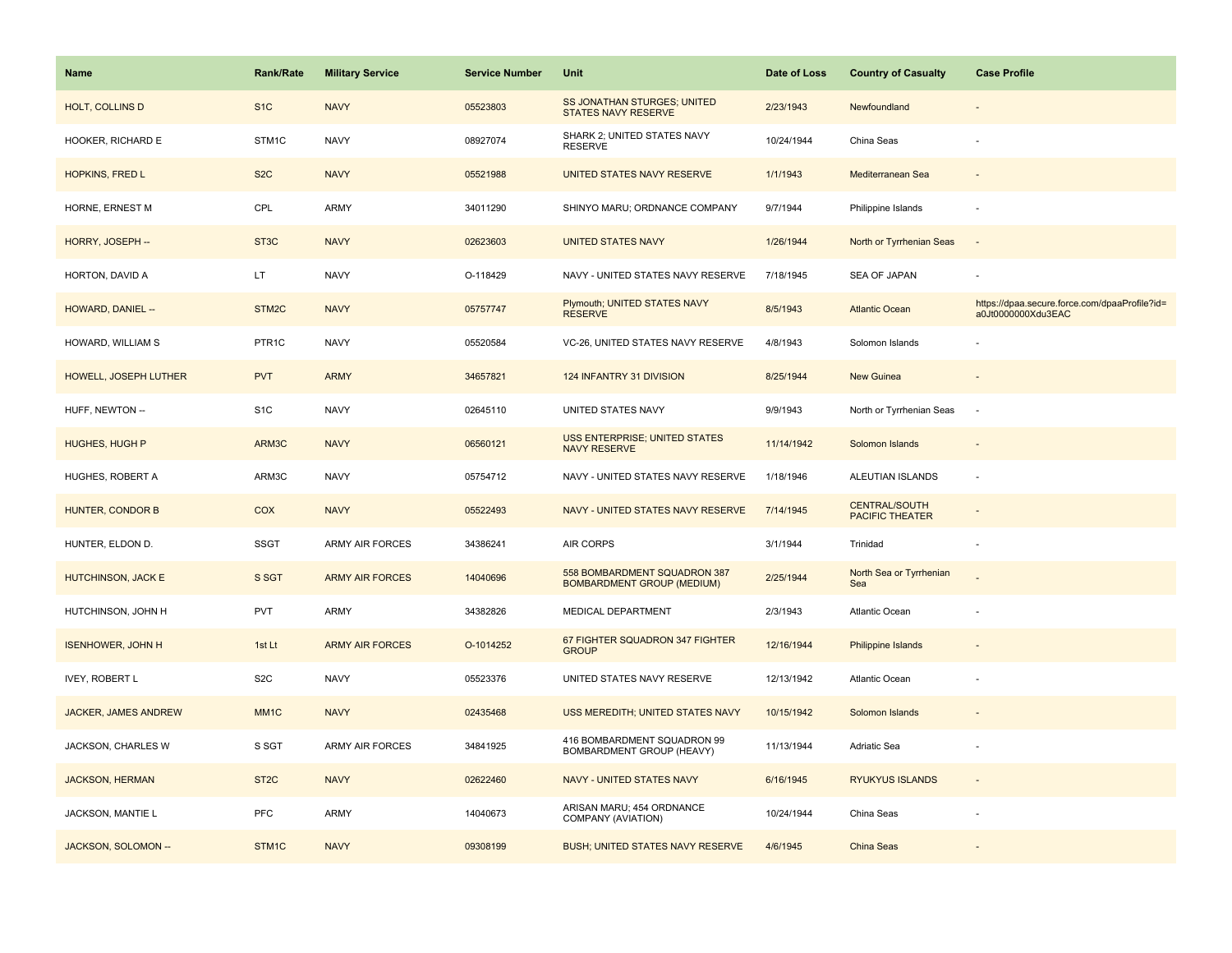| Name | Rank/Rate | Military Service | Service Number | Unit | Date of Loss | Country of Casualty | Case Profile |
| --- | --- | --- | --- | --- | --- | --- | --- |
| HOLT, COLLINS D | S1C | NAVY | 05523803 | SS JONATHAN STURGES; UNITED STATES NAVY RESERVE | 2/23/1943 | Newfoundland | - |
| HOOKER, RICHARD E | STM1C | NAVY | 08927074 | SHARK 2; UNITED STATES NAVY RESERVE | 10/24/1944 | China Seas | - |
| HOPKINS, FRED L | S2C | NAVY | 05521988 | UNITED STATES NAVY RESERVE | 1/1/1943 | Mediterranean Sea | - |
| HORNE, ERNEST M | CPL | ARMY | 34011290 | SHINYO MARU; ORDNANCE COMPANY | 9/7/1944 | Philippine Islands | - |
| HORRY, JOSEPH -- | ST3C | NAVY | 02623603 | UNITED STATES NAVY | 1/26/1944 | North or Tyrrhenian Seas | - |
| HORTON, DAVID A | LT | NAVY | O-118429 | NAVY - UNITED STATES NAVY RESERVE | 7/18/1945 | SEA OF JAPAN | - |
| HOWARD, DANIEL -- | STM2C | NAVY | 05757747 | Plymouth; UNITED STATES NAVY RESERVE | 8/5/1943 | Atlantic Ocean | https://dpaa.secure.force.com/dpaaProfile?id=a0Jt0000000Xdu3EAC |
| HOWARD, WILLIAM S | PTR1C | NAVY | 05520584 | VC-26, UNITED STATES NAVY RESERVE | 4/8/1943 | Solomon Islands | - |
| HOWELL, JOSEPH LUTHER | PVT | ARMY | 34657821 | 124 INFANTRY 31 DIVISION | 8/25/1944 | New Guinea | - |
| HUFF, NEWTON -- | S1C | NAVY | 02645110 | UNITED STATES NAVY | 9/9/1943 | North or Tyrrhenian Seas | - |
| HUGHES, HUGH P | ARM3C | NAVY | 06560121 | USS ENTERPRISE; UNITED STATES NAVY RESERVE | 11/14/1942 | Solomon Islands | - |
| HUGHES, ROBERT A | ARM3C | NAVY | 05754712 | NAVY - UNITED STATES NAVY RESERVE | 1/18/1946 | ALEUTIAN ISLANDS | - |
| HUNTER, CONDOR B | COX | NAVY | 05522493 | NAVY - UNITED STATES NAVY RESERVE | 7/14/1945 | CENTRAL/SOUTH PACIFIC THEATER | - |
| HUNTER, ELDON D. | SSGT | ARMY AIR FORCES | 34386241 | AIR CORPS | 3/1/1944 | Trinidad | - |
| HUTCHINSON, JACK E | S SGT | ARMY AIR FORCES | 14040696 | 558 BOMBARDMENT SQUADRON 387 BOMBARDMENT GROUP (MEDIUM) | 2/25/1944 | North Sea or Tyrrhenian Sea | - |
| HUTCHINSON, JOHN H | PVT | ARMY | 34382826 | MEDICAL DEPARTMENT | 2/3/1943 | Atlantic Ocean | - |
| ISENHOWER, JOHN H | 1st Lt | ARMY AIR FORCES | O-1014252 | 67 FIGHTER SQUADRON 347 FIGHTER GROUP | 12/16/1944 | Philippine Islands | - |
| IVEY, ROBERT L | S2C | NAVY | 05523376 | UNITED STATES NAVY RESERVE | 12/13/1942 | Atlantic Ocean | - |
| JACKER, JAMES ANDREW | MM1C | NAVY | 02435468 | USS MEREDITH; UNITED STATES NAVY | 10/15/1942 | Solomon Islands | - |
| JACKSON, CHARLES W | S SGT | ARMY AIR FORCES | 34841925 | 416 BOMBARDMENT SQUADRON 99 BOMBARDMENT GROUP (HEAVY) | 11/13/1944 | Adriatic Sea | - |
| JACKSON, HERMAN | ST2C | NAVY | 02622460 | NAVY - UNITED STATES NAVY | 6/16/1945 | RYUKYUS ISLANDS | - |
| JACKSON, MANTIE L | PFC | ARMY | 14040673 | ARISAN MARU; 454 ORDNANCE COMPANY (AVIATION) | 10/24/1944 | China Seas | - |
| JACKSON, SOLOMON -- | STM1C | NAVY | 09308199 | BUSH; UNITED STATES NAVY RESERVE | 4/6/1945 | China Seas | - |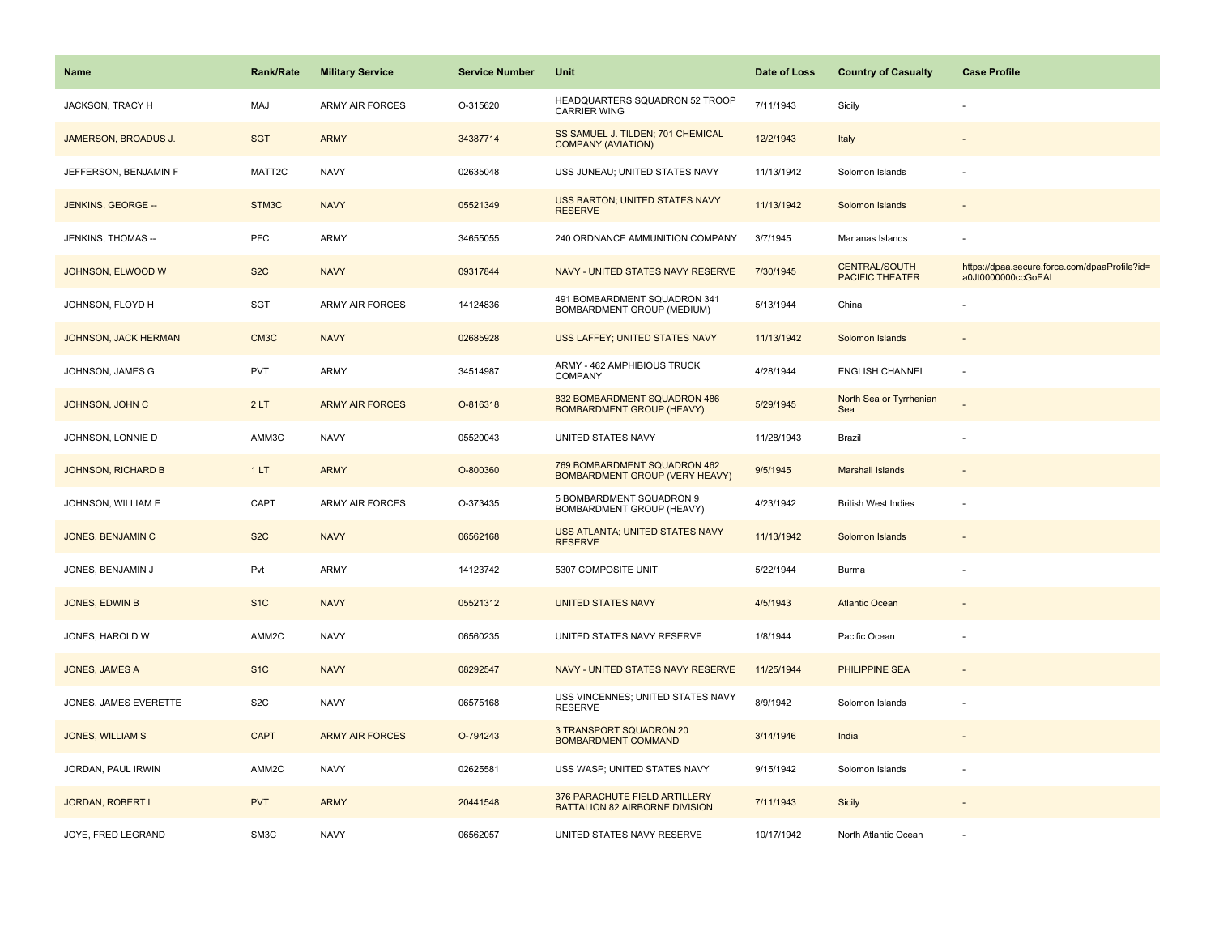| Name | Rank/Rate | Military Service | Service Number | Unit | Date of Loss | Country of Casualty | Case Profile |
| --- | --- | --- | --- | --- | --- | --- | --- |
| JACKSON, TRACY H | MAJ | ARMY AIR FORCES | O-315620 | HEADQUARTERS SQUADRON 52 TROOP CARRIER WING | 7/11/1943 | Sicily | - |
| JAMERSON, BROADUS J. | SGT | ARMY | 34387714 | SS SAMUEL J. TILDEN; 701 CHEMICAL COMPANY (AVIATION) | 12/2/1943 | Italy | - |
| JEFFERSON, BENJAMIN F | MATT2C | NAVY | 02635048 | USS JUNEAU; UNITED STATES NAVY | 11/13/1942 | Solomon Islands | - |
| JENKINS, GEORGE -- | STM3C | NAVY | 05521349 | USS BARTON; UNITED STATES NAVY RESERVE | 11/13/1942 | Solomon Islands | - |
| JENKINS, THOMAS -- | PFC | ARMY | 34655055 | 240 ORDNANCE AMMUNITION COMPANY | 3/7/1945 | Marianas Islands | - |
| JOHNSON, ELWOOD W | S2C | NAVY | 09317844 | NAVY - UNITED STATES NAVY RESERVE | 7/30/1945 | CENTRAL/SOUTH PACIFIC THEATER | https://dpaa.secure.force.com/dpaaProfile?id=a0Jt0000000ccGoEAI |
| JOHNSON, FLOYD H | SGT | ARMY AIR FORCES | 14124836 | 491 BOMBARDMENT SQUADRON 341 BOMBARDMENT GROUP (MEDIUM) | 5/13/1944 | China | - |
| JOHNSON, JACK HERMAN | CM3C | NAVY | 02685928 | USS LAFFEY; UNITED STATES NAVY | 11/13/1942 | Solomon Islands | - |
| JOHNSON, JAMES G | PVT | ARMY | 34514987 | ARMY - 462 AMPHIBIOUS TRUCK COMPANY | 4/28/1944 | ENGLISH CHANNEL | - |
| JOHNSON, JOHN C | 2 LT | ARMY AIR FORCES | O-816318 | 832 BOMBARDMENT SQUADRON 486 BOMBARDMENT GROUP (HEAVY) | 5/29/1945 | North Sea or Tyrrhenian Sea | - |
| JOHNSON, LONNIE D | AMM3C | NAVY | 05520043 | UNITED STATES NAVY | 11/28/1943 | Brazil | - |
| JOHNSON, RICHARD B | 1 LT | ARMY | O-800360 | 769 BOMBARDMENT SQUADRON 462 BOMBARDMENT GROUP (VERY HEAVY) | 9/5/1945 | Marshall Islands | - |
| JOHNSON, WILLIAM E | CAPT | ARMY AIR FORCES | O-373435 | 5 BOMBARDMENT SQUADRON 9 BOMBARDMENT GROUP (HEAVY) | 4/23/1942 | British West Indies | - |
| JONES, BENJAMIN C | S2C | NAVY | 06562168 | USS ATLANTA; UNITED STATES NAVY RESERVE | 11/13/1942 | Solomon Islands | - |
| JONES, BENJAMIN J | Pvt | ARMY | 14123742 | 5307 COMPOSITE UNIT | 5/22/1944 | Burma | - |
| JONES, EDWIN B | S1C | NAVY | 05521312 | UNITED STATES NAVY | 4/5/1943 | Atlantic Ocean | - |
| JONES, HAROLD W | AMM2C | NAVY | 06560235 | UNITED STATES NAVY RESERVE | 1/8/1944 | Pacific Ocean | - |
| JONES, JAMES A | S1C | NAVY | 08292547 | NAVY - UNITED STATES NAVY RESERVE | 11/25/1944 | PHILIPPINE SEA | - |
| JONES, JAMES EVERETTE | S2C | NAVY | 06575168 | USS VINCENNES; UNITED STATES NAVY RESERVE | 8/9/1942 | Solomon Islands | - |
| JONES, WILLIAM S | CAPT | ARMY AIR FORCES | O-794243 | 3 TRANSPORT SQUADRON 20 BOMBARDMENT COMMAND | 3/14/1946 | India | - |
| JORDAN, PAUL IRWIN | AMM2C | NAVY | 02625581 | USS WASP; UNITED STATES NAVY | 9/15/1942 | Solomon Islands | - |
| JORDAN, ROBERT L | PVT | ARMY | 20441548 | 376 PARACHUTE FIELD ARTILLERY BATTALION 82 AIRBORNE DIVISION | 7/11/1943 | Sicily | - |
| JOYE, FRED LEGRAND | SM3C | NAVY | 06562057 | UNITED STATES NAVY RESERVE | 10/17/1942 | North Atlantic Ocean | - |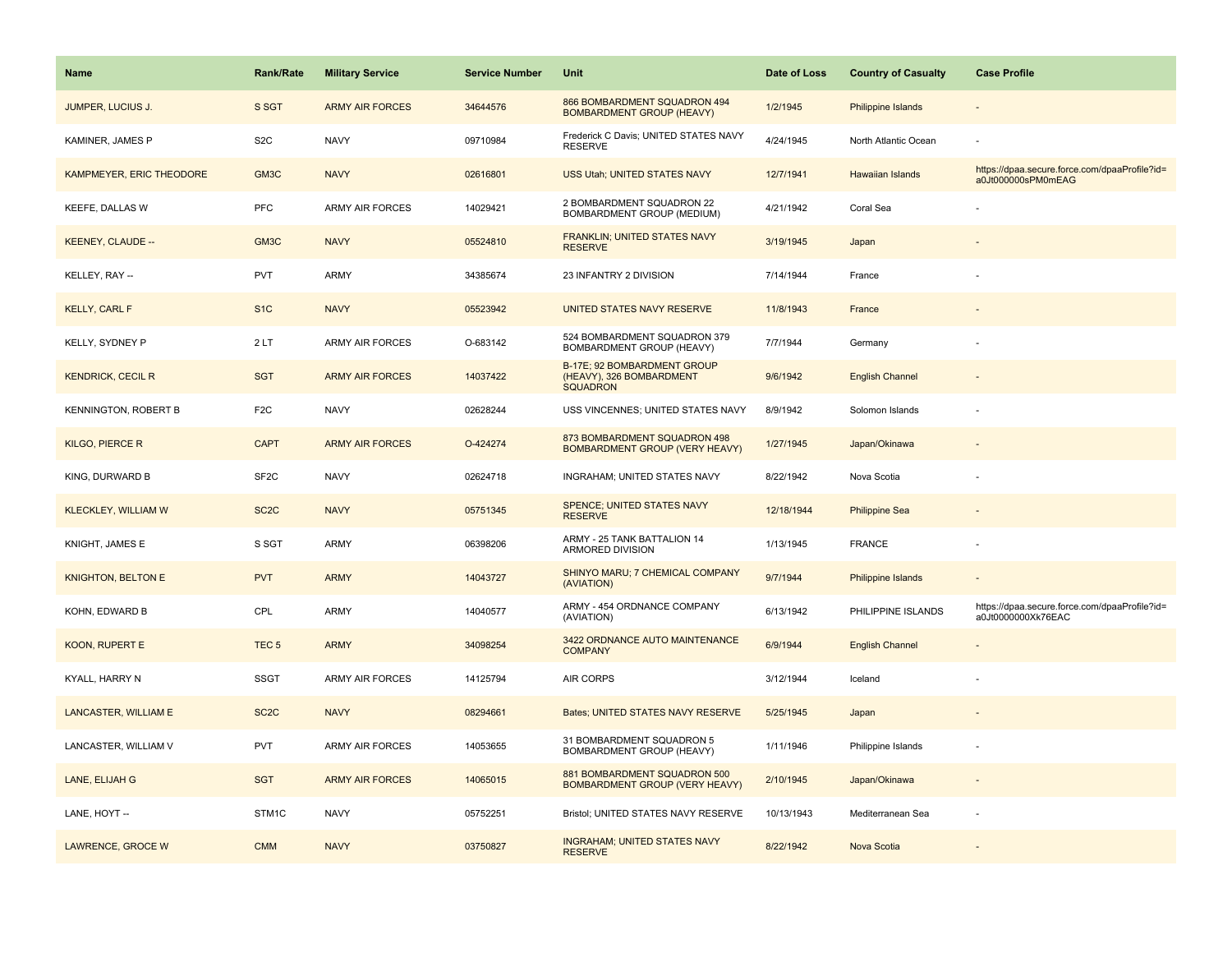| Name | Rank/Rate | Military Service | Service Number | Unit | Date of Loss | Country of Casualty | Case Profile |
|---|---|---|---|---|---|---|---|
| JUMPER, LUCIUS J. | S SGT | ARMY AIR FORCES | 34644576 | 866 BOMBARDMENT SQUADRON 494 BOMBARDMENT GROUP (HEAVY) | 1/2/1945 | Philippine Islands | - |
| KAMINER, JAMES P | S2C | NAVY | 09710984 | Frederick C Davis; UNITED STATES NAVY RESERVE | 4/24/1945 | North Atlantic Ocean | - |
| KAMPMEYER, ERIC THEODORE | GM3C | NAVY | 02616801 | USS Utah; UNITED STATES NAVY | 12/7/1941 | Hawaiian Islands | https://dpaa.secure.force.com/dpaaProfile?id=a0Jt000000sPM0mEAG |
| KEEFE, DALLAS W | PFC | ARMY AIR FORCES | 14029421 | 2 BOMBARDMENT SQUADRON 22 BOMBARDMENT GROUP (MEDIUM) | 4/21/1942 | Coral Sea | - |
| KEENEY, CLAUDE -- | GM3C | NAVY | 05524810 | FRANKLIN; UNITED STATES NAVY RESERVE | 3/19/1945 | Japan | - |
| KELLEY, RAY -- | PVT | ARMY | 34385674 | 23 INFANTRY 2 DIVISION | 7/14/1944 | France | - |
| KELLY, CARL F | S1C | NAVY | 05523942 | UNITED STATES NAVY RESERVE | 11/8/1943 | France | - |
| KELLY, SYDNEY P | 2 LT | ARMY AIR FORCES | O-683142 | 524 BOMBARDMENT SQUADRON 379 BOMBARDMENT GROUP (HEAVY) | 7/7/1944 | Germany | - |
| KENDRICK, CECIL R | SGT | ARMY AIR FORCES | 14037422 | B-17E; 92 BOMBARDMENT GROUP (HEAVY), 326 BOMBARDMENT SQUADRON | 9/6/1942 | English Channel | - |
| KENNINGTON, ROBERT B | F2C | NAVY | 02628244 | USS VINCENNES; UNITED STATES NAVY | 8/9/1942 | Solomon Islands | - |
| KILGO, PIERCE R | CAPT | ARMY AIR FORCES | O-424274 | 873 BOMBARDMENT SQUADRON 498 BOMBARDMENT GROUP (VERY HEAVY) | 1/27/1945 | Japan/Okinawa | - |
| KING, DURWARD B | SF2C | NAVY | 02624718 | INGRAHAM; UNITED STATES NAVY | 8/22/1942 | Nova Scotia | - |
| KLECKLEY, WILLIAM W | SC2C | NAVY | 05751345 | SPENCE; UNITED STATES NAVY RESERVE | 12/18/1944 | Philippine Sea | - |
| KNIGHT, JAMES E | S SGT | ARMY | 06398206 | ARMY - 25 TANK BATTALION 14 ARMORED DIVISION | 1/13/1945 | FRANCE | - |
| KNIGHTON, BELTON E | PVT | ARMY | 14043727 | SHINYO MARU; 7 CHEMICAL COMPANY (AVIATION) | 9/7/1944 | Philippine Islands | - |
| KOHN, EDWARD B | CPL | ARMY | 14040577 | ARMY - 454 ORDNANCE COMPANY (AVIATION) | 6/13/1942 | PHILIPPINE ISLANDS | https://dpaa.secure.force.com/dpaaProfile?id=a0Jt0000000Xk76EAC |
| KOON, RUPERT E | TEC 5 | ARMY | 34098254 | 3422 ORDNANCE AUTO MAINTENANCE COMPANY | 6/9/1944 | English Channel | - |
| KYALL, HARRY N | SSGT | ARMY AIR FORCES | 14125794 | AIR CORPS | 3/12/1944 | Iceland | - |
| LANCASTER, WILLIAM E | SC2C | NAVY | 08294661 | Bates; UNITED STATES NAVY RESERVE | 5/25/1945 | Japan | - |
| LANCASTER, WILLIAM V | PVT | ARMY AIR FORCES | 14053655 | 31 BOMBARDMENT SQUADRON 5 BOMBARDMENT GROUP (HEAVY) | 1/11/1946 | Philippine Islands | - |
| LANE, ELIJAH G | SGT | ARMY AIR FORCES | 14065015 | 881 BOMBARDMENT SQUADRON 500 BOMBARDMENT GROUP (VERY HEAVY) | 2/10/1945 | Japan/Okinawa | - |
| LANE, HOYT -- | STM1C | NAVY | 05752251 | Bristol; UNITED STATES NAVY RESERVE | 10/13/1943 | Mediterranean Sea | - |
| LAWRENCE, GROCE W | CMM | NAVY | 03750827 | INGRAHAM; UNITED STATES NAVY RESERVE | 8/22/1942 | Nova Scotia | - |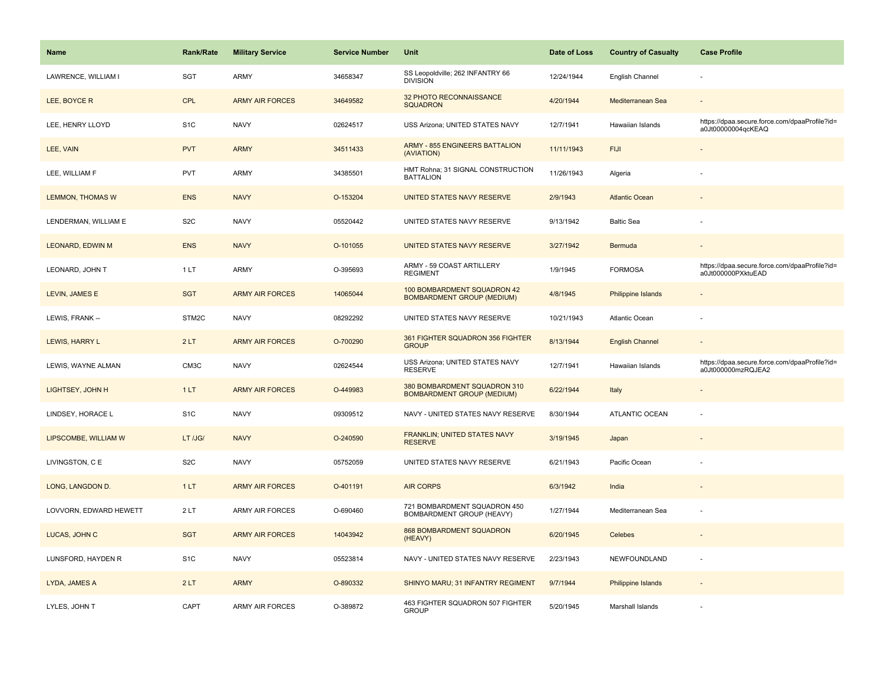| Name | Rank/Rate | Military Service | Service Number | Unit | Date of Loss | Country of Casualty | Case Profile |
| --- | --- | --- | --- | --- | --- | --- | --- |
| LAWRENCE, WILLIAM I | SGT | ARMY | 34658347 | SS Leopoldville; 262 INFANTRY 66 DIVISION | 12/24/1944 | English Channel | - |
| LEE, BOYCE R | CPL | ARMY AIR FORCES | 34649582 | 32 PHOTO RECONNAISSANCE SQUADRON | 4/20/1944 | Mediterranean Sea | - |
| LEE, HENRY LLOYD | S1C | NAVY | 02624517 | USS Arizona; UNITED STATES NAVY | 12/7/1941 | Hawaiian Islands | https://dpaa.secure.force.com/dpaaProfile?id=a0Jt00000004qcKEAQ |
| LEE, VAIN | PVT | ARMY | 34511433 | ARMY - 855 ENGINEERS BATTALION (AVIATION) | 11/11/1943 | FIJI | - |
| LEE, WILLIAM F | PVT | ARMY | 34385501 | HMT Rohna; 31 SIGNAL CONSTRUCTION BATTALION | 11/26/1943 | Algeria | - |
| LEMMON, THOMAS W | ENS | NAVY | O-153204 | UNITED STATES NAVY RESERVE | 2/9/1943 | Atlantic Ocean | - |
| LENDERMAN, WILLIAM E | S2C | NAVY | 05520442 | UNITED STATES NAVY RESERVE | 9/13/1942 | Baltic Sea | - |
| LEONARD, EDWIN M | ENS | NAVY | O-101055 | UNITED STATES NAVY RESERVE | 3/27/1942 | Bermuda | - |
| LEONARD, JOHN T | 1 LT | ARMY | O-395693 | ARMY - 59 COAST ARTILLERY REGIMENT | 1/9/1945 | FORMOSA | https://dpaa.secure.force.com/dpaaProfile?id=a0Jt000000PXktuEAD |
| LEVIN, JAMES E | SGT | ARMY AIR FORCES | 14065044 | 100 BOMBARDMENT SQUADRON 42 BOMBARDMENT GROUP (MEDIUM) | 4/8/1945 | Philippine Islands | - |
| LEWIS, FRANK -- | STM2C | NAVY | 08292292 | UNITED STATES NAVY RESERVE | 10/21/1943 | Atlantic Ocean | - |
| LEWIS, HARRY L | 2 LT | ARMY AIR FORCES | O-700290 | 361 FIGHTER SQUADRON 356 FIGHTER GROUP | 8/13/1944 | English Channel | - |
| LEWIS, WAYNE ALMAN | CM3C | NAVY | 02624544 | USS Arizona; UNITED STATES NAVY RESERVE | 12/7/1941 | Hawaiian Islands | https://dpaa.secure.force.com/dpaaProfile?id=a0Jt000000mzRQJEA2 |
| LIGHTSEY, JOHN H | 1 LT | ARMY AIR FORCES | O-449983 | 380 BOMBARDMENT SQUADRON 310 BOMBARDMENT GROUP (MEDIUM) | 6/22/1944 | Italy | - |
| LINDSEY, HORACE L | S1C | NAVY | 09309512 | NAVY - UNITED STATES NAVY RESERVE | 8/30/1944 | ATLANTIC OCEAN | - |
| LIPSCOMBE, WILLIAM W | LT /JG/ | NAVY | O-240590 | FRANKLIN; UNITED STATES NAVY RESERVE | 3/19/1945 | Japan | - |
| LIVINGSTON, C E | S2C | NAVY | 05752059 | UNITED STATES NAVY RESERVE | 6/21/1943 | Pacific Ocean | - |
| LONG, LANGDON D. | 1 LT | ARMY AIR FORCES | O-401191 | AIR CORPS | 6/3/1942 | India | - |
| LOVVORN, EDWARD HEWETT | 2 LT | ARMY AIR FORCES | O-690460 | 721 BOMBARDMENT SQUADRON 450 BOMBARDMENT GROUP (HEAVY) | 1/27/1944 | Mediterranean Sea | - |
| LUCAS, JOHN C | SGT | ARMY AIR FORCES | 14043942 | 868 BOMBARDMENT SQUADRON (HEAVY) | 6/20/1945 | Celebes | - |
| LUNSFORD, HAYDEN R | S1C | NAVY | 05523814 | NAVY - UNITED STATES NAVY RESERVE | 2/23/1943 | NEWFOUNDLAND | - |
| LYDA, JAMES A | 2 LT | ARMY | O-890332 | SHINYO MARU; 31 INFANTRY REGIMENT | 9/7/1944 | Philippine Islands | - |
| LYLES, JOHN T | CAPT | ARMY AIR FORCES | O-389872 | 463 FIGHTER SQUADRON 507 FIGHTER GROUP | 5/20/1945 | Marshall Islands | - |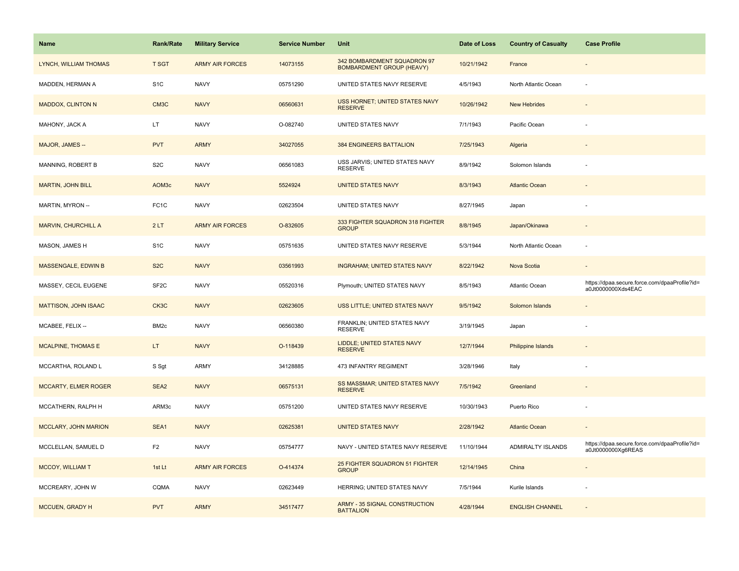| Name | Rank/Rate | Military Service | Service Number | Unit | Date of Loss | Country of Casualty | Case Profile |
|---|---|---|---|---|---|---|---|
| LYNCH, WILLIAM THOMAS | T SGT | ARMY AIR FORCES | 14073155 | 342 BOMBARDMENT SQUADRON 97 BOMBARDMENT GROUP (HEAVY) | 10/21/1942 | France | - |
| MADDEN, HERMAN A | S1C | NAVY | 05751290 | UNITED STATES NAVY RESERVE | 4/5/1943 | North Atlantic Ocean | - |
| MADDOX, CLINTON N | CM3C | NAVY | 06560631 | USS HORNET; UNITED STATES NAVY RESERVE | 10/26/1942 | New Hebrides | - |
| MAHONY, JACK A | LT | NAVY | O-082740 | UNITED STATES NAVY | 7/1/1943 | Pacific Ocean | - |
| MAJOR, JAMES -- | PVT | ARMY | 34027055 | 384 ENGINEERS BATTALION | 7/25/1943 | Algeria | - |
| MANNING, ROBERT B | S2C | NAVY | 06561083 | USS JARVIS; UNITED STATES NAVY RESERVE | 8/9/1942 | Solomon Islands | - |
| MARTIN, JOHN BILL | AOM3c | NAVY | 5524924 | UNITED STATES NAVY | 8/3/1943 | Atlantic Ocean | - |
| MARTIN, MYRON -- | FC1C | NAVY | 02623504 | UNITED STATES NAVY | 8/27/1945 | Japan | - |
| MARVIN, CHURCHILL A | 2 LT | ARMY AIR FORCES | O-832605 | 333 FIGHTER SQUADRON 318 FIGHTER GROUP | 8/8/1945 | Japan/Okinawa | - |
| MASON, JAMES H | S1C | NAVY | 05751635 | UNITED STATES NAVY RESERVE | 5/3/1944 | North Atlantic Ocean | - |
| MASSENGALE, EDWIN B | S2C | NAVY | 03561993 | INGRAHAM; UNITED STATES NAVY | 8/22/1942 | Nova Scotia | - |
| MASSEY, CECIL EUGENE | SF2C | NAVY | 05520316 | Plymouth; UNITED STATES NAVY | 8/5/1943 | Atlantic Ocean | https://dpaa.secure.force.com/dpaaProfile?id=a0Jt0000000Xds4EAC |
| MATTISON, JOHN ISAAC | CK3C | NAVY | 02623605 | USS LITTLE; UNITED STATES NAVY | 9/5/1942 | Solomon Islands | - |
| MCABEE, FELIX -- | BM2c | NAVY | 06560380 | FRANKLIN; UNITED STATES NAVY RESERVE | 3/19/1945 | Japan | - |
| MCALPINE, THOMAS E | LT | NAVY | O-118439 | LIDDLE; UNITED STATES NAVY RESERVE | 12/7/1944 | Philippine Islands | - |
| MCCARTHA, ROLAND L | S Sgt | ARMY | 34128885 | 473 INFANTRY REGIMENT | 3/28/1946 | Italy | - |
| MCCARTY, ELMER ROGER | SEA2 | NAVY | 06575131 | SS MASSMAR; UNITED STATES NAVY RESERVE | 7/5/1942 | Greenland | - |
| MCCATHERN, RALPH H | ARM3c | NAVY | 05751200 | UNITED STATES NAVY RESERVE | 10/30/1943 | Puerto Rico | - |
| MCCLARY, JOHN MARION | SEA1 | NAVY | 02625381 | UNITED STATES NAVY | 2/28/1942 | Atlantic Ocean | - |
| MCCLELLAN, SAMUEL D | F2 | NAVY | 05754777 | NAVY - UNITED STATES NAVY RESERVE | 11/10/1944 | ADMIRALTY ISLANDS | https://dpaa.secure.force.com/dpaaProfile?id=a0Jt0000000Xg6REAS |
| MCCOY, WILLIAM T | 1st Lt | ARMY AIR FORCES | O-414374 | 25 FIGHTER SQUADRON 51 FIGHTER GROUP | 12/14/1945 | China | - |
| MCCREARY, JOHN W | CQMA | NAVY | 02623449 | HERRING; UNITED STATES NAVY | 7/5/1944 | Kurile Islands | - |
| MCCUEN, GRADY H | PVT | ARMY | 34517477 | ARMY - 35 SIGNAL CONSTRUCTION BATTALION | 4/28/1944 | ENGLISH CHANNEL | - |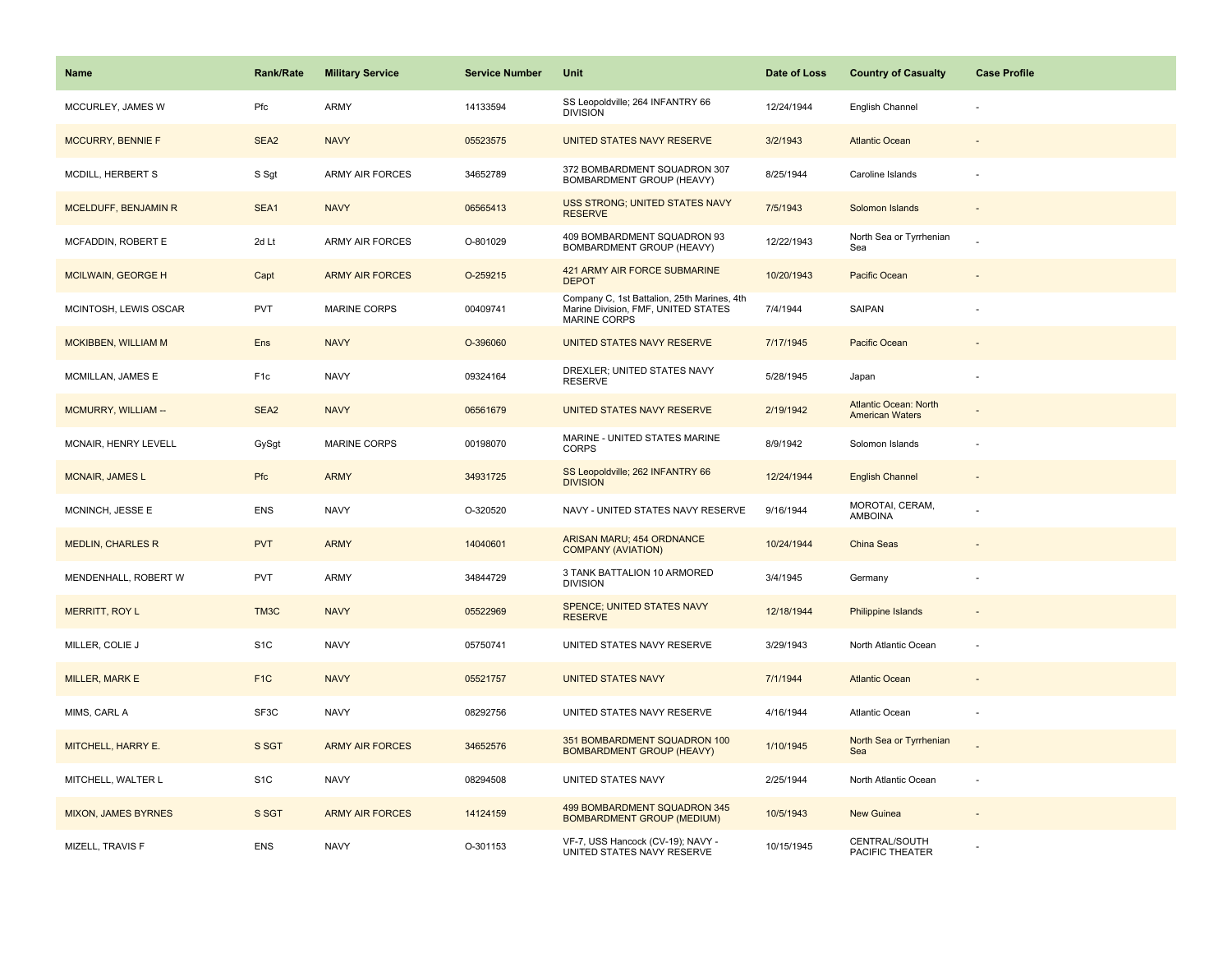| Name | Rank/Rate | Military Service | Service Number | Unit | Date of Loss | Country of Casualty | Case Profile |
|---|---|---|---|---|---|---|---|
| MCCURLEY, JAMES W | Pfc | ARMY | 14133594 | SS Leopoldville; 264 INFANTRY 66 DIVISION | 12/24/1944 | English Channel | - |
| MCCURRY, BENNIE F | SEA2 | NAVY | 05523575 | UNITED STATES NAVY RESERVE | 3/2/1943 | Atlantic Ocean | - |
| MCDILL, HERBERT S | S Sgt | ARMY AIR FORCES | 34652789 | 372 BOMBARDMENT SQUADRON 307 BOMBARDMENT GROUP (HEAVY) | 8/25/1944 | Caroline Islands | - |
| MCELDUFF, BENJAMIN R | SEA1 | NAVY | 06565413 | USS STRONG; UNITED STATES NAVY RESERVE | 7/5/1943 | Solomon Islands | - |
| MCFADDIN, ROBERT E | 2d Lt | ARMY AIR FORCES | O-801029 | 409 BOMBARDMENT SQUADRON 93 BOMBARDMENT GROUP (HEAVY) | 12/22/1943 | North Sea or Tyrrhenian Sea | - |
| MCILWAIN, GEORGE H | Capt | ARMY AIR FORCES | O-259215 | 421 ARMY AIR FORCE SUBMARINE DEPOT | 10/20/1943 | Pacific Ocean | - |
| MCINTOSH, LEWIS OSCAR | PVT | MARINE CORPS | 00409741 | Company C, 1st Battalion, 25th Marines, 4th Marine Division, FMF, UNITED STATES MARINE CORPS | 7/4/1944 | SAIPAN | - |
| MCKIBBEN, WILLIAM M | Ens | NAVY | O-396060 | UNITED STATES NAVY RESERVE | 7/17/1945 | Pacific Ocean | - |
| MCMILLAN, JAMES E | F1c | NAVY | 09324164 | DREXLER; UNITED STATES NAVY RESERVE | 5/28/1945 | Japan | - |
| MCMURRY, WILLIAM -- | SEA2 | NAVY | 06561679 | UNITED STATES NAVY RESERVE | 2/19/1942 | Atlantic Ocean: North American Waters | - |
| MCNAIR, HENRY LEVELL | GySgt | MARINE CORPS | 00198070 | MARINE - UNITED STATES MARINE CORPS | 8/9/1942 | Solomon Islands | - |
| MCNAIR, JAMES L | Pfc | ARMY | 34931725 | SS Leopoldville; 262 INFANTRY 66 DIVISION | 12/24/1944 | English Channel | - |
| MCNINCH, JESSE E | ENS | NAVY | O-320520 | NAVY - UNITED STATES NAVY RESERVE | 9/16/1944 | MOROTAI, CERAM, AMBOINA | - |
| MEDLIN, CHARLES R | PVT | ARMY | 14040601 | ARISAN MARU; 454 ORDNANCE COMPANY (AVIATION) | 10/24/1944 | China Seas | - |
| MENDENHALL, ROBERT W | PVT | ARMY | 34844729 | 3 TANK BATTALION 10 ARMORED DIVISION | 3/4/1945 | Germany | - |
| MERRITT, ROY L | TM3C | NAVY | 05522969 | SPENCE; UNITED STATES NAVY RESERVE | 12/18/1944 | Philippine Islands | - |
| MILLER, COLIE J | S1C | NAVY | 05750741 | UNITED STATES NAVY RESERVE | 3/29/1943 | North Atlantic Ocean | - |
| MILLER, MARK E | F1C | NAVY | 05521757 | UNITED STATES NAVY | 7/1/1944 | Atlantic Ocean | - |
| MIMS, CARL A | SF3C | NAVY | 08292756 | UNITED STATES NAVY RESERVE | 4/16/1944 | Atlantic Ocean | - |
| MITCHELL, HARRY E. | S SGT | ARMY AIR FORCES | 34652576 | 351 BOMBARDMENT SQUADRON 100 BOMBARDMENT GROUP (HEAVY) | 1/10/1945 | North Sea or Tyrrhenian Sea | - |
| MITCHELL, WALTER L | S1C | NAVY | 08294508 | UNITED STATES NAVY | 2/25/1944 | North Atlantic Ocean | - |
| MIXON, JAMES BYRNES | S SGT | ARMY AIR FORCES | 14124159 | 499 BOMBARDMENT SQUADRON 345 BOMBARDMENT GROUP (MEDIUM) | 10/5/1943 | New Guinea | - |
| MIZELL, TRAVIS F | ENS | NAVY | O-301153 | VF-7, USS Hancock (CV-19); NAVY - UNITED STATES NAVY RESERVE | 10/15/1945 | CENTRAL/SOUTH PACIFIC THEATER | - |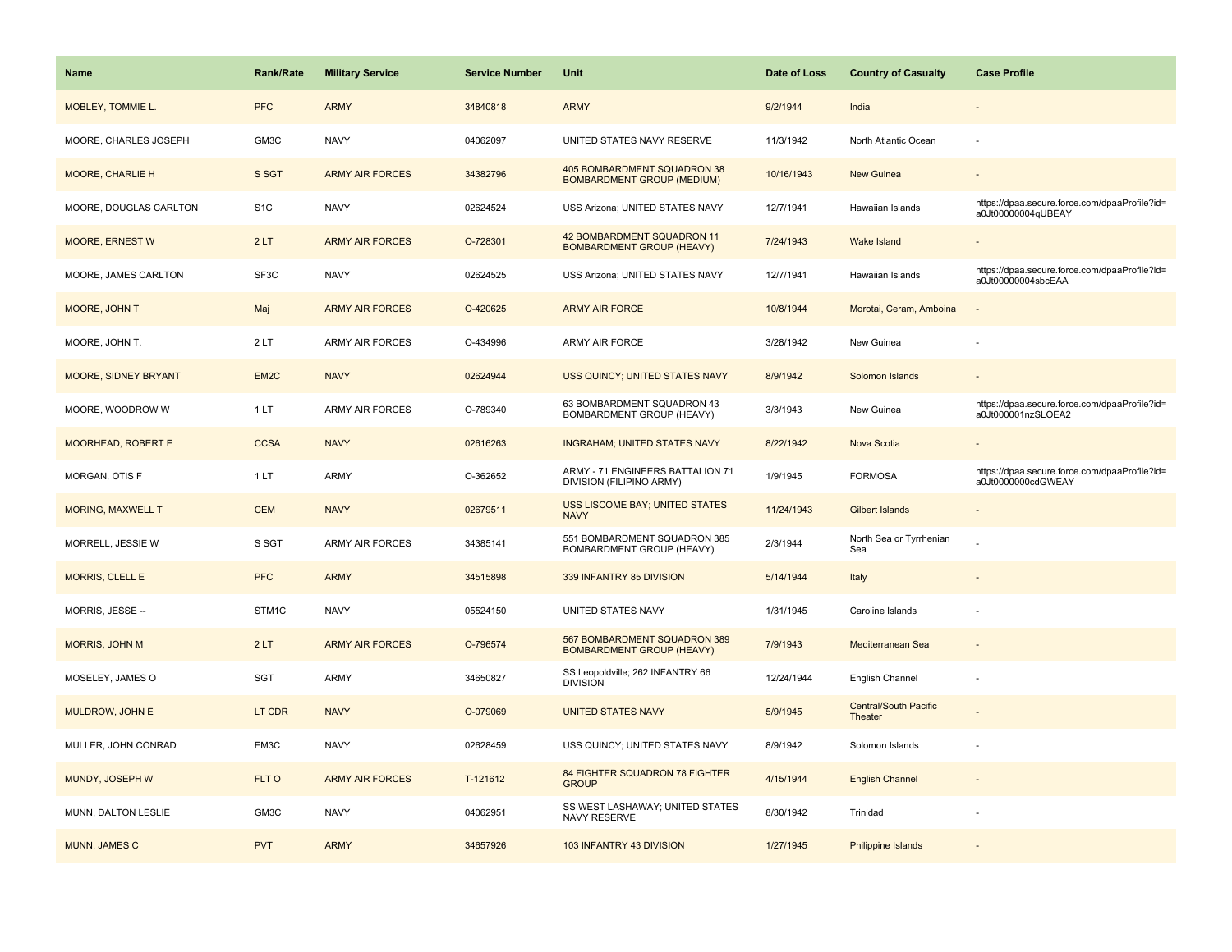| Name | Rank/Rate | Military Service | Service Number | Unit | Date of Loss | Country of Casualty | Case Profile |
|---|---|---|---|---|---|---|---|
| MOBLEY, TOMMIE L. | PFC | ARMY | 34840818 | ARMY | 9/2/1944 | India | - |
| MOORE, CHARLES JOSEPH | GM3C | NAVY | 04062097 | UNITED STATES NAVY RESERVE | 11/3/1942 | North Atlantic Ocean | - |
| MOORE, CHARLIE H | S SGT | ARMY AIR FORCES | 34382796 | 405 BOMBARDMENT SQUADRON 38 BOMBARDMENT GROUP (MEDIUM) | 10/16/1943 | New Guinea | - |
| MOORE, DOUGLAS CARLTON | S1C | NAVY | 02624524 | USS Arizona; UNITED STATES NAVY | 12/7/1941 | Hawaiian Islands | https://dpaa.secure.force.com/dpaaProfile?id=a0Jt00000004qUBEAY |
| MOORE, ERNEST W | 2 LT | ARMY AIR FORCES | O-728301 | 42 BOMBARDMENT SQUADRON 11 BOMBARDMENT GROUP (HEAVY) | 7/24/1943 | Wake Island | - |
| MOORE, JAMES CARLTON | SF3C | NAVY | 02624525 | USS Arizona; UNITED STATES NAVY | 12/7/1941 | Hawaiian Islands | https://dpaa.secure.force.com/dpaaProfile?id=a0Jt00000004sbcEAA |
| MOORE, JOHN T | Maj | ARMY AIR FORCES | O-420625 | ARMY AIR FORCE | 10/8/1944 | Morotai, Ceram, Amboina | - |
| MOORE, JOHN T. | 2 LT | ARMY AIR FORCES | O-434996 | ARMY AIR FORCE | 3/28/1942 | New Guinea | - |
| MOORE, SIDNEY BRYANT | EM2C | NAVY | 02624944 | USS QUINCY; UNITED STATES NAVY | 8/9/1942 | Solomon Islands | - |
| MOORE, WOODROW W | 1 LT | ARMY AIR FORCES | O-789340 | 63 BOMBARDMENT SQUADRON 43 BOMBARDMENT GROUP (HEAVY) | 3/3/1943 | New Guinea | https://dpaa.secure.force.com/dpaaProfile?id=a0Jt000001nzSLOEA2 |
| MOORHEAD, ROBERT E | CCSA | NAVY | 02616263 | INGRAHAM; UNITED STATES NAVY | 8/22/1942 | Nova Scotia | - |
| MORGAN, OTIS F | 1 LT | ARMY | O-362652 | ARMY - 71 ENGINEERS BATTALION 71 DIVISION (FILIPINO ARMY) | 1/9/1945 | FORMOSA | https://dpaa.secure.force.com/dpaaProfile?id=a0Jt0000000cdGWEAY |
| MORING, MAXWELL T | CEM | NAVY | 02679511 | USS LISCOME BAY; UNITED STATES NAVY | 11/24/1943 | Gilbert Islands | - |
| MORRELL, JESSIE W | S SGT | ARMY AIR FORCES | 34385141 | 551 BOMBARDMENT SQUADRON 385 BOMBARDMENT GROUP (HEAVY) | 2/3/1944 | North Sea or Tyrrhenian Sea | - |
| MORRIS, CLELL E | PFC | ARMY | 34515898 | 339 INFANTRY 85 DIVISION | 5/14/1944 | Italy | - |
| MORRIS, JESSE -- | STM1C | NAVY | 05524150 | UNITED STATES NAVY | 1/31/1945 | Caroline Islands | - |
| MORRIS, JOHN M | 2 LT | ARMY AIR FORCES | O-796574 | 567 BOMBARDMENT SQUADRON 389 BOMBARDMENT GROUP (HEAVY) | 7/9/1943 | Mediterranean Sea | - |
| MOSELEY, JAMES O | SGT | ARMY | 34650827 | SS Leopoldville; 262 INFANTRY 66 DIVISION | 12/24/1944 | English Channel | - |
| MULDROW, JOHN E | LT CDR | NAVY | O-079069 | UNITED STATES NAVY | 5/9/1945 | Central/South Pacific Theater | - |
| MULLER, JOHN CONRAD | EM3C | NAVY | 02628459 | USS QUINCY; UNITED STATES NAVY | 8/9/1942 | Solomon Islands | - |
| MUNDY, JOSEPH W | FLT O | ARMY AIR FORCES | T-121612 | 84 FIGHTER SQUADRON 78 FIGHTER GROUP | 4/15/1944 | English Channel | - |
| MUNN, DALTON LESLIE | GM3C | NAVY | 04062951 | SS WEST LASHAWAY; UNITED STATES NAVY RESERVE | 8/30/1942 | Trinidad | - |
| MUNN, JAMES C | PVT | ARMY | 34657926 | 103 INFANTRY 43 DIVISION | 1/27/1945 | Philippine Islands | - |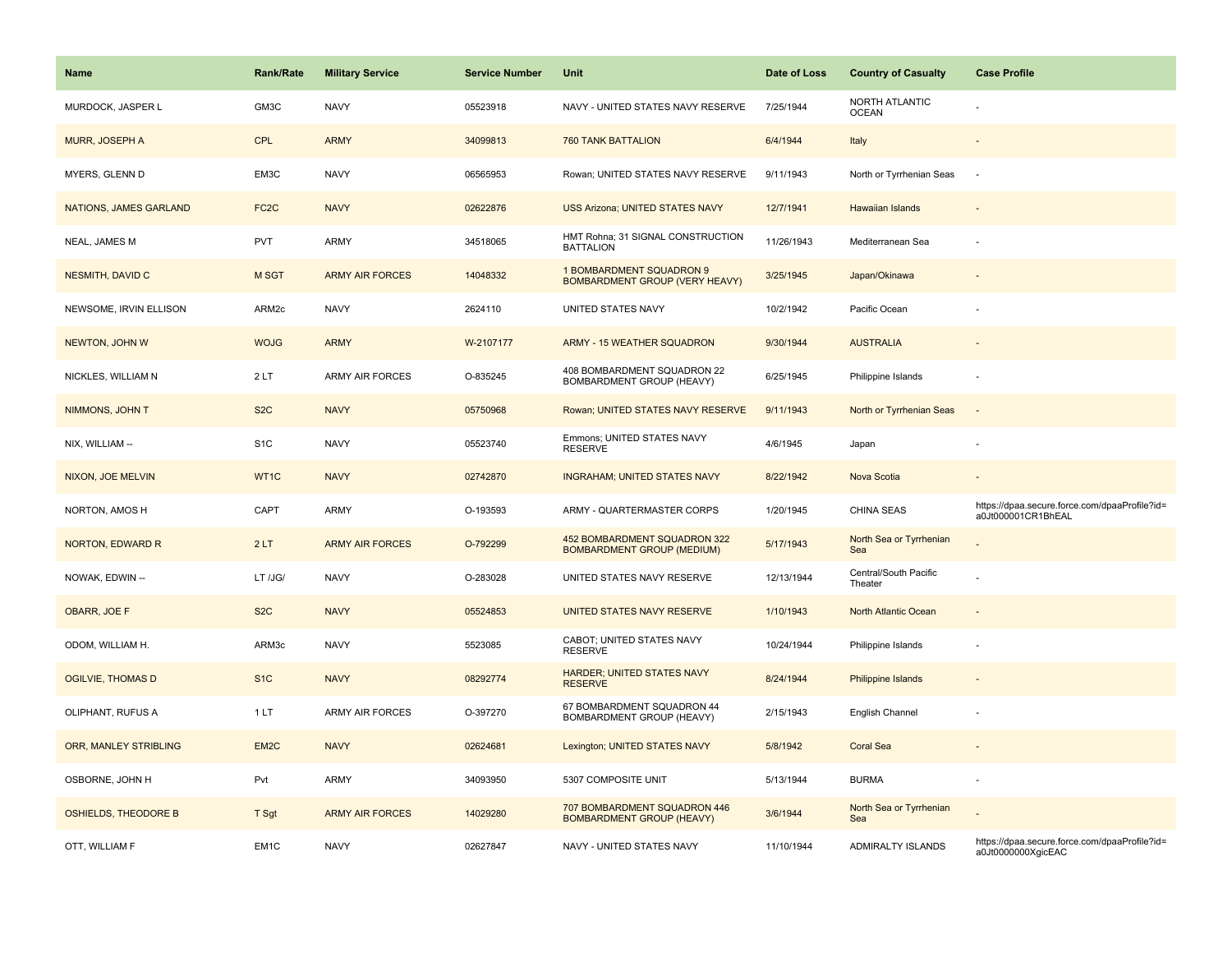| Name | Rank/Rate | Military Service | Service Number | Unit | Date of Loss | Country of Casualty | Case Profile |
|---|---|---|---|---|---|---|---|
| MURDOCK, JASPER L | GM3C | NAVY | 05523918 | NAVY - UNITED STATES NAVY RESERVE | 7/25/1944 | NORTH ATLANTIC OCEAN | - |
| MURR, JOSEPH A | CPL | ARMY | 34099813 | 760 TANK BATTALION | 6/4/1944 | Italy | - |
| MYERS, GLENN D | EM3C | NAVY | 06565953 | Rowan; UNITED STATES NAVY RESERVE | 9/11/1943 | North or Tyrrhenian Seas | - |
| NATIONS, JAMES GARLAND | FC2C | NAVY | 02622876 | USS Arizona; UNITED STATES NAVY | 12/7/1941 | Hawaiian Islands | - |
| NEAL, JAMES M | PVT | ARMY | 34518065 | HMT Rohna; 31 SIGNAL CONSTRUCTION BATTALION | 11/26/1943 | Mediterranean Sea | - |
| NESMITH, DAVID C | M SGT | ARMY AIR FORCES | 14048332 | 1 BOMBARDMENT SQUADRON 9 BOMBARDMENT GROUP (VERY HEAVY) | 3/25/1945 | Japan/Okinawa | - |
| NEWSOME, IRVIN ELLISON | ARM2c | NAVY | 2624110 | UNITED STATES NAVY | 10/2/1942 | Pacific Ocean | - |
| NEWTON, JOHN W | WOJG | ARMY | W-2107177 | ARMY - 15 WEATHER SQUADRON | 9/30/1944 | AUSTRALIA | - |
| NICKLES, WILLIAM N | 2 LT | ARMY AIR FORCES | O-835245 | 408 BOMBARDMENT SQUADRON 22 BOMBARDMENT GROUP (HEAVY) | 6/25/1945 | Philippine Islands | - |
| NIMMONS, JOHN T | S2C | NAVY | 05750968 | Rowan; UNITED STATES NAVY RESERVE | 9/11/1943 | North or Tyrrhenian Seas | - |
| NIX, WILLIAM -- | S1C | NAVY | 05523740 | Emmons; UNITED STATES NAVY RESERVE | 4/6/1945 | Japan | - |
| NIXON, JOE MELVIN | WT1C | NAVY | 02742870 | INGRAHAM; UNITED STATES NAVY | 8/22/1942 | Nova Scotia | - |
| NORTON, AMOS H | CAPT | ARMY | O-193593 | ARMY - QUARTERMASTER CORPS | 1/20/1945 | CHINA SEAS | https://dpaa.secure.force.com/dpaaProfile?id=a0Jt000001CR1BhEAL |
| NORTON, EDWARD R | 2 LT | ARMY AIR FORCES | O-792299 | 452 BOMBARDMENT SQUADRON 322 BOMBARDMENT GROUP (MEDIUM) | 5/17/1943 | North Sea or Tyrrhenian Sea | - |
| NOWAK, EDWIN -- | LT /JG/ | NAVY | O-283028 | UNITED STATES NAVY RESERVE | 12/13/1944 | Central/South Pacific Theater | - |
| OBARR, JOE F | S2C | NAVY | 05524853 | UNITED STATES NAVY RESERVE | 1/10/1943 | North Atlantic Ocean | - |
| ODOM, WILLIAM H. | ARM3c | NAVY | 5523085 | CABOT; UNITED STATES NAVY RESERVE | 10/24/1944 | Philippine Islands | - |
| OGILVIE, THOMAS D | S1C | NAVY | 08292774 | HARDER; UNITED STATES NAVY RESERVE | 8/24/1944 | Philippine Islands | - |
| OLIPHANT, RUFUS A | 1 LT | ARMY AIR FORCES | O-397270 | 67 BOMBARDMENT SQUADRON 44 BOMBARDMENT GROUP (HEAVY) | 2/15/1943 | English Channel | - |
| ORR, MANLEY STRIBLING | EM2C | NAVY | 02624681 | Lexington; UNITED STATES NAVY | 5/8/1942 | Coral Sea | - |
| OSBORNE, JOHN H | Pvt | ARMY | 34093950 | 5307 COMPOSITE UNIT | 5/13/1944 | BURMA | - |
| OSHIELDS, THEODORE B | T Sgt | ARMY AIR FORCES | 14029280 | 707 BOMBARDMENT SQUADRON 446 BOMBARDMENT GROUP (HEAVY) | 3/6/1944 | North Sea or Tyrrhenian Sea | - |
| OTT, WILLIAM F | EM1C | NAVY | 02627847 | NAVY - UNITED STATES NAVY | 11/10/1944 | ADMIRALTY ISLANDS | https://dpaa.secure.force.com/dpaaProfile?id=a0Jt0000000XgicEAC |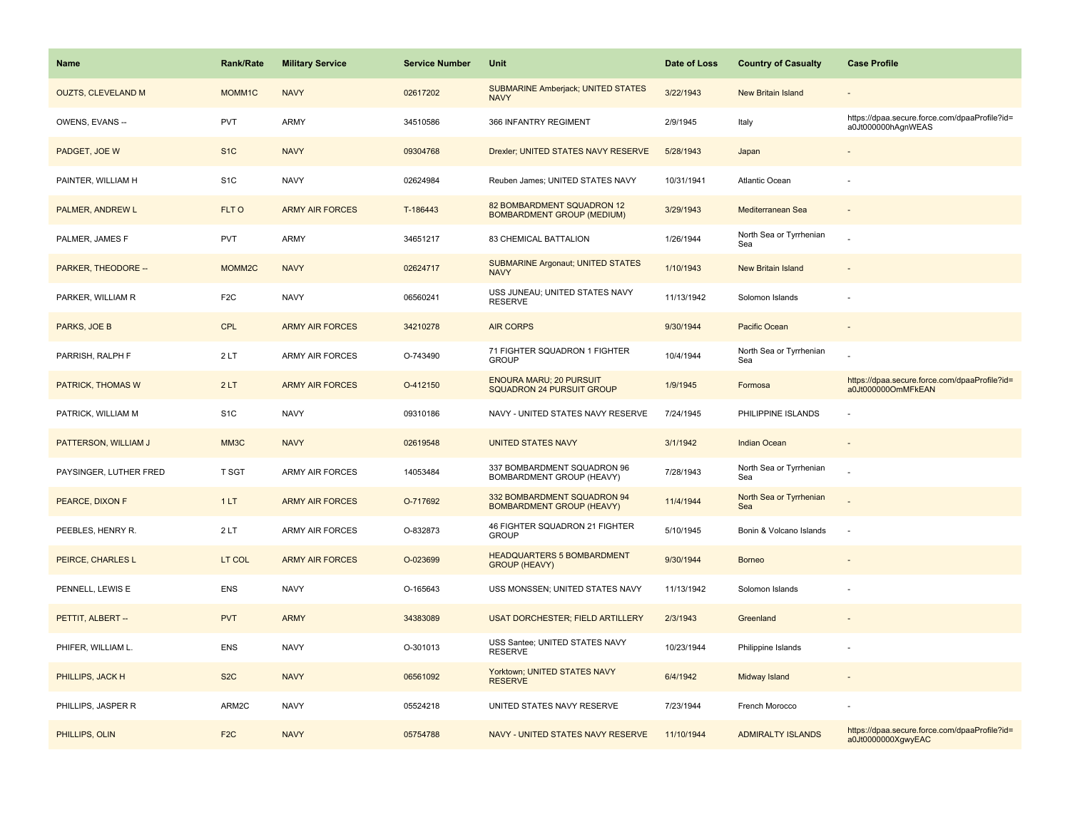| Name | Rank/Rate | Military Service | Service Number | Unit | Date of Loss | Country of Casualty | Case Profile |
|---|---|---|---|---|---|---|---|
| OUZTS, CLEVELAND M | MOMM1C | NAVY | 02617202 | SUBMARINE Amberjack; UNITED STATES NAVY | 3/22/1943 | New Britain Island | - |
| OWENS, EVANS -- | PVT | ARMY | 34510586 | 366 INFANTRY REGIMENT | 2/9/1945 | Italy | https://dpaa.secure.force.com/dpaaProfile?id=a0Jt000000hAgnWEAS |
| PADGET, JOE W | S1C | NAVY | 09304768 | Drexler; UNITED STATES NAVY RESERVE | 5/28/1943 | Japan | - |
| PAINTER, WILLIAM H | S1C | NAVY | 02624984 | Reuben James; UNITED STATES NAVY | 10/31/1941 | Atlantic Ocean | - |
| PALMER, ANDREW L | FLT O | ARMY AIR FORCES | T-186443 | 82 BOMBARDMENT SQUADRON 12 BOMBARDMENT GROUP (MEDIUM) | 3/29/1943 | Mediterranean Sea | - |
| PALMER, JAMES F | PVT | ARMY | 34651217 | 83 CHEMICAL BATTALION | 1/26/1944 | North Sea or Tyrrhenian Sea | - |
| PARKER, THEODORE -- | MOMM2C | NAVY | 02624717 | SUBMARINE Argonaut; UNITED STATES NAVY | 1/10/1943 | New Britain Island | - |
| PARKER, WILLIAM R | F2C | NAVY | 06560241 | USS JUNEAU; UNITED STATES NAVY RESERVE | 11/13/1942 | Solomon Islands | - |
| PARKS, JOE B | CPL | ARMY AIR FORCES | 34210278 | AIR CORPS | 9/30/1944 | Pacific Ocean | - |
| PARRISH, RALPH F | 2 LT | ARMY AIR FORCES | O-743490 | 71 FIGHTER SQUADRON 1 FIGHTER GROUP | 10/4/1944 | North Sea or Tyrrhenian Sea | - |
| PATRICK, THOMAS W | 2 LT | ARMY AIR FORCES | O-412150 | ENOURA MARU; 20 PURSUIT SQUADRON 24 PURSUIT GROUP | 1/9/1945 | Formosa | https://dpaa.secure.force.com/dpaaProfile?id=a0Jt000000OmMFkEAN |
| PATRICK, WILLIAM M | S1C | NAVY | 09310186 | NAVY - UNITED STATES NAVY RESERVE | 7/24/1945 | PHILIPPINE ISLANDS | - |
| PATTERSON, WILLIAM J | MM3C | NAVY | 02619548 | UNITED STATES NAVY | 3/1/1942 | Indian Ocean | - |
| PAYSINGER, LUTHER FRED | T SGT | ARMY AIR FORCES | 14053484 | 337 BOMBARDMENT SQUADRON 96 BOMBARDMENT GROUP (HEAVY) | 7/28/1943 | North Sea or Tyrrhenian Sea | - |
| PEARCE, DIXON F | 1 LT | ARMY AIR FORCES | O-717692 | 332 BOMBARDMENT SQUADRON 94 BOMBARDMENT GROUP (HEAVY) | 11/4/1944 | North Sea or Tyrrhenian Sea | - |
| PEEBLES, HENRY R. | 2 LT | ARMY AIR FORCES | O-832873 | 46 FIGHTER SQUADRON 21 FIGHTER GROUP | 5/10/1945 | Bonin & Volcano Islands | - |
| PEIRCE, CHARLES L | LT COL | ARMY AIR FORCES | O-023699 | HEADQUARTERS 5 BOMBARDMENT GROUP (HEAVY) | 9/30/1944 | Borneo | - |
| PENNELL, LEWIS E | ENS | NAVY | O-165643 | USS MONSSEN; UNITED STATES NAVY | 11/13/1942 | Solomon Islands | - |
| PETTIT, ALBERT -- | PVT | ARMY | 34383089 | USAT DORCHESTER; FIELD ARTILLERY | 2/3/1943 | Greenland | - |
| PHIFER, WILLIAM L. | ENS | NAVY | O-301013 | USS Santee; UNITED STATES NAVY RESERVE | 10/23/1944 | Philippine Islands | - |
| PHILLIPS, JACK H | S2C | NAVY | 06561092 | Yorktown; UNITED STATES NAVY RESERVE | 6/4/1942 | Midway Island | - |
| PHILLIPS, JASPER R | ARM2C | NAVY | 05524218 | UNITED STATES NAVY RESERVE | 7/23/1944 | French Morocco | - |
| PHILLIPS, OLIN | F2C | NAVY | 05754788 | NAVY - UNITED STATES NAVY RESERVE | 11/10/1944 | ADMIRALTY ISLANDS | https://dpaa.secure.force.com/dpaaProfile?id=a0Jt0000000XgwyEAC |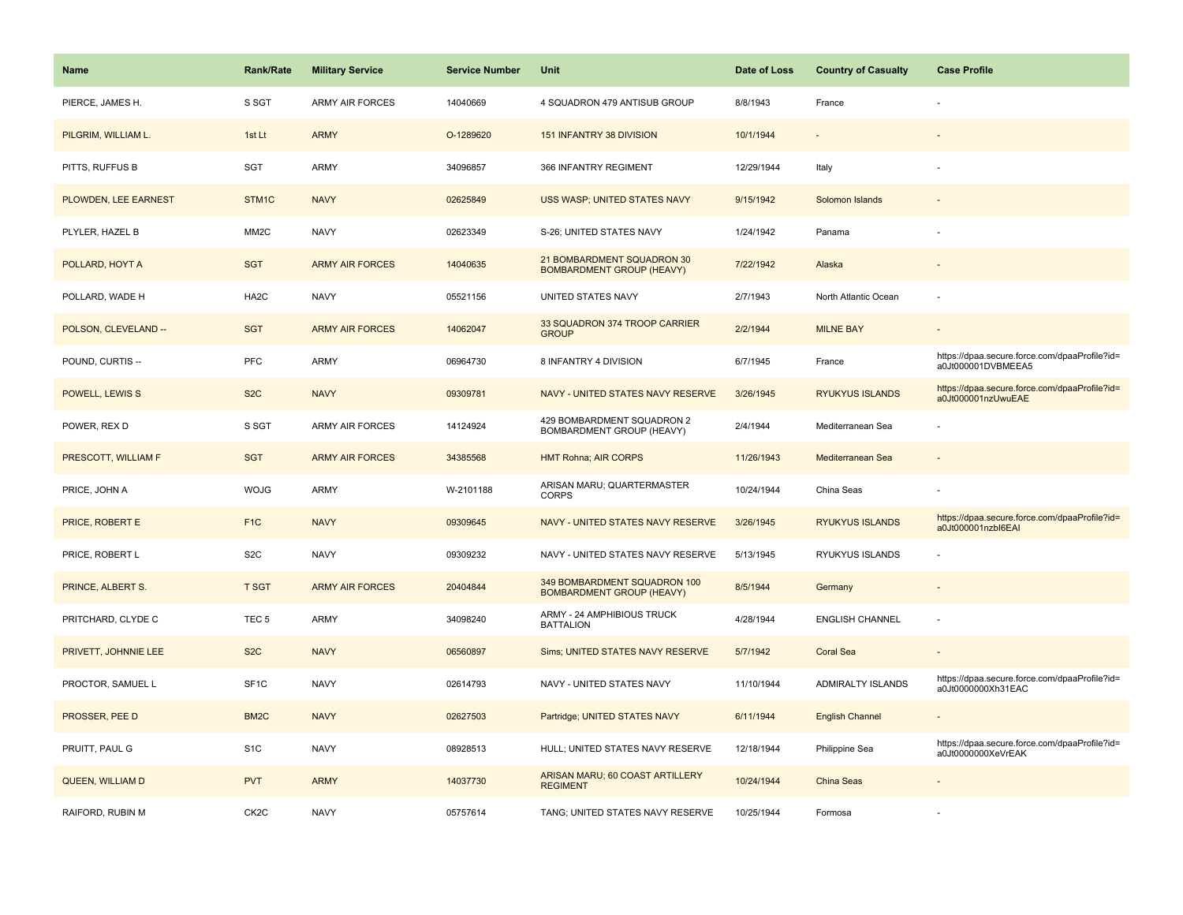| Name | Rank/Rate | Military Service | Service Number | Unit | Date of Loss | Country of Casualty | Case Profile |
|---|---|---|---|---|---|---|---|
| PIERCE, JAMES H. | S SGT | ARMY AIR FORCES | 14040669 | 4 SQUADRON 479 ANTISUB GROUP | 8/8/1943 | France | - |
| PILGRIM, WILLIAM L. | 1st Lt | ARMY | O-1289620 | 151 INFANTRY 38 DIVISION | 10/1/1944 | - | - |
| PITTS, RUFFUS B | SGT | ARMY | 34096857 | 366 INFANTRY REGIMENT | 12/29/1944 | Italy | - |
| PLOWDEN, LEE EARNEST | STM1C | NAVY | 02625849 | USS WASP; UNITED STATES NAVY | 9/15/1942 | Solomon Islands | - |
| PLYLER, HAZEL B | MM2C | NAVY | 02623349 | S-26; UNITED STATES NAVY | 1/24/1942 | Panama | - |
| POLLARD, HOYT A | SGT | ARMY AIR FORCES | 14040635 | 21 BOMBARDMENT SQUADRON 30 BOMBARDMENT GROUP (HEAVY) | 7/22/1942 | Alaska | - |
| POLLARD, WADE H | HA2C | NAVY | 05521156 | UNITED STATES NAVY | 2/7/1943 | North Atlantic Ocean | - |
| POLSON, CLEVELAND -- | SGT | ARMY AIR FORCES | 14062047 | 33 SQUADRON 374 TROOP CARRIER GROUP | 2/2/1944 | MILNE BAY | - |
| POUND, CURTIS -- | PFC | ARMY | 06964730 | 8 INFANTRY 4 DIVISION | 6/7/1945 | France | https://dpaa.secure.force.com/dpaaProfile?id=a0Jt000001DVBMEEA5 |
| POWELL, LEWIS S | S2C | NAVY | 09309781 | NAVY - UNITED STATES NAVY RESERVE | 3/26/1945 | RYUKYUS ISLANDS | https://dpaa.secure.force.com/dpaaProfile?id=a0Jt000001nzUwuEAE |
| POWER, REX D | S SGT | ARMY AIR FORCES | 14124924 | 429 BOMBARDMENT SQUADRON 2 BOMBARDMENT GROUP (HEAVY) | 2/4/1944 | Mediterranean Sea | - |
| PRESCOTT, WILLIAM F | SGT | ARMY AIR FORCES | 34385568 | HMT Rohna; AIR CORPS | 11/26/1943 | Mediterranean Sea | - |
| PRICE, JOHN A | WOJG | ARMY | W-2101188 | ARISAN MARU; QUARTERMASTER CORPS | 10/24/1944 | China Seas | - |
| PRICE, ROBERT E | F1C | NAVY | 09309645 | NAVY - UNITED STATES NAVY RESERVE | 3/26/1945 | RYUKYUS ISLANDS | https://dpaa.secure.force.com/dpaaProfile?id=a0Jt000001nzbI6EAI |
| PRICE, ROBERT L | S2C | NAVY | 09309232 | NAVY - UNITED STATES NAVY RESERVE | 5/13/1945 | RYUKYUS ISLANDS | - |
| PRINCE, ALBERT S. | T SGT | ARMY AIR FORCES | 20404844 | 349 BOMBARDMENT SQUADRON 100 BOMBARDMENT GROUP (HEAVY) | 8/5/1944 | Germany | - |
| PRITCHARD, CLYDE C | TEC 5 | ARMY | 34098240 | ARMY - 24 AMPHIBIOUS TRUCK BATTALION | 4/28/1944 | ENGLISH CHANNEL | - |
| PRIVETT, JOHNNIE LEE | S2C | NAVY | 06560897 | Sims; UNITED STATES NAVY RESERVE | 5/7/1942 | Coral Sea | - |
| PROCTOR, SAMUEL L | SF1C | NAVY | 02614793 | NAVY - UNITED STATES NAVY | 11/10/1944 | ADMIRALTY ISLANDS | https://dpaa.secure.force.com/dpaaProfile?id=a0Jt0000000Xh31EAC |
| PROSSER, PEE D | BM2C | NAVY | 02627503 | Partridge; UNITED STATES NAVY | 6/11/1944 | English Channel | - |
| PRUITT, PAUL G | S1C | NAVY | 08928513 | HULL; UNITED STATES NAVY RESERVE | 12/18/1944 | Philippine Sea | https://dpaa.secure.force.com/dpaaProfile?id=a0Jt0000000XeVrEAK |
| QUEEN, WILLIAM D | PVT | ARMY | 14037730 | ARISAN MARU; 60 COAST ARTILLERY REGIMENT | 10/24/1944 | China Seas | - |
| RAIFORD, RUBIN M | CK2C | NAVY | 05757614 | TANG; UNITED STATES NAVY RESERVE | 10/25/1944 | Formosa | - |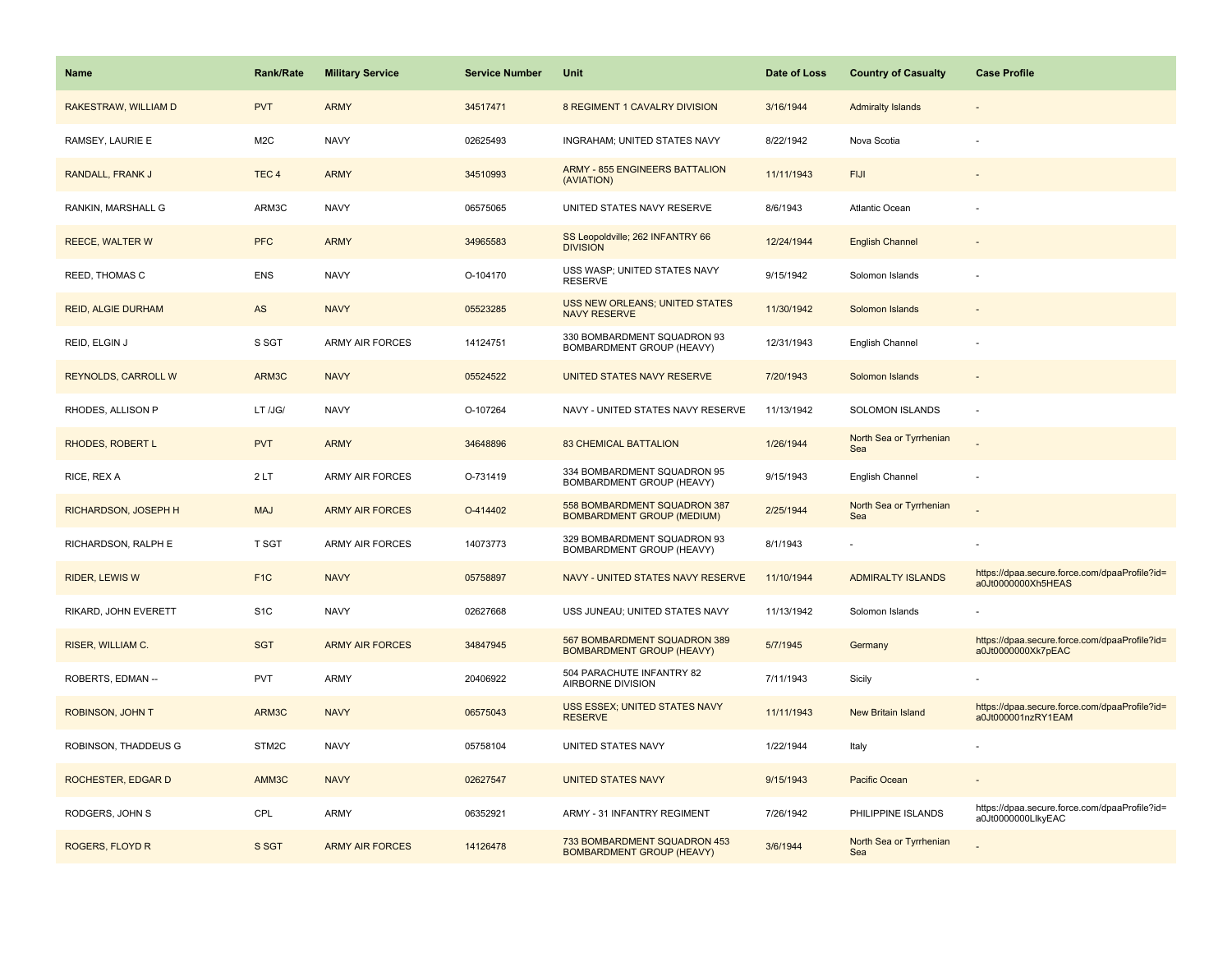| Name | Rank/Rate | Military Service | Service Number | Unit | Date of Loss | Country of Casualty | Case Profile |
|---|---|---|---|---|---|---|---|
| RAKESTRAW, WILLIAM D | PVT | ARMY | 34517471 | 8 REGIMENT 1 CAVALRY DIVISION | 3/16/1944 | Admiralty Islands | - |
| RAMSEY, LAURIE E | M2C | NAVY | 02625493 | INGRAHAM; UNITED STATES NAVY | 8/22/1942 | Nova Scotia | - |
| RANDALL, FRANK J | TEC 4 | ARMY | 34510993 | ARMY - 855 ENGINEERS BATTALION (AVIATION) | 11/11/1943 | FIJI | - |
| RANKIN, MARSHALL G | ARM3C | NAVY | 06575065 | UNITED STATES NAVY RESERVE | 8/6/1943 | Atlantic Ocean | - |
| REECE, WALTER W | PFC | ARMY | 34965583 | SS Leopoldville; 262 INFANTRY 66 DIVISION | 12/24/1944 | English Channel | - |
| REED, THOMAS C | ENS | NAVY | O-104170 | USS WASP; UNITED STATES NAVY RESERVE | 9/15/1942 | Solomon Islands | - |
| REID, ALGIE DURHAM | AS | NAVY | 05523285 | USS NEW ORLEANS; UNITED STATES NAVY RESERVE | 11/30/1942 | Solomon Islands | - |
| REID, ELGIN J | S SGT | ARMY AIR FORCES | 14124751 | 330 BOMBARDMENT SQUADRON 93 BOMBARDMENT GROUP (HEAVY) | 12/31/1943 | English Channel | - |
| REYNOLDS, CARROLL W | ARM3C | NAVY | 05524522 | UNITED STATES NAVY RESERVE | 7/20/1943 | Solomon Islands | - |
| RHODES, ALLISON P | LT /JG/ | NAVY | O-107264 | NAVY - UNITED STATES NAVY RESERVE | 11/13/1942 | SOLOMON ISLANDS | - |
| RHODES, ROBERT L | PVT | ARMY | 34648896 | 83 CHEMICAL BATTALION | 1/26/1944 | North Sea or Tyrrhenian Sea | - |
| RICE, REX A | 2 LT | ARMY AIR FORCES | O-731419 | 334 BOMBARDMENT SQUADRON 95 BOMBARDMENT GROUP (HEAVY) | 9/15/1943 | English Channel | - |
| RICHARDSON, JOSEPH H | MAJ | ARMY AIR FORCES | O-414402 | 558 BOMBARDMENT SQUADRON 387 BOMBARDMENT GROUP (MEDIUM) | 2/25/1944 | North Sea or Tyrrhenian Sea | - |
| RICHARDSON, RALPH E | T SGT | ARMY AIR FORCES | 14073773 | 329 BOMBARDMENT SQUADRON 93 BOMBARDMENT GROUP (HEAVY) | 8/1/1943 | - | - |
| RIDER, LEWIS W | F1C | NAVY | 05758897 | NAVY - UNITED STATES NAVY RESERVE | 11/10/1944 | ADMIRALTY ISLANDS | https://dpaa.secure.force.com/dpaaProfile?id=a0Jt0000000Xh5HEAS |
| RIKARD, JOHN EVERETT | S1C | NAVY | 02627668 | USS JUNEAU; UNITED STATES NAVY | 11/13/1942 | Solomon Islands | - |
| RISER, WILLIAM C. | SGT | ARMY AIR FORCES | 34847945 | 567 BOMBARDMENT SQUADRON 389 BOMBARDMENT GROUP (HEAVY) | 5/7/1945 | Germany | https://dpaa.secure.force.com/dpaaProfile?id=a0Jt0000000Xk7pEAC |
| ROBERTS, EDMAN -- | PVT | ARMY | 20406922 | 504 PARACHUTE INFANTRY 82 AIRBORNE DIVISION | 7/11/1943 | Sicily | - |
| ROBINSON, JOHN T | ARM3C | NAVY | 06575043 | USS ESSEX; UNITED STATES NAVY RESERVE | 11/11/1943 | New Britain Island | https://dpaa.secure.force.com/dpaaProfile?id=a0Jt000001nzRY1EAM |
| ROBINSON, THADDEUS G | STM2C | NAVY | 05758104 | UNITED STATES NAVY | 1/22/1944 | Italy | - |
| ROCHESTER, EDGAR D | AMM3C | NAVY | 02627547 | UNITED STATES NAVY | 9/15/1943 | Pacific Ocean | - |
| RODGERS, JOHN S | CPL | ARMY | 06352921 | ARMY - 31 INFANTRY REGIMENT | 7/26/1942 | PHILIPPINE ISLANDS | https://dpaa.secure.force.com/dpaaProfile?id=a0Jt0000000LlkyEAC |
| ROGERS, FLOYD R | S SGT | ARMY AIR FORCES | 14126478 | 733 BOMBARDMENT SQUADRON 453 BOMBARDMENT GROUP (HEAVY) | 3/6/1944 | North Sea or Tyrrhenian Sea | - |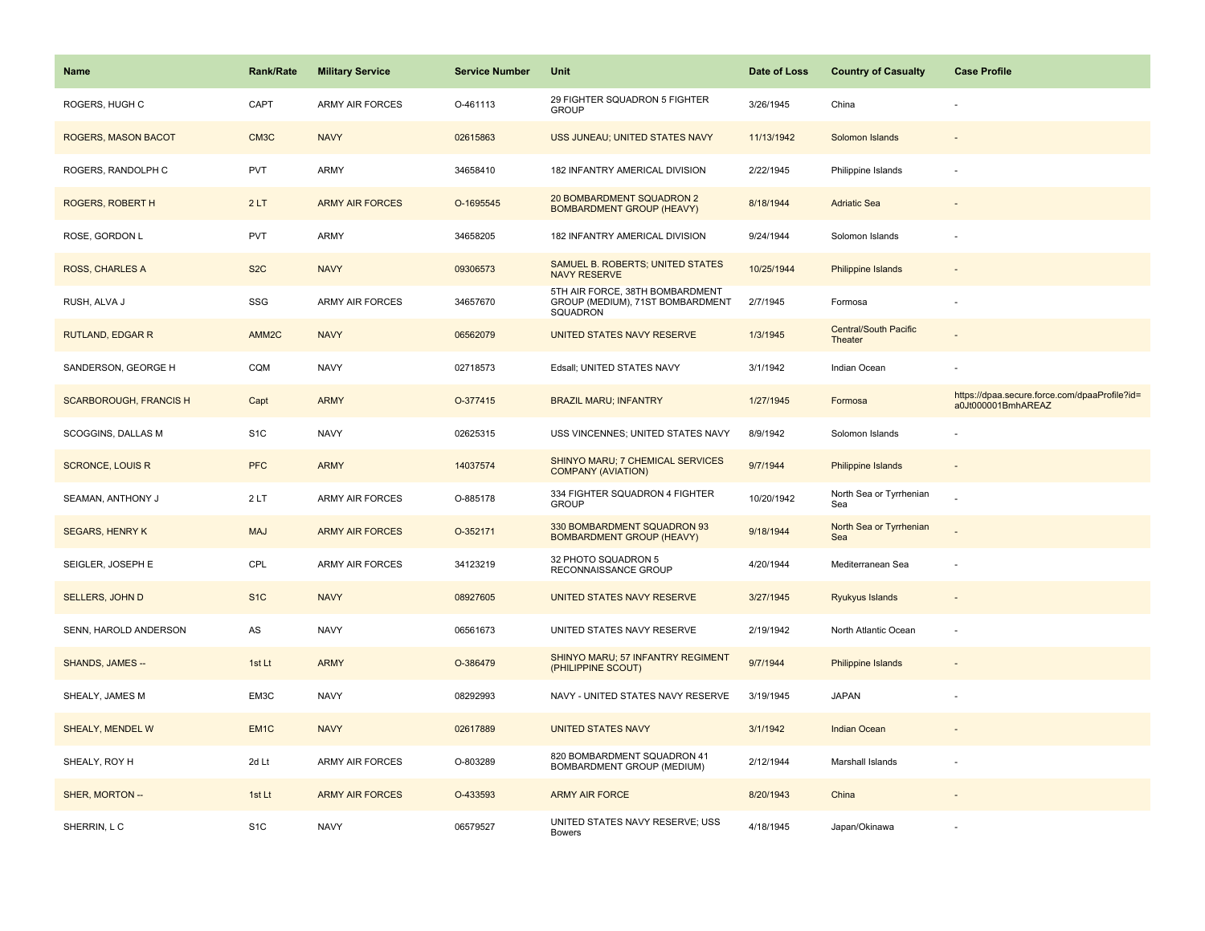| Name | Rank/Rate | Military Service | Service Number | Unit | Date of Loss | Country of Casualty | Case Profile |
|---|---|---|---|---|---|---|---|
| ROGERS, HUGH C | CAPT | ARMY AIR FORCES | O-461113 | 29 FIGHTER SQUADRON 5 FIGHTER GROUP | 3/26/1945 | China | - |
| ROGERS, MASON BACOT | CM3C | NAVY | 02615863 | USS JUNEAU; UNITED STATES NAVY | 11/13/1942 | Solomon Islands | - |
| ROGERS, RANDOLPH C | PVT | ARMY | 34658410 | 182 INFANTRY AMERICAL DIVISION | 2/22/1945 | Philippine Islands | - |
| ROGERS, ROBERT H | 2 LT | ARMY AIR FORCES | O-1695545 | 20 BOMBARDMENT SQUADRON 2 BOMBARDMENT GROUP (HEAVY) | 8/18/1944 | Adriatic Sea | - |
| ROSE, GORDON L | PVT | ARMY | 34658205 | 182 INFANTRY AMERICAL DIVISION | 9/24/1944 | Solomon Islands | - |
| ROSS, CHARLES A | S2C | NAVY | 09306573 | SAMUEL B. ROBERTS; UNITED STATES NAVY RESERVE | 10/25/1944 | Philippine Islands | - |
| RUSH, ALVA J | SSG | ARMY AIR FORCES | 34657670 | 5TH AIR FORCE, 38TH BOMBARDMENT GROUP (MEDIUM), 71ST BOMBARDMENT SQUADRON | 2/7/1945 | Formosa | - |
| RUTLAND, EDGAR R | AMM2C | NAVY | 06562079 | UNITED STATES NAVY RESERVE | 1/3/1945 | Central/South Pacific Theater | - |
| SANDERSON, GEORGE H | CQM | NAVY | 02718573 | Edsall; UNITED STATES NAVY | 3/1/1942 | Indian Ocean | - |
| SCARBOROUGH, FRANCIS H | Capt | ARMY | O-377415 | BRAZIL MARU; INFANTRY | 1/27/1945 | Formosa | https://dpaa.secure.force.com/dpaaProfile?id=a0Jt000001BmhAREAZ |
| SCOGGINS, DALLAS M | S1C | NAVY | 02625315 | USS VINCENNES; UNITED STATES NAVY | 8/9/1942 | Solomon Islands | - |
| SCRONCE, LOUIS R | PFC | ARMY | 14037574 | SHINYO MARU; 7 CHEMICAL SERVICES COMPANY (AVIATION) | 9/7/1944 | Philippine Islands | - |
| SEAMAN, ANTHONY J | 2 LT | ARMY AIR FORCES | O-885178 | 334 FIGHTER SQUADRON 4 FIGHTER GROUP | 10/20/1942 | North Sea or Tyrrhenian Sea | - |
| SEGARS, HENRY K | MAJ | ARMY AIR FORCES | O-352171 | 330 BOMBARDMENT SQUADRON 93 BOMBARDMENT GROUP (HEAVY) | 9/18/1944 | North Sea or Tyrrhenian Sea | - |
| SEIGLER, JOSEPH E | CPL | ARMY AIR FORCES | 34123219 | 32 PHOTO SQUADRON 5 RECONNAISSANCE GROUP | 4/20/1944 | Mediterranean Sea | - |
| SELLERS, JOHN D | S1C | NAVY | 08927605 | UNITED STATES NAVY RESERVE | 3/27/1945 | Ryukyus Islands | - |
| SENN, HAROLD ANDERSON | AS | NAVY | 06561673 | UNITED STATES NAVY RESERVE | 2/19/1942 | North Atlantic Ocean | - |
| SHANDS, JAMES -- | 1st Lt | ARMY | O-386479 | SHINYO MARU; 57 INFANTRY REGIMENT (PHILIPPINE SCOUT) | 9/7/1944 | Philippine Islands | - |
| SHEALY, JAMES M | EM3C | NAVY | 08292993 | NAVY - UNITED STATES NAVY RESERVE | 3/19/1945 | JAPAN | - |
| SHEALY, MENDEL W | EM1C | NAVY | 02617889 | UNITED STATES NAVY | 3/1/1942 | Indian Ocean | - |
| SHEALY, ROY H | 2d Lt | ARMY AIR FORCES | O-803289 | 820 BOMBARDMENT SQUADRON 41 BOMBARDMENT GROUP (MEDIUM) | 2/12/1944 | Marshall Islands | - |
| SHER, MORTON -- | 1st Lt | ARMY AIR FORCES | O-433593 | ARMY AIR FORCE | 8/20/1943 | China | - |
| SHERRIN, L C | S1C | NAVY | 06579527 | UNITED STATES NAVY RESERVE; USS Bowers | 4/18/1945 | Japan/Okinawa | - |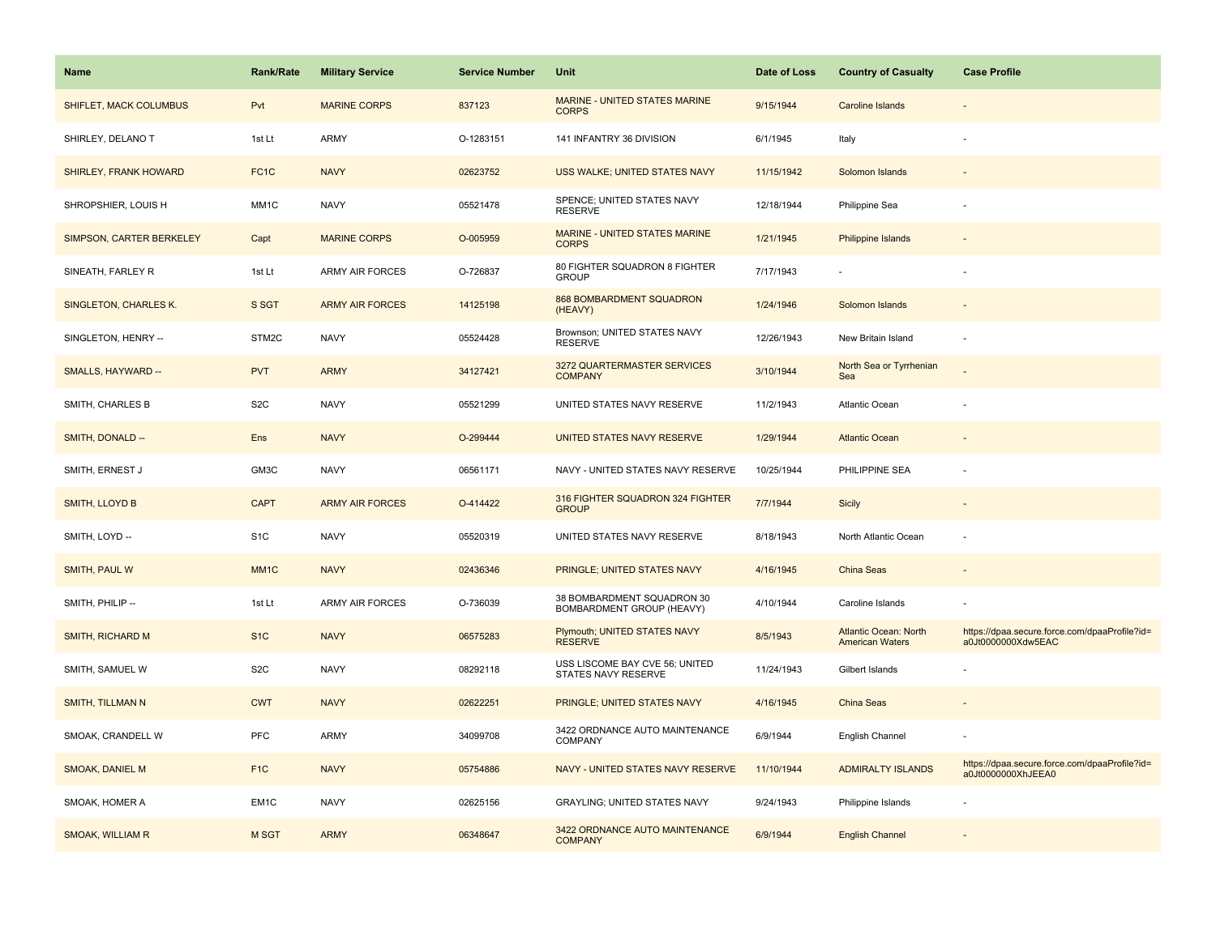| Name | Rank/Rate | Military Service | Service Number | Unit | Date of Loss | Country of Casualty | Case Profile |
|---|---|---|---|---|---|---|---|
| SHIFLET, MACK COLUMBUS | Pvt | MARINE CORPS | 837123 | MARINE - UNITED STATES MARINE CORPS | 9/15/1944 | Caroline Islands | - |
| SHIRLEY, DELANO T | 1st Lt | ARMY | O-1283151 | 141 INFANTRY 36 DIVISION | 6/1/1945 | Italy | - |
| SHIRLEY, FRANK HOWARD | FC1C | NAVY | 02623752 | USS WALKE; UNITED STATES NAVY | 11/15/1942 | Solomon Islands | - |
| SHROPSHIER, LOUIS H | MM1C | NAVY | 05521478 | SPENCE; UNITED STATES NAVY RESERVE | 12/18/1944 | Philippine Sea | - |
| SIMPSON, CARTER BERKELEY | Capt | MARINE CORPS | O-005959 | MARINE - UNITED STATES MARINE CORPS | 1/21/1945 | Philippine Islands | - |
| SINEATH, FARLEY R | 1st Lt | ARMY AIR FORCES | O-726837 | 80 FIGHTER SQUADRON 8 FIGHTER GROUP | 7/17/1943 | - | - |
| SINGLETON, CHARLES K. | S SGT | ARMY AIR FORCES | 14125198 | 868 BOMBARDMENT SQUADRON (HEAVY) | 1/24/1946 | Solomon Islands | - |
| SINGLETON, HENRY -- | STM2C | NAVY | 05524428 | Brownson; UNITED STATES NAVY RESERVE | 12/26/1943 | New Britain Island | - |
| SMALLS, HAYWARD -- | PVT | ARMY | 34127421 | 3272 QUARTERMASTER SERVICES COMPANY | 3/10/1944 | North Sea or Tyrrhenian Sea | - |
| SMITH, CHARLES B | S2C | NAVY | 05521299 | UNITED STATES NAVY RESERVE | 11/2/1943 | Atlantic Ocean | - |
| SMITH, DONALD -- | Ens | NAVY | O-299444 | UNITED STATES NAVY RESERVE | 1/29/1944 | Atlantic Ocean | - |
| SMITH, ERNEST J | GM3C | NAVY | 06561171 | NAVY - UNITED STATES NAVY RESERVE | 10/25/1944 | PHILIPPINE SEA | - |
| SMITH, LLOYD B | CAPT | ARMY AIR FORCES | O-414422 | 316 FIGHTER SQUADRON 324 FIGHTER GROUP | 7/7/1944 | Sicily | - |
| SMITH, LOYD -- | S1C | NAVY | 05520319 | UNITED STATES NAVY RESERVE | 8/18/1943 | North Atlantic Ocean | - |
| SMITH, PAUL W | MM1C | NAVY | 02436346 | PRINGLE; UNITED STATES NAVY | 4/16/1945 | China Seas | - |
| SMITH, PHILIP -- | 1st Lt | ARMY AIR FORCES | O-736039 | 38 BOMBARDMENT SQUADRON 30 BOMBARDMENT GROUP (HEAVY) | 4/10/1944 | Caroline Islands | - |
| SMITH, RICHARD M | S1C | NAVY | 06575283 | Plymouth; UNITED STATES NAVY RESERVE | 8/5/1943 | Atlantic Ocean: North American Waters | https://dpaa.secure.force.com/dpaaProfile?id=a0Jt0000000Xdw5EAC |
| SMITH, SAMUEL W | S2C | NAVY | 08292118 | USS LISCOME BAY CVE 56; UNITED STATES NAVY RESERVE | 11/24/1943 | Gilbert Islands | - |
| SMITH, TILLMAN N | CWT | NAVY | 02622251 | PRINGLE; UNITED STATES NAVY | 4/16/1945 | China Seas | - |
| SMOAK, CRANDELL W | PFC | ARMY | 34099708 | 3422 ORDNANCE AUTO MAINTENANCE COMPANY | 6/9/1944 | English Channel | - |
| SMOAK, DANIEL M | F1C | NAVY | 05754886 | NAVY - UNITED STATES NAVY RESERVE | 11/10/1944 | ADMIRALTY ISLANDS | https://dpaa.secure.force.com/dpaaProfile?id=a0Jt0000000XhJEEA0 |
| SMOAK, HOMER A | EM1C | NAVY | 02625156 | GRAYLING; UNITED STATES NAVY | 9/24/1943 | Philippine Islands | - |
| SMOAK, WILLIAM R | M SGT | ARMY | 06348647 | 3422 ORDNANCE AUTO MAINTENANCE COMPANY | 6/9/1944 | English Channel | - |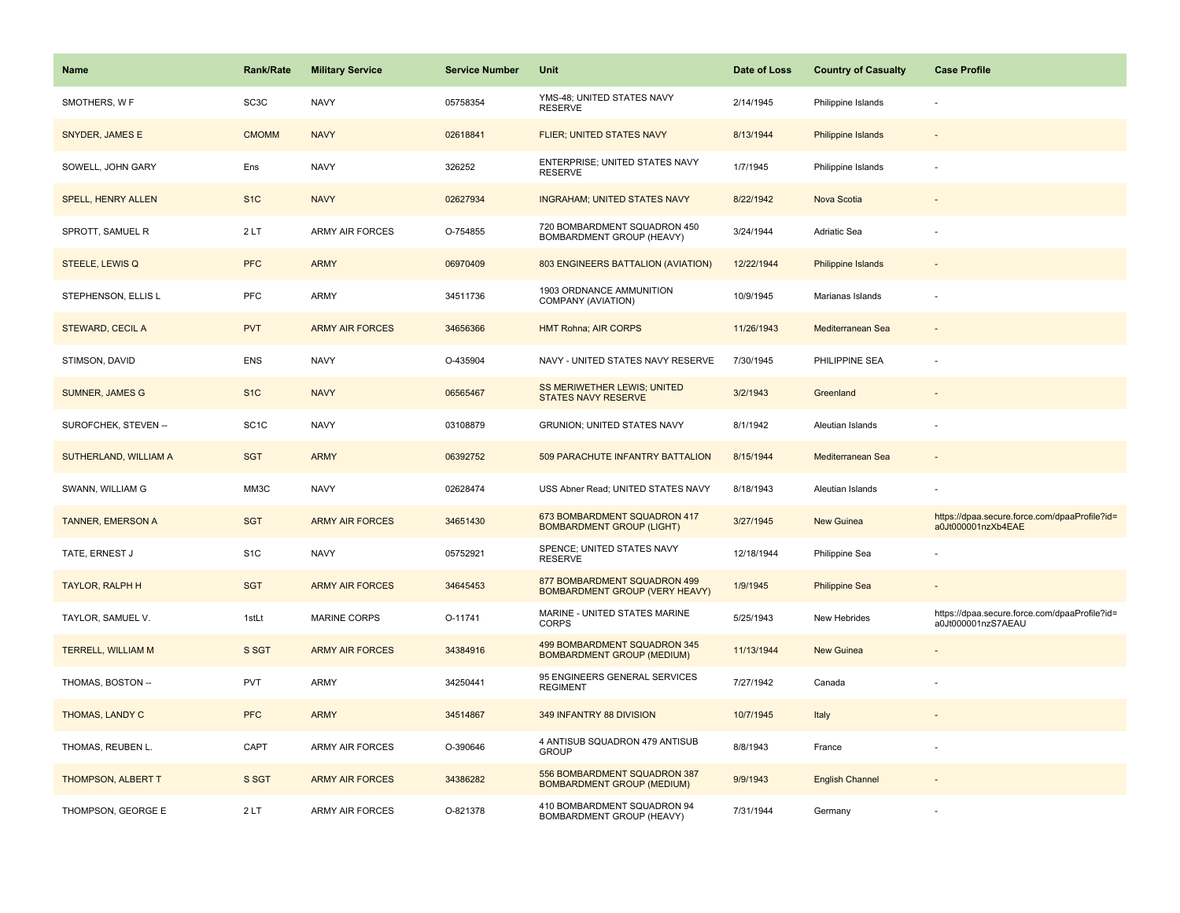| Name | Rank/Rate | Military Service | Service Number | Unit | Date of Loss | Country of Casualty | Case Profile |
|---|---|---|---|---|---|---|---|
| SMOTHERS, W F | SC3C | NAVY | 05758354 | YMS-48; UNITED STATES NAVY RESERVE | 2/14/1945 | Philippine Islands | - |
| SNYDER, JAMES E | CMOMM | NAVY | 02618841 | FLIER; UNITED STATES NAVY | 8/13/1944 | Philippine Islands | - |
| SOWELL, JOHN GARY | Ens | NAVY | 326252 | ENTERPRISE; UNITED STATES NAVY RESERVE | 1/7/1945 | Philippine Islands | - |
| SPELL, HENRY ALLEN | S1C | NAVY | 02627934 | INGRAHAM; UNITED STATES NAVY | 8/22/1942 | Nova Scotia | - |
| SPROTT, SAMUEL R | 2 LT | ARMY AIR FORCES | O-754855 | 720 BOMBARDMENT SQUADRON 450 BOMBARDMENT GROUP (HEAVY) | 3/24/1944 | Adriatic Sea | - |
| STEELE, LEWIS Q | PFC | ARMY | 06970409 | 803 ENGINEERS BATTALION (AVIATION) | 12/22/1944 | Philippine Islands | - |
| STEPHENSON, ELLIS L | PFC | ARMY | 34511736 | 1903 ORDNANCE AMMUNITION COMPANY (AVIATION) | 10/9/1945 | Marianas Islands | - |
| STEWARD, CECIL A | PVT | ARMY AIR FORCES | 34656366 | HMT Rohna; AIR CORPS | 11/26/1943 | Mediterranean Sea | - |
| STIMSON, DAVID | ENS | NAVY | O-435904 | NAVY - UNITED STATES NAVY RESERVE | 7/30/1945 | PHILIPPINE SEA | - |
| SUMNER, JAMES G | S1C | NAVY | 06565467 | SS MERIWETHER LEWIS; UNITED STATES NAVY RESERVE | 3/2/1943 | Greenland | - |
| SUROFCHEK, STEVEN -- | SC1C | NAVY | 03108879 | GRUNION; UNITED STATES NAVY | 8/1/1942 | Aleutian Islands | - |
| SUTHERLAND, WILLIAM A | SGT | ARMY | 06392752 | 509 PARACHUTE INFANTRY BATTALION | 8/15/1944 | Mediterranean Sea | - |
| SWANN, WILLIAM G | MM3C | NAVY | 02628474 | USS Abner Read; UNITED STATES NAVY | 8/18/1943 | Aleutian Islands | - |
| TANNER, EMERSON A | SGT | ARMY AIR FORCES | 34651430 | 673 BOMBARDMENT SQUADRON 417 BOMBARDMENT GROUP (LIGHT) | 3/27/1945 | New Guinea | https://dpaa.secure.force.com/dpaaProfile?id=a0Jt000001nzXb4EAE |
| TATE, ERNEST J | S1C | NAVY | 05752921 | SPENCE; UNITED STATES NAVY RESERVE | 12/18/1944 | Philippine Sea | - |
| TAYLOR, RALPH H | SGT | ARMY AIR FORCES | 34645453 | 877 BOMBARDMENT SQUADRON 499 BOMBARDMENT GROUP (VERY HEAVY) | 1/9/1945 | Philippine Sea | - |
| TAYLOR, SAMUEL V. | 1stLt | MARINE CORPS | O-11741 | MARINE - UNITED STATES MARINE CORPS | 5/25/1943 | New Hebrides | https://dpaa.secure.force.com/dpaaProfile?id=a0Jt000001nzS7AEAU |
| TERRELL, WILLIAM M | S SGT | ARMY AIR FORCES | 34384916 | 499 BOMBARDMENT SQUADRON 345 BOMBARDMENT GROUP (MEDIUM) | 11/13/1944 | New Guinea | - |
| THOMAS, BOSTON -- | PVT | ARMY | 34250441 | 95 ENGINEERS GENERAL SERVICES REGIMENT | 7/27/1942 | Canada | - |
| THOMAS, LANDY C | PFC | ARMY | 34514867 | 349 INFANTRY 88 DIVISION | 10/7/1945 | Italy | - |
| THOMAS, REUBEN L. | CAPT | ARMY AIR FORCES | O-390646 | 4 ANTISUB SQUADRON 479 ANTISUB GROUP | 8/8/1943 | France | - |
| THOMPSON, ALBERT T | S SGT | ARMY AIR FORCES | 34386282 | 556 BOMBARDMENT SQUADRON 387 BOMBARDMENT GROUP (MEDIUM) | 9/9/1943 | English Channel | - |
| THOMPSON, GEORGE E | 2 LT | ARMY AIR FORCES | O-821378 | 410 BOMBARDMENT SQUADRON 94 BOMBARDMENT GROUP (HEAVY) | 7/31/1944 | Germany | - |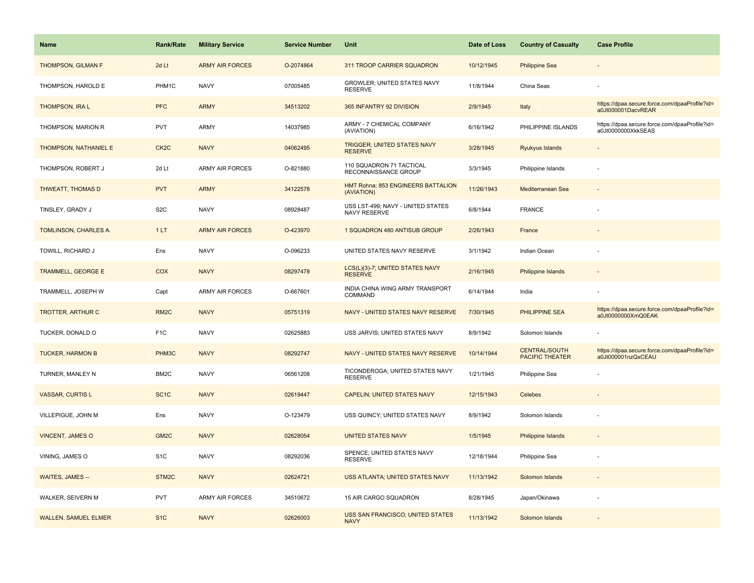| Name | Rank/Rate | Military Service | Service Number | Unit | Date of Loss | Country of Casualty | Case Profile |
| --- | --- | --- | --- | --- | --- | --- | --- |
| THOMPSON, GILMAN F | 2d Lt | ARMY AIR FORCES | O-2074864 | 311 TROOP CARRIER SQUADRON | 10/12/1945 | Philippine Sea | - |
| THOMPSON, HAROLD E | PHM1C | NAVY | 07005485 | GROWLER; UNITED STATES NAVY RESERVE | 11/8/1944 | China Seas | - |
| THOMPSON, IRA L | PFC | ARMY | 34513202 | 365 INFANTRY 92 DIVISION | 2/9/1945 | Italy | https://dpaa.secure.force.com/dpaaProfile?id=a0Jt000001DacvREAR |
| THOMPSON, MARION R | PVT | ARMY | 14037985 | ARMY - 7 CHEMICAL COMPANY (AVIATION) | 6/16/1942 | PHILIPPINE ISLANDS | https://dpaa.secure.force.com/dpaaProfile?id=a0Jt0000000XkkSEAS |
| THOMPSON, NATHANIEL E | CK2C | NAVY | 04062495 | TRIGGER; UNITED STATES NAVY RESERVE | 3/28/1945 | Ryukyus Islands | - |
| THOMPSON, ROBERT J | 2d Lt | ARMY AIR FORCES | O-821880 | 110 SQUADRON 71 TACTICAL RECONNAISSANCE GROUP | 3/3/1945 | Philippine Islands | - |
| THWEATT, THOMAS D | PVT | ARMY | 34122578 | HMT Rohna; 853 ENGINEERS BATTALION (AVIATION) | 11/26/1943 | Mediterranean Sea | - |
| TINSLEY, GRADY J | S2C | NAVY | 08928487 | USS LST-499; NAVY - UNITED STATES NAVY RESERVE | 6/8/1944 | FRANCE | - |
| TOMLINSON, CHARLES A. | 1 LT | ARMY AIR FORCES | O-423970 | 1 SQUADRON 480 ANTISUB GROUP | 2/26/1943 | France | - |
| TOWILL, RICHARD J | Ens | NAVY | O-096233 | UNITED STATES NAVY RESERVE | 3/1/1942 | Indian Ocean | - |
| TRAMMELL, GEORGE E | COX | NAVY | 08297478 | LCS(L)(3)-7; UNITED STATES NAVY RESERVE | 2/16/1945 | Philippine Islands | - |
| TRAMMELL, JOSEPH W | Capt | ARMY AIR FORCES | O-667601 | INDIA CHINA WING ARMY TRANSPORT COMMAND | 6/14/1944 | India | - |
| TROTTER, ARTHUR C | RM2C | NAVY | 05751319 | NAVY - UNITED STATES NAVY RESERVE | 7/30/1945 | PHILIPPINE SEA | https://dpaa.secure.force.com/dpaaProfile?id=a0Jt0000000XmQ0EAK |
| TUCKER, DONALD O | F1C | NAVY | 02625883 | USS JARVIS; UNITED STATES NAVY | 8/9/1942 | Solomon Islands | - |
| TUCKER, HARMON B | PHM3C | NAVY | 08292747 | NAVY - UNITED STATES NAVY RESERVE | 10/14/1944 | CENTRAL/SOUTH PACIFIC THEATER | https://dpaa.secure.force.com/dpaaProfile?id=a0Jt000001nzQxCEAU |
| TURNER, MANLEY N | BM2C | NAVY | 06561208 | TICONDEROGA; UNITED STATES NAVY RESERVE | 1/21/1945 | Philippine Sea | - |
| VASSAR, CURTIS L | SC1C | NAVY | 02619447 | CAPELIN; UNITED STATES NAVY | 12/15/1943 | Celebes | - |
| VILLEPIGUE, JOHN M | Ens | NAVY | O-123479 | USS QUINCY; UNITED STATES NAVY | 8/9/1942 | Solomon Islands | - |
| VINCENT, JAMES O | GM2C | NAVY | 02628054 | UNITED STATES NAVY | 1/5/1945 | Philippine Islands | - |
| VINING, JAMES O | S1C | NAVY | 08292036 | SPENCE; UNITED STATES NAVY RESERVE | 12/18/1944 | Philippine Sea | - |
| WAITES, JAMES -- | STM2C | NAVY | 02624721 | USS ATLANTA; UNITED STATES NAVY | 11/13/1942 | Solomon Islands | - |
| WALKER, SEIVERN M | PVT | ARMY AIR FORCES | 34510672 | 15 AIR CARGO SQUADRON | 8/28/1945 | Japan/Okinawa | - |
| WALLEN, SAMUEL ELMER | S1C | NAVY | 02626003 | USS SAN FRANCISCO; UNITED STATES NAVY | 11/13/1942 | Solomon Islands | - |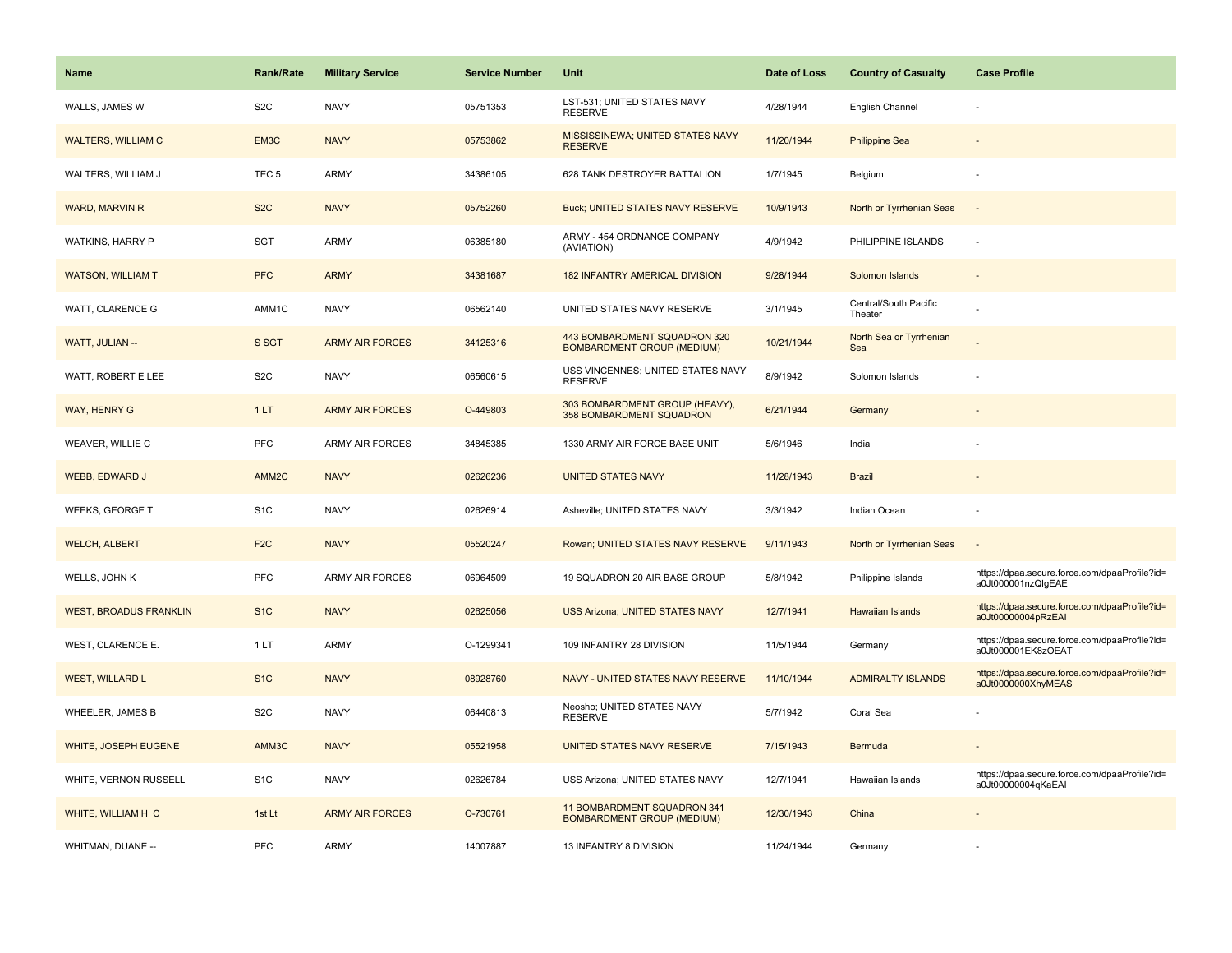| Name | Rank/Rate | Military Service | Service Number | Unit | Date of Loss | Country of Casualty | Case Profile |
| --- | --- | --- | --- | --- | --- | --- | --- |
| WALLS, JAMES W | S2C | NAVY | 05751353 | LST-531; UNITED STATES NAVY RESERVE | 4/28/1944 | English Channel | - |
| WALTERS, WILLIAM C | EM3C | NAVY | 05753862 | MISSISSINEWA; UNITED STATES NAVY RESERVE | 11/20/1944 | Philippine Sea | - |
| WALTERS, WILLIAM J | TEC 5 | ARMY | 34386105 | 628 TANK DESTROYER BATTALION | 1/7/1945 | Belgium | - |
| WARD, MARVIN R | S2C | NAVY | 05752260 | Buck; UNITED STATES NAVY RESERVE | 10/9/1943 | North or Tyrrhenian Seas | - |
| WATKINS, HARRY P | SGT | ARMY | 06385180 | ARMY - 454 ORDNANCE COMPANY (AVIATION) | 4/9/1942 | PHILIPPINE ISLANDS | - |
| WATSON, WILLIAM T | PFC | ARMY | 34381687 | 182 INFANTRY AMERICAL DIVISION | 9/28/1944 | Solomon Islands | - |
| WATT, CLARENCE G | AMM1C | NAVY | 06562140 | UNITED STATES NAVY RESERVE | 3/1/1945 | Central/South Pacific Theater | - |
| WATT, JULIAN -- | S SGT | ARMY AIR FORCES | 34125316 | 443 BOMBARDMENT SQUADRON 320 BOMBARDMENT GROUP (MEDIUM) | 10/21/1944 | North Sea or Tyrrhenian Sea | - |
| WATT, ROBERT E LEE | S2C | NAVY | 06560615 | USS VINCENNES; UNITED STATES NAVY RESERVE | 8/9/1942 | Solomon Islands | - |
| WAY, HENRY G | 1 LT | ARMY AIR FORCES | O-449803 | 303 BOMBARDMENT GROUP (HEAVY), 358 BOMBARDMENT SQUADRON | 6/21/1944 | Germany | - |
| WEAVER, WILLIE C | PFC | ARMY AIR FORCES | 34845385 | 1330 ARMY AIR FORCE BASE UNIT | 5/6/1946 | India | - |
| WEBB, EDWARD J | AMM2C | NAVY | 02626236 | UNITED STATES NAVY | 11/28/1943 | Brazil | - |
| WEEKS, GEORGE T | S1C | NAVY | 02626914 | Asheville; UNITED STATES NAVY | 3/3/1942 | Indian Ocean | - |
| WELCH, ALBERT | F2C | NAVY | 05520247 | Rowan; UNITED STATES NAVY RESERVE | 9/11/1943 | North or Tyrrhenian Seas | - |
| WELLS, JOHN K | PFC | ARMY AIR FORCES | 06964509 | 19 SQUADRON 20 AIR BASE GROUP | 5/8/1942 | Philippine Islands | https://dpaa.secure.force.com/dpaaProfile?id=a0Jt000001nzQlgEAE |
| WEST, BROADUS FRANKLIN | S1C | NAVY | 02625056 | USS Arizona; UNITED STATES NAVY | 12/7/1941 | Hawaiian Islands | https://dpaa.secure.force.com/dpaaProfile?id=a0Jt00000004pRzEAI |
| WEST, CLARENCE E. | 1 LT | ARMY | O-1299341 | 109 INFANTRY 28 DIVISION | 11/5/1944 | Germany | https://dpaa.secure.force.com/dpaaProfile?id=a0Jt000001EK8zOEAT |
| WEST, WILLARD L | S1C | NAVY | 08928760 | NAVY - UNITED STATES NAVY RESERVE | 11/10/1944 | ADMIRALTY ISLANDS | https://dpaa.secure.force.com/dpaaProfile?id=a0Jt0000000XhyMEAS |
| WHEELER, JAMES B | S2C | NAVY | 06440813 | Neosho; UNITED STATES NAVY RESERVE | 5/7/1942 | Coral Sea | - |
| WHITE, JOSEPH EUGENE | AMM3C | NAVY | 05521958 | UNITED STATES NAVY RESERVE | 7/15/1943 | Bermuda | - |
| WHITE, VERNON RUSSELL | S1C | NAVY | 02626784 | USS Arizona; UNITED STATES NAVY | 12/7/1941 | Hawaiian Islands | https://dpaa.secure.force.com/dpaaProfile?id=a0Jt00000004qKaEAI |
| WHITE, WILLIAM H C | 1st Lt | ARMY AIR FORCES | O-730761 | 11 BOMBARDMENT SQUADRON 341 BOMBARDMENT GROUP (MEDIUM) | 12/30/1943 | China | - |
| WHITMAN, DUANE -- | PFC | ARMY | 14007887 | 13 INFANTRY 8 DIVISION | 11/24/1944 | Germany | - |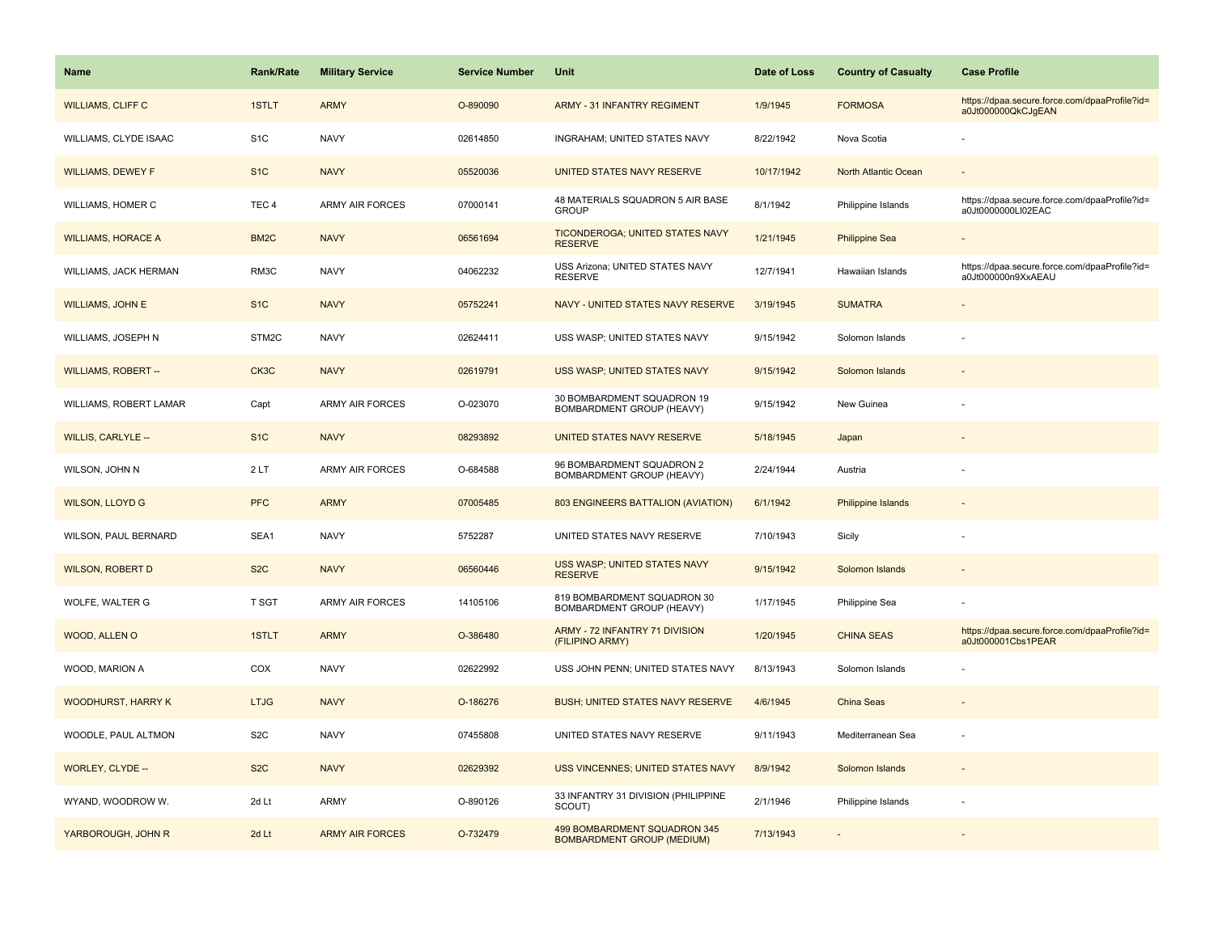| Name | Rank/Rate | Military Service | Service Number | Unit | Date of Loss | Country of Casualty | Case Profile |
|---|---|---|---|---|---|---|---|
| WILLIAMS, CLIFF C | 1STLT | ARMY | O-890090 | ARMY - 31 INFANTRY REGIMENT | 1/9/1945 | FORMOSA | https://dpaa.secure.force.com/dpaaProfile?id=a0Jt000000QkCJgEAN |
| WILLIAMS, CLYDE ISAAC | S1C | NAVY | 02614850 | INGRAHAM; UNITED STATES NAVY | 8/22/1942 | Nova Scotia | - |
| WILLIAMS, DEWEY F | S1C | NAVY | 05520036 | UNITED STATES NAVY RESERVE | 10/17/1942 | North Atlantic Ocean | - |
| WILLIAMS, HOMER C | TEC 4 | ARMY AIR FORCES | 07000141 | 48 MATERIALS SQUADRON 5 AIR BASE GROUP | 8/1/1942 | Philippine Islands | https://dpaa.secure.force.com/dpaaProfile?id=a0Jt0000000LI02EAC |
| WILLIAMS, HORACE A | BM2C | NAVY | 06561694 | TICONDEROGA; UNITED STATES NAVY RESERVE | 1/21/1945 | Philippine Sea | - |
| WILLIAMS, JACK HERMAN | RM3C | NAVY | 04062232 | USS Arizona; UNITED STATES NAVY RESERVE | 12/7/1941 | Hawaiian Islands | https://dpaa.secure.force.com/dpaaProfile?id=a0Jt000000n9XxAEAU |
| WILLIAMS, JOHN E | S1C | NAVY | 05752241 | NAVY - UNITED STATES NAVY RESERVE | 3/19/1945 | SUMATRA | - |
| WILLIAMS, JOSEPH N | STM2C | NAVY | 02624411 | USS WASP; UNITED STATES NAVY | 9/15/1942 | Solomon Islands | - |
| WILLIAMS, ROBERT -- | CK3C | NAVY | 02619791 | USS WASP; UNITED STATES NAVY | 9/15/1942 | Solomon Islands | - |
| WILLIAMS, ROBERT LAMAR | Capt | ARMY AIR FORCES | O-023070 | 30 BOMBARDMENT SQUADRON 19 BOMBARDMENT GROUP (HEAVY) | 9/15/1942 | New Guinea | - |
| WILLIS, CARLYLE -- | S1C | NAVY | 08293892 | UNITED STATES NAVY RESERVE | 5/18/1945 | Japan | - |
| WILSON, JOHN N | 2 LT | ARMY AIR FORCES | O-684588 | 96 BOMBARDMENT SQUADRON 2 BOMBARDMENT GROUP (HEAVY) | 2/24/1944 | Austria | - |
| WILSON, LLOYD G | PFC | ARMY | 07005485 | 803 ENGINEERS BATTALION (AVIATION) | 6/1/1942 | Philippine Islands | - |
| WILSON, PAUL BERNARD | SEA1 | NAVY | 5752287 | UNITED STATES NAVY RESERVE | 7/10/1943 | Sicily | - |
| WILSON, ROBERT D | S2C | NAVY | 06560446 | USS WASP; UNITED STATES NAVY RESERVE | 9/15/1942 | Solomon Islands | - |
| WOLFE, WALTER G | T SGT | ARMY AIR FORCES | 14105106 | 819 BOMBARDMENT SQUADRON 30 BOMBARDMENT GROUP (HEAVY) | 1/17/1945 | Philippine Sea | - |
| WOOD, ALLEN O | 1STLT | ARMY | O-386480 | ARMY - 72 INFANTRY 71 DIVISION (FILIPINO ARMY) | 1/20/1945 | CHINA SEAS | https://dpaa.secure.force.com/dpaaProfile?id=a0Jt000001Cbs1PEAR |
| WOOD, MARION A | COX | NAVY | 02622992 | USS JOHN PENN; UNITED STATES NAVY | 8/13/1943 | Solomon Islands | - |
| WOODHURST, HARRY K | LTJG | NAVY | O-186276 | BUSH; UNITED STATES NAVY RESERVE | 4/6/1945 | China Seas | - |
| WOODLE, PAUL ALTMON | S2C | NAVY | 07455808 | UNITED STATES NAVY RESERVE | 9/11/1943 | Mediterranean Sea | - |
| WORLEY, CLYDE -- | S2C | NAVY | 02629392 | USS VINCENNES; UNITED STATES NAVY | 8/9/1942 | Solomon Islands | - |
| WYAND, WOODROW W. | 2d Lt | ARMY | O-890126 | 33 INFANTRY 31 DIVISION (PHILIPPINE SCOUT) | 2/1/1946 | Philippine Islands | - |
| YARBOROUGH, JOHN R | 2d Lt | ARMY AIR FORCES | O-732479 | 499 BOMBARDMENT SQUADRON 345 BOMBARDMENT GROUP (MEDIUM) | 7/13/1943 | - | - |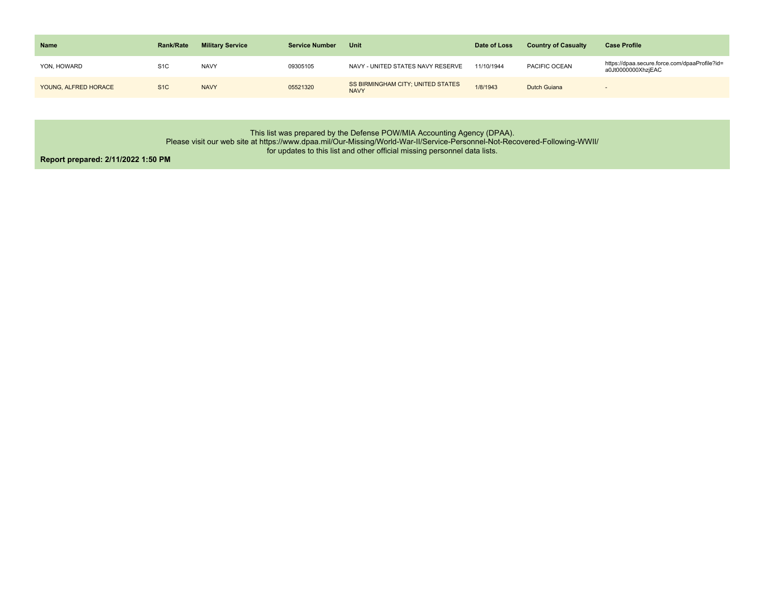| Name | Rank/Rate | Military Service | Service Number | Unit | Date of Loss | Country of Casualty | Case Profile |
|---|---|---|---|---|---|---|---|
| YON, HOWARD | S1C | NAVY | 09305105 | NAVY - UNITED STATES NAVY RESERVE | 11/10/1944 | PACIFIC OCEAN | https://dpaa.secure.force.com/dpaaProfile?id=a0Jt0000000XhzjEAC |
| YOUNG, ALFRED HORACE | S1C | NAVY | 05521320 | SS BIRMINGHAM CITY; UNITED STATES NAVY | 1/8/1943 | Dutch Guiana | - |

This list was prepared by the Defense POW/MIA Accounting Agency (DPAA).
Please visit our web site at https://www.dpaa.mil/Our-Missing/World-War-II/Service-Personnel-Not-Recovered-Following-WWII/
for updates to this list and other official missing personnel data lists.

**Report prepared: 2/11/2022 1:50 PM**